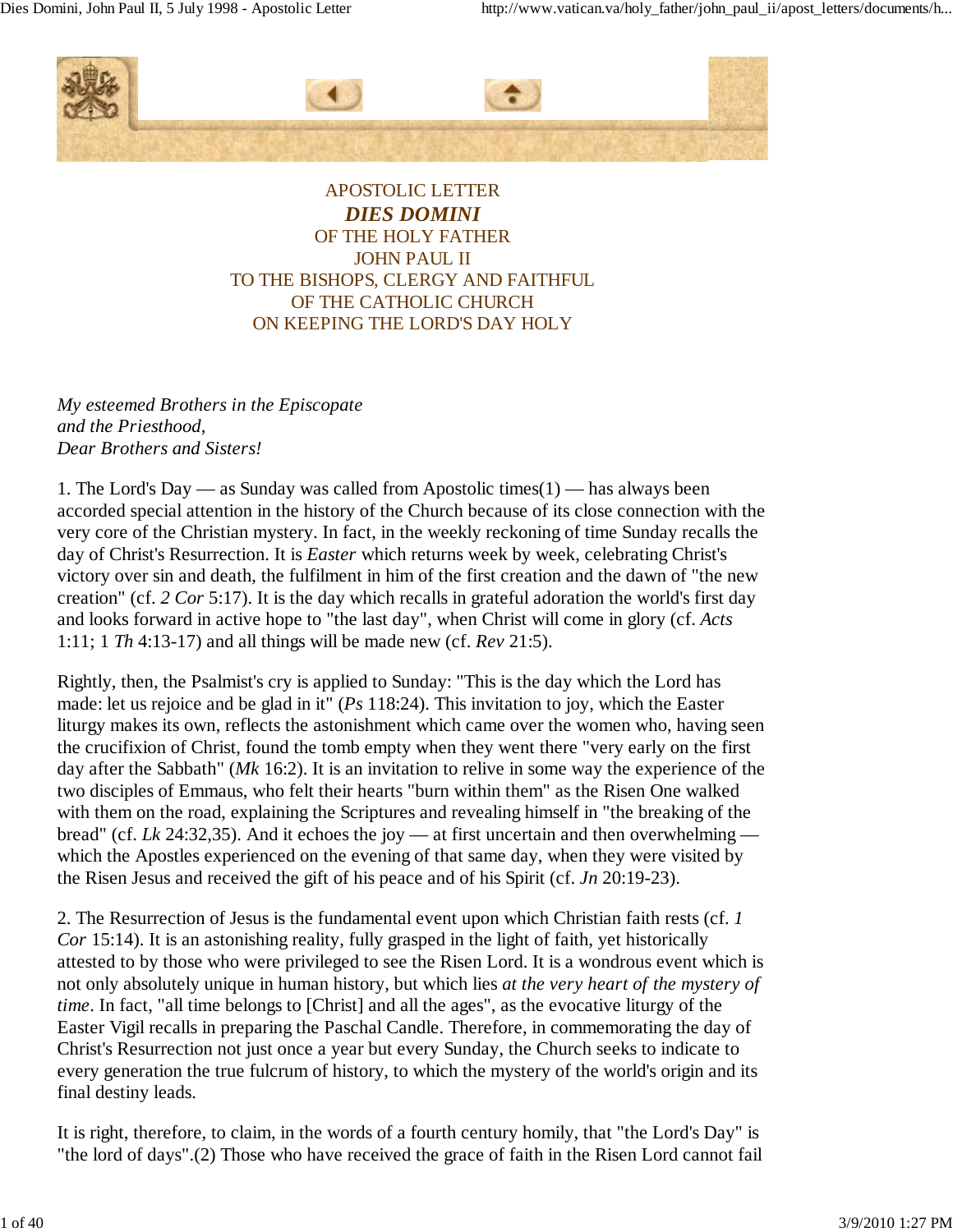# APOSTOLIC LETTER
# *DIES DOMINI*
## OF THE HOLY FATHER
## JOHN PAUL II
## TO THE BISHOPS, CLERGY AND FAITHFUL
## OF THE CATHOLIC CHURCH
## ON KEEPING THE LORD'S DAY HOLY

*My esteemed Brothers in the Episcopate*
*and the Priesthood,*
*Dear Brothers and Sisters!*

1. The Lord's Day — as Sunday was called from Apostolic times(1) — has always been accorded special attention in the history of the Church because of its close connection with the very core of the Christian mystery. In fact, in the weekly reckoning of time Sunday recalls the day of Christ's Resurrection. It is *Easter* which returns week by week, celebrating Christ's victory over sin and death, the fulfilment in him of the first creation and the dawn of "the new creation" (cf. *2 Cor* 5:17). It is the day which recalls in grateful adoration the world's first day and looks forward in active hope to "the last day", when Christ will come in glory (cf. *Acts* 1:11; 1 *Th* 4:13-17) and all things will be made new (cf. *Rev* 21:5).

Rightly, then, the Psalmist's cry is applied to Sunday: "This is the day which the Lord has made: let us rejoice and be glad in it" (*Ps* 118:24). This invitation to joy, which the Easter liturgy makes its own, reflects the astonishment which came over the women who, having seen the crucifixion of Christ, found the tomb empty when they went there "very early on the first day after the Sabbath" (*Mk* 16:2). It is an invitation to relive in some way the experience of the two disciples of Emmaus, who felt their hearts "burn within them" as the Risen One walked with them on the road, explaining the Scriptures and revealing himself in "the breaking of the bread" (cf. *Lk* 24:32,35). And it echoes the joy — at first uncertain and then overwhelming — which the Apostles experienced on the evening of that same day, when they were visited by the Risen Jesus and received the gift of his peace and of his Spirit (cf. *Jn* 20:19-23).

2. The Resurrection of Jesus is the fundamental event upon which Christian faith rests (cf. *1 Cor* 15:14). It is an astonishing reality, fully grasped in the light of faith, yet historically attested to by those who were privileged to see the Risen Lord. It is a wondrous event which is not only absolutely unique in human history, but which lies *at the very heart of the mystery of time*. In fact, "all time belongs to [Christ] and all the ages", as the evocative liturgy of the Easter Vigil recalls in preparing the Paschal Candle. Therefore, in commemorating the day of Christ's Resurrection not just once a year but every Sunday, the Church seeks to indicate to every generation the true fulcrum of history, to which the mystery of the world's origin and its final destiny leads.

It is right, therefore, to claim, in the words of a fourth century homily, that "the Lord's Day" is "the lord of days".(2) Those who have received the grace of faith in the Risen Lord cannot fail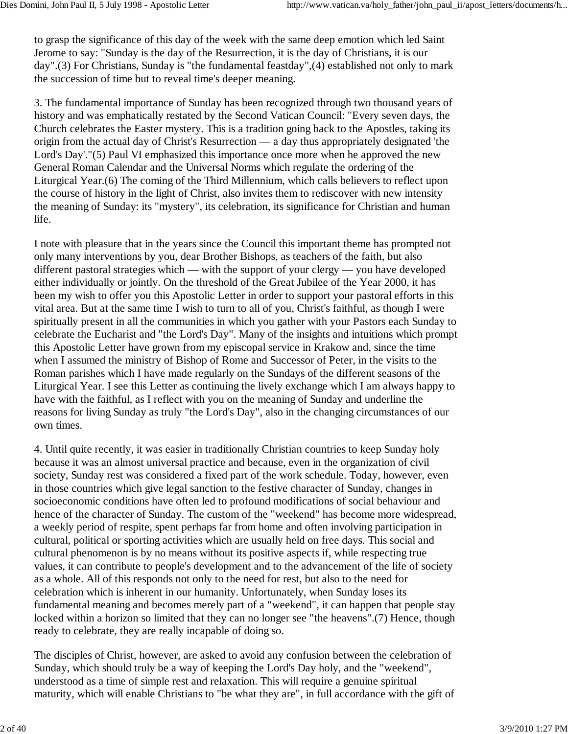to grasp the significance of this day of the week with the same deep emotion which led Saint Jerome to say: "Sunday is the day of the Resurrection, it is the day of Christians, it is our day".(3) For Christians, Sunday is "the fundamental feastday",(4) established not only to mark the succession of time but to reveal time's deeper meaning.

3. The fundamental importance of Sunday has been recognized through two thousand years of history and was emphatically restated by the Second Vatican Council: "Every seven days, the Church celebrates the Easter mystery. This is a tradition going back to the Apostles, taking its origin from the actual day of Christ's Resurrection — a day thus appropriately designated 'the Lord's Day'."(5) Paul VI emphasized this importance once more when he approved the new General Roman Calendar and the Universal Norms which regulate the ordering of the Liturgical Year.(6) The coming of the Third Millennium, which calls believers to reflect upon the course of history in the light of Christ, also invites them to rediscover with new intensity the meaning of Sunday: its "mystery", its celebration, its significance for Christian and human life.

I note with pleasure that in the years since the Council this important theme has prompted not only many interventions by you, dear Brother Bishops, as teachers of the faith, but also different pastoral strategies which — with the support of your clergy — you have developed either individually or jointly. On the threshold of the Great Jubilee of the Year 2000, it has been my wish to offer you this Apostolic Letter in order to support your pastoral efforts in this vital area. But at the same time I wish to turn to all of you, Christ's faithful, as though I were spiritually present in all the communities in which you gather with your Pastors each Sunday to celebrate the Eucharist and "the Lord's Day". Many of the insights and intuitions which prompt this Apostolic Letter have grown from my episcopal service in Krakow and, since the time when I assumed the ministry of Bishop of Rome and Successor of Peter, in the visits to the Roman parishes which I have made regularly on the Sundays of the different seasons of the Liturgical Year. I see this Letter as continuing the lively exchange which I am always happy to have with the faithful, as I reflect with you on the meaning of Sunday and underline the reasons for living Sunday as truly "the Lord's Day", also in the changing circumstances of our own times.

4. Until quite recently, it was easier in traditionally Christian countries to keep Sunday holy because it was an almost universal practice and because, even in the organization of civil society, Sunday rest was considered a fixed part of the work schedule. Today, however, even in those countries which give legal sanction to the festive character of Sunday, changes in socioeconomic conditions have often led to profound modifications of social behaviour and hence of the character of Sunday. The custom of the "weekend" has become more widespread, a weekly period of respite, spent perhaps far from home and often involving participation in cultural, political or sporting activities which are usually held on free days. This social and cultural phenomenon is by no means without its positive aspects if, while respecting true values, it can contribute to people's development and to the advancement of the life of society as a whole. All of this responds not only to the need for rest, but also to the need for celebration which is inherent in our humanity. Unfortunately, when Sunday loses its fundamental meaning and becomes merely part of a "weekend", it can happen that people stay locked within a horizon so limited that they can no longer see "the heavens".(7) Hence, though ready to celebrate, they are really incapable of doing so.

The disciples of Christ, however, are asked to avoid any confusion between the celebration of Sunday, which should truly be a way of keeping the Lord's Day holy, and the "weekend", understood as a time of simple rest and relaxation. This will require a genuine spiritual maturity, which will enable Christians to "be what they are", in full accordance with the gift of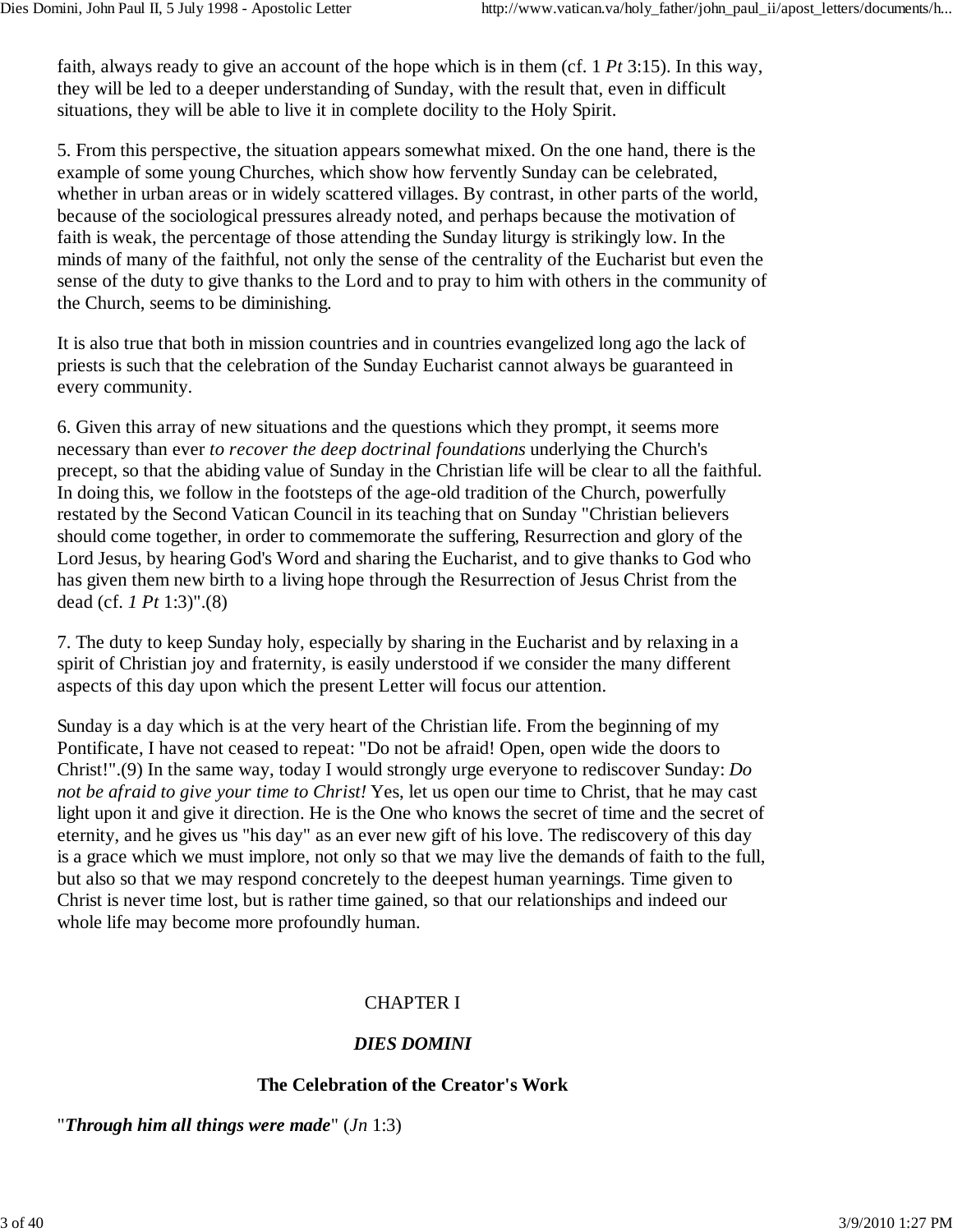faith, always ready to give an account of the hope which is in them (cf. 1 *Pt* 3:15). In this way, they will be led to a deeper understanding of Sunday, with the result that, even in difficult situations, they will be able to live it in complete docility to the Holy Spirit.

5. From this perspective, the situation appears somewhat mixed. On the one hand, there is the example of some young Churches, which show how fervently Sunday can be celebrated, whether in urban areas or in widely scattered villages. By contrast, in other parts of the world, because of the sociological pressures already noted, and perhaps because the motivation of faith is weak, the percentage of those attending the Sunday liturgy is strikingly low. In the minds of many of the faithful, not only the sense of the centrality of the Eucharist but even the sense of the duty to give thanks to the Lord and to pray to him with others in the community of the Church, seems to be diminishing.

It is also true that both in mission countries and in countries evangelized long ago the lack of priests is such that the celebration of the Sunday Eucharist cannot always be guaranteed in every community.

6. Given this array of new situations and the questions which they prompt, it seems more necessary than ever *to recover the deep doctrinal foundations* underlying the Church's precept, so that the abiding value of Sunday in the Christian life will be clear to all the faithful. In doing this, we follow in the footsteps of the age-old tradition of the Church, powerfully restated by the Second Vatican Council in its teaching that on Sunday "Christian believers should come together, in order to commemorate the suffering, Resurrection and glory of the Lord Jesus, by hearing God's Word and sharing the Eucharist, and to give thanks to God who has given them new birth to a living hope through the Resurrection of Jesus Christ from the dead (cf. *1 Pt* 1:3)".(8)

7. The duty to keep Sunday holy, especially by sharing in the Eucharist and by relaxing in a spirit of Christian joy and fraternity, is easily understood if we consider the many different aspects of this day upon which the present Letter will focus our attention.

Sunday is a day which is at the very heart of the Christian life. From the beginning of my Pontificate, I have not ceased to repeat: "Do not be afraid! Open, open wide the doors to Christ!".(9) In the same way, today I would strongly urge everyone to rediscover Sunday: *Do not be afraid to give your time to Christ!* Yes, let us open our time to Christ, that he may cast light upon it and give it direction. He is the One who knows the secret of time and the secret of eternity, and he gives us "his day" as an ever new gift of his love. The rediscovery of this day is a grace which we must implore, not only so that we may live the demands of faith to the full, but also so that we may respond concretely to the deepest human yearnings. Time given to Christ is never time lost, but is rather time gained, so that our relationships and indeed our whole life may become more profoundly human.

## CHAPTER I

## *DIES DOMINI*

### The Celebration of the Creator's Work

"***Through him all things were made***" (*Jn* 1:3)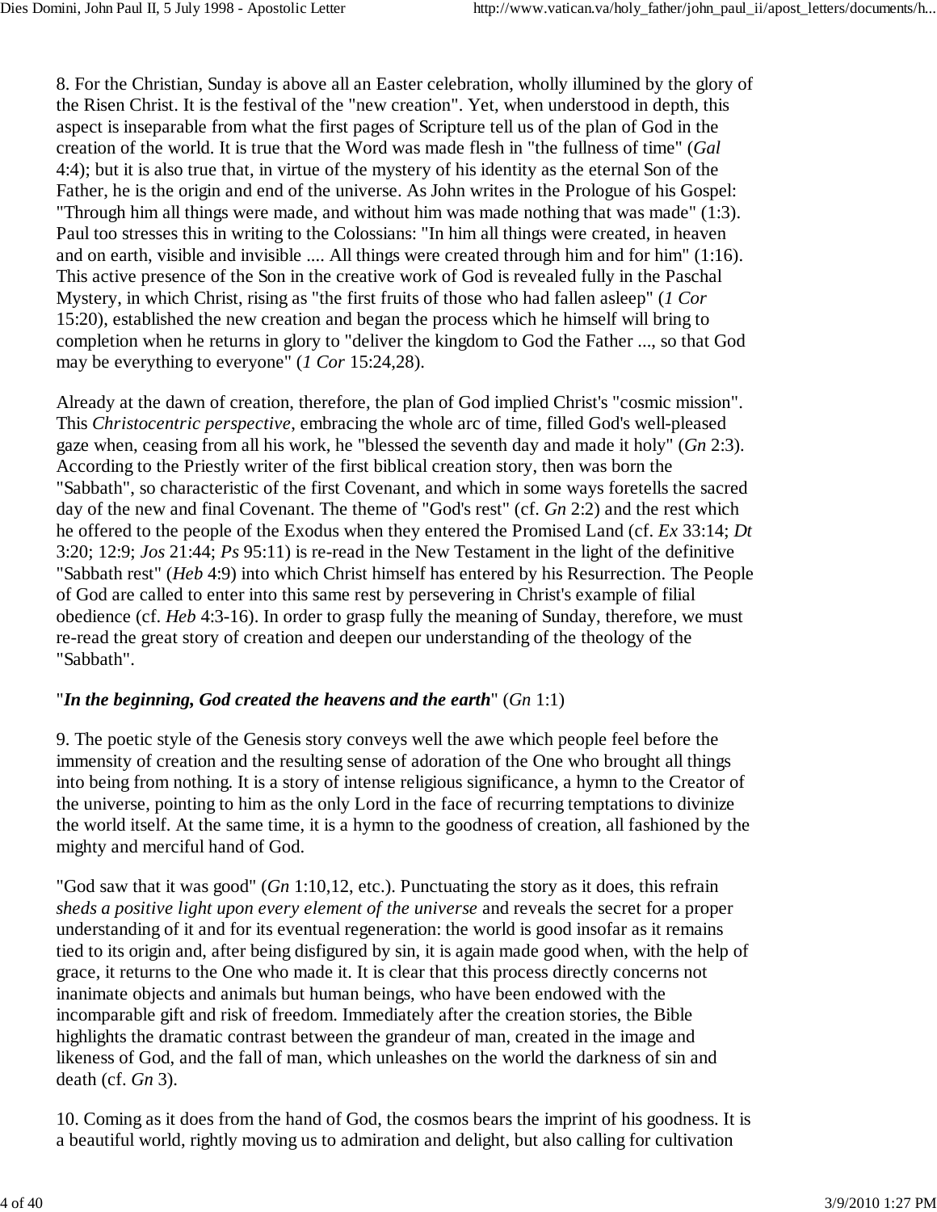8. For the Christian, Sunday is above all an Easter celebration, wholly illumined by the glory of the Risen Christ. It is the festival of the "new creation". Yet, when understood in depth, this aspect is inseparable from what the first pages of Scripture tell us of the plan of God in the creation of the world. It is true that the Word was made flesh in "the fullness of time" (*Gal* 4:4); but it is also true that, in virtue of the mystery of his identity as the eternal Son of the Father, he is the origin and end of the universe. As John writes in the Prologue of his Gospel: "Through him all things were made, and without him was made nothing that was made" (1:3). Paul too stresses this in writing to the Colossians: "In him all things were created, in heaven and on earth, visible and invisible .... All things were created through him and for him" (1:16). This active presence of the Son in the creative work of God is revealed fully in the Paschal Mystery, in which Christ, rising as "the first fruits of those who had fallen asleep" (*1 Cor* 15:20), established the new creation and began the process which he himself will bring to completion when he returns in glory to "deliver the kingdom to God the Father ..., so that God may be everything to everyone" (*1 Cor* 15:24,28).

Already at the dawn of creation, therefore, the plan of God implied Christ's "cosmic mission". This *Christocentric perspective*, embracing the whole arc of time, filled God's well-pleased gaze when, ceasing from all his work, he "blessed the seventh day and made it holy" (*Gn* 2:3). According to the Priestly writer of the first biblical creation story, then was born the "Sabbath", so characteristic of the first Covenant, and which in some ways foretells the sacred day of the new and final Covenant. The theme of "God's rest" (cf. *Gn* 2:2) and the rest which he offered to the people of the Exodus when they entered the Promised Land (cf. *Ex* 33:14; *Dt* 3:20; 12:9; *Jos* 21:44; *Ps* 95:11) is re-read in the New Testament in the light of the definitive "Sabbath rest" (*Heb* 4:9) into which Christ himself has entered by his Resurrection. The People of God are called to enter into this same rest by persevering in Christ's example of filial obedience (cf. *Heb* 4:3-16). In order to grasp fully the meaning of Sunday, therefore, we must re-read the great story of creation and deepen our understanding of the theology of the "Sabbath".

"***In the beginning, God created the heavens and the earth***" (*Gn* 1:1)

9. The poetic style of the Genesis story conveys well the awe which people feel before the immensity of creation and the resulting sense of adoration of the One who brought all things into being from nothing. It is a story of intense religious significance, a hymn to the Creator of the universe, pointing to him as the only Lord in the face of recurring temptations to divinize the world itself. At the same time, it is a hymn to the goodness of creation, all fashioned by the mighty and merciful hand of God.

"God saw that it was good" (*Gn* 1:10,12, etc.). Punctuating the story as it does, this refrain *sheds a positive light upon every element of the universe* and reveals the secret for a proper understanding of it and for its eventual regeneration: the world is good insofar as it remains tied to its origin and, after being disfigured by sin, it is again made good when, with the help of grace, it returns to the One who made it. It is clear that this process directly concerns not inanimate objects and animals but human beings, who have been endowed with the incomparable gift and risk of freedom. Immediately after the creation stories, the Bible highlights the dramatic contrast between the grandeur of man, created in the image and likeness of God, and the fall of man, which unleashes on the world the darkness of sin and death (cf. *Gn* 3).

10. Coming as it does from the hand of God, the cosmos bears the imprint of his goodness. It is a beautiful world, rightly moving us to admiration and delight, but also calling for cultivation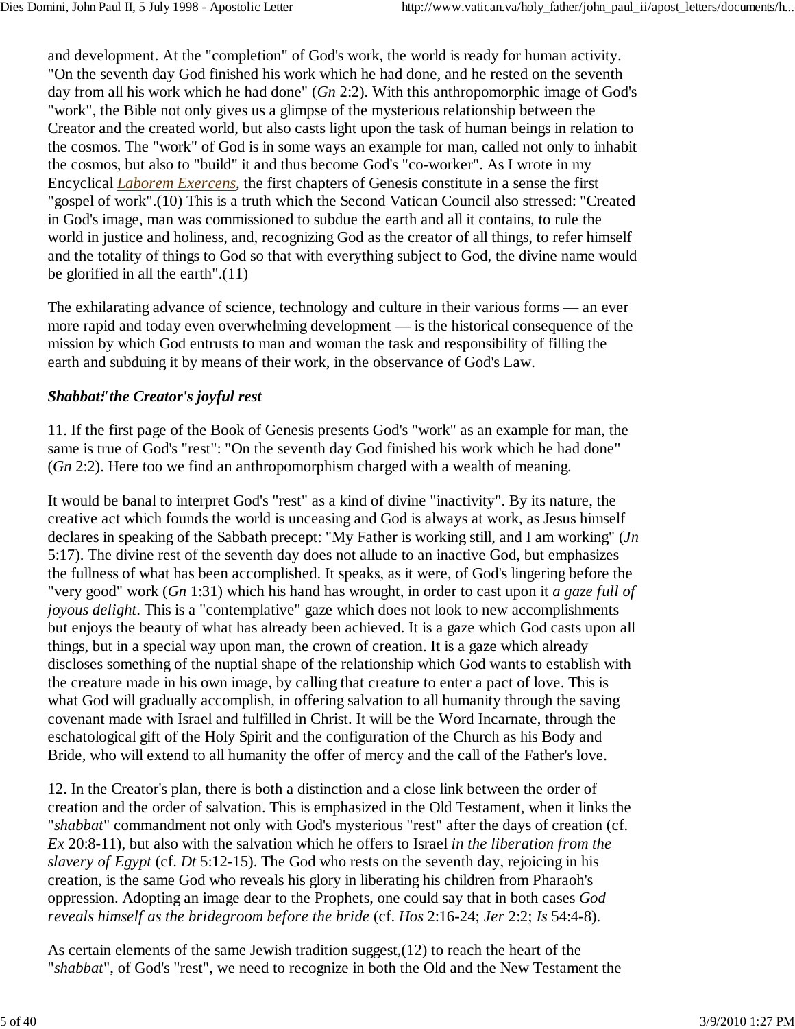and development. At the "completion" of God's work, the world is ready for human activity. "On the seventh day God finished his work which he had done, and he rested on the seventh day from all his work which he had done" (*Gn* 2:2). With this anthropomorphic image of God's "work", the Bible not only gives us a glimpse of the mysterious relationship between the Creator and the created world, but also casts light upon the task of human beings in relation to the cosmos. The "work" of God is in some ways an example for man, called not only to inhabit the cosmos, but also to "build" it and thus become God's "co-worker". As I wrote in my Encyclical *Laborem Exercens*, the first chapters of Genesis constitute in a sense the first "gospel of work".(10) This is a truth which the Second Vatican Council also stressed: "Created in God's image, man was commissioned to subdue the earth and all it contains, to rule the world in justice and holiness, and, recognizing God as the creator of all things, to refer himself and the totality of things to God so that with everything subject to God, the divine name would be glorified in all the earth".(11)

The exhilarating advance of science, technology and culture in their various forms — an ever more rapid and today even overwhelming development — is the historical consequence of the mission by which God entrusts to man and woman the task and responsibility of filling the earth and subduing it by means of their work, in the observance of God's Law.

### *Shabbat:" the Creator's joyful rest*

11. If the first page of the Book of Genesis presents God's "work" as an example for man, the same is true of God's "rest": "On the seventh day God finished his work which he had done" (*Gn* 2:2). Here too we find an anthropomorphism charged with a wealth of meaning.

It would be banal to interpret God's "rest" as a kind of divine "inactivity". By its nature, the creative act which founds the world is unceasing and God is always at work, as Jesus himself declares in speaking of the Sabbath precept: "My Father is working still, and I am working" (*Jn* 5:17). The divine rest of the seventh day does not allude to an inactive God, but emphasizes the fullness of what has been accomplished. It speaks, as it were, of God's lingering before the "very good" work (*Gn* 1:31) which his hand has wrought, in order to cast upon it *a gaze full of joyous delight*. This is a "contemplative" gaze which does not look to new accomplishments but enjoys the beauty of what has already been achieved. It is a gaze which God casts upon all things, but in a special way upon man, the crown of creation. It is a gaze which already discloses something of the nuptial shape of the relationship which God wants to establish with the creature made in his own image, by calling that creature to enter a pact of love. This is what God will gradually accomplish, in offering salvation to all humanity through the saving covenant made with Israel and fulfilled in Christ. It will be the Word Incarnate, through the eschatological gift of the Holy Spirit and the configuration of the Church as his Body and Bride, who will extend to all humanity the offer of mercy and the call of the Father's love.

12. In the Creator's plan, there is both a distinction and a close link between the order of creation and the order of salvation. This is emphasized in the Old Testament, when it links the "*shabbat*" commandment not only with God's mysterious "rest" after the days of creation (cf. *Ex* 20:8-11), but also with the salvation which he offers to Israel *in the liberation from the slavery of Egypt* (cf. *Dt* 5:12-15). The God who rests on the seventh day, rejoicing in his creation, is the same God who reveals his glory in liberating his children from Pharaoh's oppression. Adopting an image dear to the Prophets, one could say that in both cases *God reveals himself as the bridegroom before the bride* (cf. *Hos* 2:16-24; *Jer* 2:2; *Is* 54:4-8).

As certain elements of the same Jewish tradition suggest,(12) to reach the heart of the "*shabbat*", of God's "rest", we need to recognize in both the Old and the New Testament the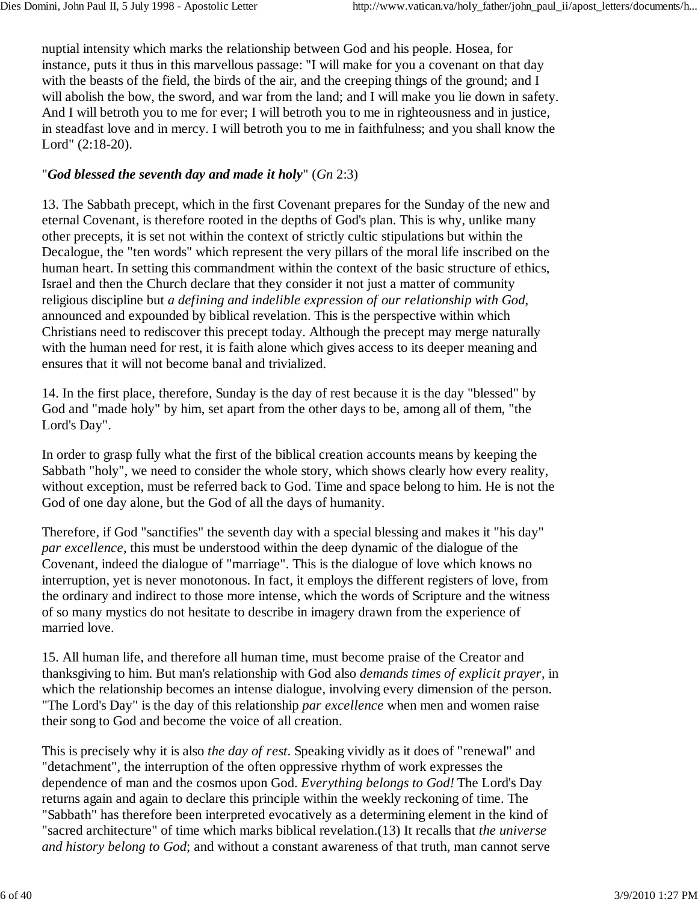nuptial intensity which marks the relationship between God and his people. Hosea, for instance, puts it thus in this marvellous passage: "I will make for you a covenant on that day with the beasts of the field, the birds of the air, and the creeping things of the ground; and I will abolish the bow, the sword, and war from the land; and I will make you lie down in safety. And I will betroth you to me for ever; I will betroth you to me in righteousness and in justice, in steadfast love and in mercy. I will betroth you to me in faithfulness; and you shall know the Lord" (2:18-20).

### "*God blessed the seventh day and made it holy*" (*Gn* 2:3)

13. The Sabbath precept, which in the first Covenant prepares for the Sunday of the new and eternal Covenant, is therefore rooted in the depths of God's plan. This is why, unlike many other precepts, it is set not within the context of strictly cultic stipulations but within the Decalogue, the "ten words" which represent the very pillars of the moral life inscribed on the human heart. In setting this commandment within the context of the basic structure of ethics, Israel and then the Church declare that they consider it not just a matter of community religious discipline but *a defining and indelible expression of our relationship with God*, announced and expounded by biblical revelation. This is the perspective within which Christians need to rediscover this precept today. Although the precept may merge naturally with the human need for rest, it is faith alone which gives access to its deeper meaning and ensures that it will not become banal and trivialized.

14. In the first place, therefore, Sunday is the day of rest because it is the day "blessed" by God and "made holy" by him, set apart from the other days to be, among all of them, "the Lord's Day".

In order to grasp fully what the first of the biblical creation accounts means by keeping the Sabbath "holy", we need to consider the whole story, which shows clearly how every reality, without exception, must be referred back to God. Time and space belong to him. He is not the God of one day alone, but the God of all the days of humanity.

Therefore, if God "sanctifies" the seventh day with a special blessing and makes it "his day" *par excellence*, this must be understood within the deep dynamic of the dialogue of the Covenant, indeed the dialogue of "marriage". This is the dialogue of love which knows no interruption, yet is never monotonous. In fact, it employs the different registers of love, from the ordinary and indirect to those more intense, which the words of Scripture and the witness of so many mystics do not hesitate to describe in imagery drawn from the experience of married love.

15. All human life, and therefore all human time, must become praise of the Creator and thanksgiving to him. But man's relationship with God also *demands times of explicit prayer*, in which the relationship becomes an intense dialogue, involving every dimension of the person. "The Lord's Day" is the day of this relationship *par excellence* when men and women raise their song to God and become the voice of all creation.

This is precisely why it is also *the day of rest*. Speaking vividly as it does of "renewal" and "detachment", the interruption of the often oppressive rhythm of work expresses the dependence of man and the cosmos upon God. *Everything belongs to God!* The Lord's Day returns again and again to declare this principle within the weekly reckoning of time. The "Sabbath" has therefore been interpreted evocatively as a determining element in the kind of "sacred architecture" of time which marks biblical revelation.(13) It recalls that *the universe and history belong to God*; and without a constant awareness of that truth, man cannot serve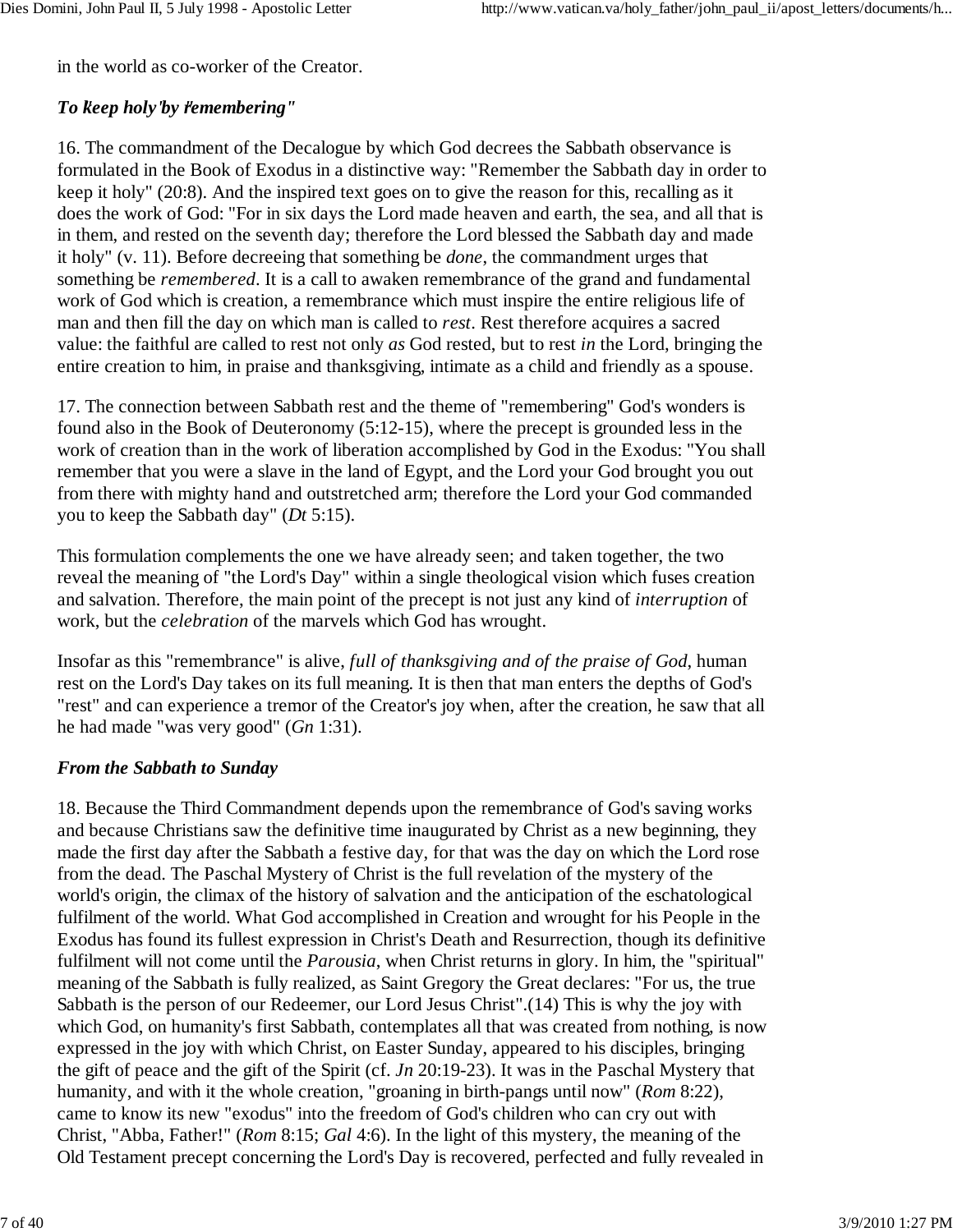in the world as co-worker of the Creator.

### *To keep holy "by remembering"*

16. The commandment of the Decalogue by which God decrees the Sabbath observance is formulated in the Book of Exodus in a distinctive way: "Remember the Sabbath day in order to keep it holy" (20:8). And the inspired text goes on to give the reason for this, recalling as it does the work of God: "For in six days the Lord made heaven and earth, the sea, and all that is in them, and rested on the seventh day; therefore the Lord blessed the Sabbath day and made it holy" (v. 11). Before decreeing that something be *done*, the commandment urges that something be *remembered*. It is a call to awaken remembrance of the grand and fundamental work of God which is creation, a remembrance which must inspire the entire religious life of man and then fill the day on which man is called to *rest*. Rest therefore acquires a sacred value: the faithful are called to rest not only *as* God rested, but to rest *in* the Lord, bringing the entire creation to him, in praise and thanksgiving, intimate as a child and friendly as a spouse.

17. The connection between Sabbath rest and the theme of "remembering" God's wonders is found also in the Book of Deuteronomy (5:12-15), where the precept is grounded less in the work of creation than in the work of liberation accomplished by God in the Exodus: "You shall remember that you were a slave in the land of Egypt, and the Lord your God brought you out from there with mighty hand and outstretched arm; therefore the Lord your God commanded you to keep the Sabbath day" (*Dt* 5:15).

This formulation complements the one we have already seen; and taken together, the two reveal the meaning of "the Lord's Day" within a single theological vision which fuses creation and salvation. Therefore, the main point of the precept is not just any kind of *interruption* of work, but the *celebration* of the marvels which God has wrought.

Insofar as this "remembrance" is alive, *full of thanksgiving and of the praise of God*, human rest on the Lord's Day takes on its full meaning. It is then that man enters the depths of God's "rest" and can experience a tremor of the Creator's joy when, after the creation, he saw that all he had made "was very good" (*Gn* 1:31).

### *From the Sabbath to Sunday*

18. Because the Third Commandment depends upon the remembrance of God's saving works and because Christians saw the definitive time inaugurated by Christ as a new beginning, they made the first day after the Sabbath a festive day, for that was the day on which the Lord rose from the dead. The Paschal Mystery of Christ is the full revelation of the mystery of the world's origin, the climax of the history of salvation and the anticipation of the eschatological fulfilment of the world. What God accomplished in Creation and wrought for his People in the Exodus has found its fullest expression in Christ's Death and Resurrection, though its definitive fulfilment will not come until the *Parousia*, when Christ returns in glory. In him, the "spiritual" meaning of the Sabbath is fully realized, as Saint Gregory the Great declares: "For us, the true Sabbath is the person of our Redeemer, our Lord Jesus Christ".(14) This is why the joy with which God, on humanity's first Sabbath, contemplates all that was created from nothing, is now expressed in the joy with which Christ, on Easter Sunday, appeared to his disciples, bringing the gift of peace and the gift of the Spirit (cf. *Jn* 20:19-23). It was in the Paschal Mystery that humanity, and with it the whole creation, "groaning in birth-pangs until now" (*Rom* 8:22), came to know its new "exodus" into the freedom of God's children who can cry out with Christ, "Abba, Father!" (*Rom* 8:15; *Gal* 4:6). In the light of this mystery, the meaning of the Old Testament precept concerning the Lord's Day is recovered, perfected and fully revealed in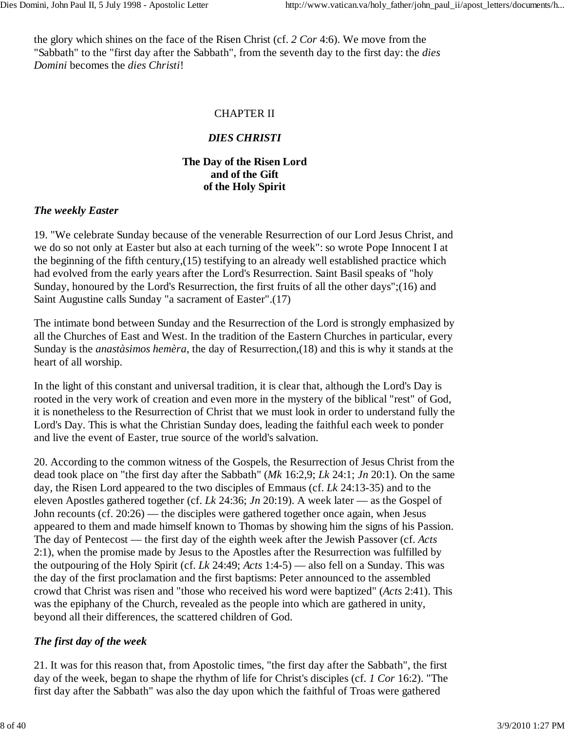the glory which shines on the face of the Risen Christ (cf. *2 Cor* 4:6). We move from the "Sabbath" to the "first day after the Sabbath", from the seventh day to the first day: the *dies Domini* becomes the *dies Christi*!

## CHAPTER II

## *DIES CHRISTI*

### The Day of the Risen Lord and of the Gift of the Holy Spirit

#### *The weekly Easter*

19. "We celebrate Sunday because of the venerable Resurrection of our Lord Jesus Christ, and we do so not only at Easter but also at each turning of the week": so wrote Pope Innocent I at the beginning of the fifth century,(15) testifying to an already well established practice which had evolved from the early years after the Lord's Resurrection. Saint Basil speaks of "holy Sunday, honoured by the Lord's Resurrection, the first fruits of all the other days";(16) and Saint Augustine calls Sunday "a sacrament of Easter".(17)

The intimate bond between Sunday and the Resurrection of the Lord is strongly emphasized by all the Churches of East and West. In the tradition of the Eastern Churches in particular, every Sunday is the *anastàsimos hemèra*, the day of Resurrection,(18) and this is why it stands at the heart of all worship.

In the light of this constant and universal tradition, it is clear that, although the Lord's Day is rooted in the very work of creation and even more in the mystery of the biblical "rest" of God, it is nonetheless to the Resurrection of Christ that we must look in order to understand fully the Lord's Day. This is what the Christian Sunday does, leading the faithful each week to ponder and live the event of Easter, true source of the world's salvation.

20. According to the common witness of the Gospels, the Resurrection of Jesus Christ from the dead took place on "the first day after the Sabbath" (*Mk* 16:2,9; *Lk* 24:1; *Jn* 20:1). On the same day, the Risen Lord appeared to the two disciples of Emmaus (cf. *Lk* 24:13-35) and to the eleven Apostles gathered together (cf. *Lk* 24:36; *Jn* 20:19). A week later — as the Gospel of John recounts (cf. 20:26) — the disciples were gathered together once again, when Jesus appeared to them and made himself known to Thomas by showing him the signs of his Passion. The day of Pentecost — the first day of the eighth week after the Jewish Passover (cf. *Acts* 2:1), when the promise made by Jesus to the Apostles after the Resurrection was fulfilled by the outpouring of the Holy Spirit (cf. *Lk* 24:49; *Acts* 1:4-5) — also fell on a Sunday. This was the day of the first proclamation and the first baptisms: Peter announced to the assembled crowd that Christ was risen and "those who received his word were baptized" (*Acts* 2:41). This was the epiphany of the Church, revealed as the people into which are gathered in unity, beyond all their differences, the scattered children of God.

#### *The first day of the week*

21. It was for this reason that, from Apostolic times, "the first day after the Sabbath", the first day of the week, began to shape the rhythm of life for Christ's disciples (cf. *1 Cor* 16:2). "The first day after the Sabbath" was also the day upon which the faithful of Troas were gathered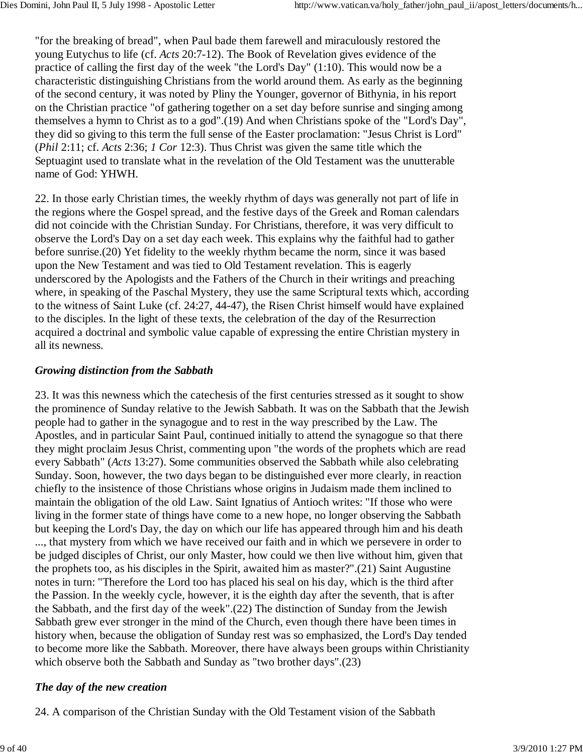"for the breaking of bread", when Paul bade them farewell and miraculously restored the young Eutychus to life (cf. *Acts* 20:7-12). The Book of Revelation gives evidence of the practice of calling the first day of the week "the Lord's Day" (1:10). This would now be a characteristic distinguishing Christians from the world around them. As early as the beginning of the second century, it was noted by Pliny the Younger, governor of Bithynia, in his report on the Christian practice "of gathering together on a set day before sunrise and singing among themselves a hymn to Christ as to a god".(19) And when Christians spoke of the "Lord's Day", they did so giving to this term the full sense of the Easter proclamation: "Jesus Christ is Lord" (*Phil* 2:11; cf. *Acts* 2:36; *1 Cor* 12:3). Thus Christ was given the same title which the Septuagint used to translate what in the revelation of the Old Testament was the unutterable name of God: YHWH.

22. In those early Christian times, the weekly rhythm of days was generally not part of life in the regions where the Gospel spread, and the festive days of the Greek and Roman calendars did not coincide with the Christian Sunday. For Christians, therefore, it was very difficult to observe the Lord's Day on a set day each week. This explains why the faithful had to gather before sunrise.(20) Yet fidelity to the weekly rhythm became the norm, since it was based upon the New Testament and was tied to Old Testament revelation. This is eagerly underscored by the Apologists and the Fathers of the Church in their writings and preaching where, in speaking of the Paschal Mystery, they use the same Scriptural texts which, according to the witness of Saint Luke (cf. 24:27, 44-47), the Risen Christ himself would have explained to the disciples. In the light of these texts, the celebration of the day of the Resurrection acquired a doctrinal and symbolic value capable of expressing the entire Christian mystery in all its newness.

### *Growing distinction from the Sabbath*

23. It was this newness which the catechesis of the first centuries stressed as it sought to show the prominence of Sunday relative to the Jewish Sabbath. It was on the Sabbath that the Jewish people had to gather in the synagogue and to rest in the way prescribed by the Law. The Apostles, and in particular Saint Paul, continued initially to attend the synagogue so that there they might proclaim Jesus Christ, commenting upon "the words of the prophets which are read every Sabbath" (*Acts* 13:27). Some communities observed the Sabbath while also celebrating Sunday. Soon, however, the two days began to be distinguished ever more clearly, in reaction chiefly to the insistence of those Christians whose origins in Judaism made them inclined to maintain the obligation of the old Law. Saint Ignatius of Antioch writes: "If those who were living in the former state of things have come to a new hope, no longer observing the Sabbath but keeping the Lord's Day, the day on which our life has appeared through him and his death ..., that mystery from which we have received our faith and in which we persevere in order to be judged disciples of Christ, our only Master, how could we then live without him, given that the prophets too, as his disciples in the Spirit, awaited him as master?".(21) Saint Augustine notes in turn: "Therefore the Lord too has placed his seal on his day, which is the third after the Passion. In the weekly cycle, however, it is the eighth day after the seventh, that is after the Sabbath, and the first day of the week".(22) The distinction of Sunday from the Jewish Sabbath grew ever stronger in the mind of the Church, even though there have been times in history when, because the obligation of Sunday rest was so emphasized, the Lord's Day tended to become more like the Sabbath. Moreover, there have always been groups within Christianity which observe both the Sabbath and Sunday as "two brother days".(23)

### *The day of the new creation*

24. A comparison of the Christian Sunday with the Old Testament vision of the Sabbath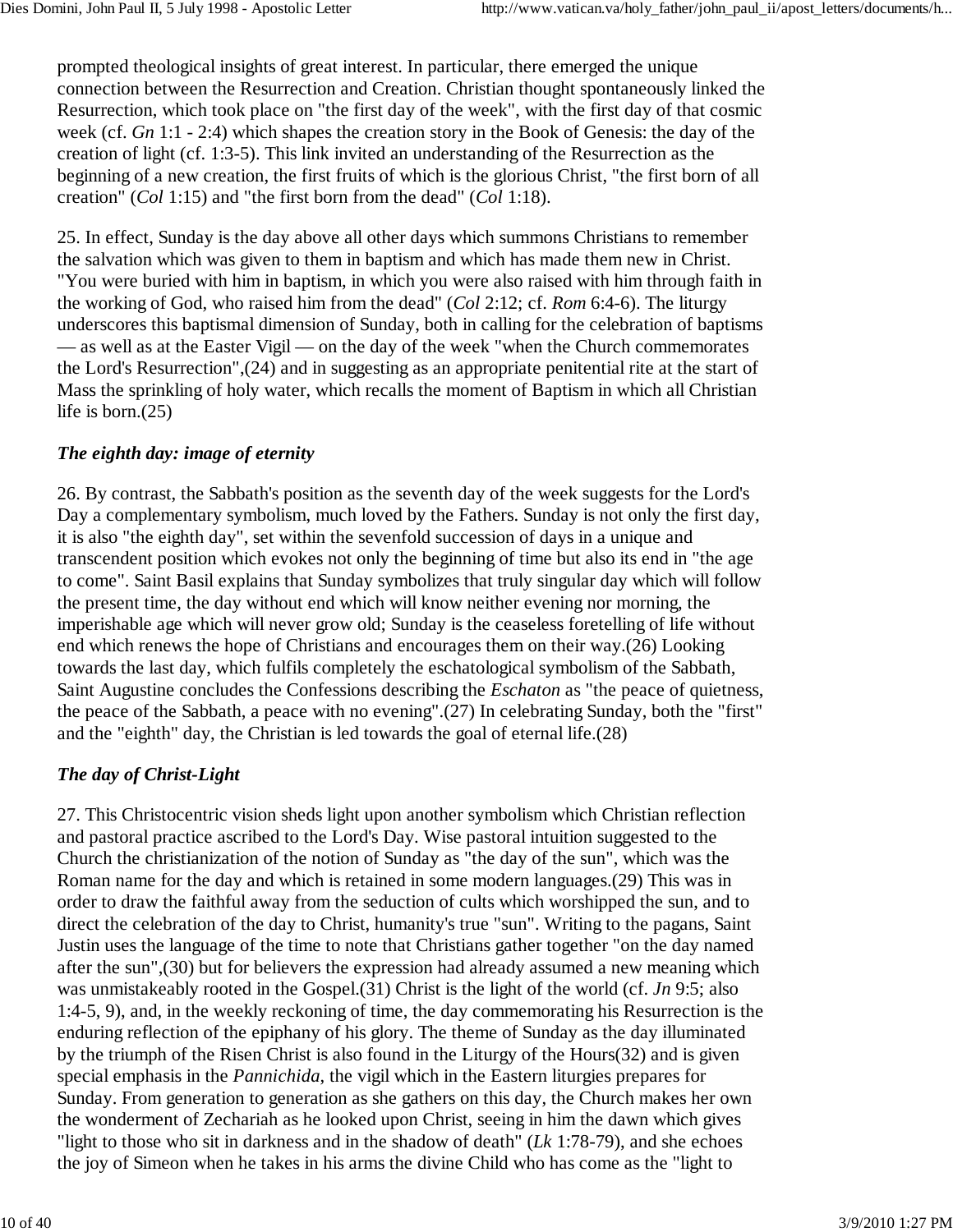prompted theological insights of great interest. In particular, there emerged the unique connection between the Resurrection and Creation. Christian thought spontaneously linked the Resurrection, which took place on "the first day of the week", with the first day of that cosmic week (cf. *Gn* 1:1 - 2:4) which shapes the creation story in the Book of Genesis: the day of the creation of light (cf. 1:3-5). This link invited an understanding of the Resurrection as the beginning of a new creation, the first fruits of which is the glorious Christ, "the first born of all creation" (*Col* 1:15) and "the first born from the dead" (*Col* 1:18).

25. In effect, Sunday is the day above all other days which summons Christians to remember the salvation which was given to them in baptism and which has made them new in Christ. "You were buried with him in baptism, in which you were also raised with him through faith in the working of God, who raised him from the dead" (*Col* 2:12; cf. *Rom* 6:4-6). The liturgy underscores this baptismal dimension of Sunday, both in calling for the celebration of baptisms — as well as at the Easter Vigil — on the day of the week "when the Church commemorates the Lord's Resurrection",(24) and in suggesting as an appropriate penitential rite at the start of Mass the sprinkling of holy water, which recalls the moment of Baptism in which all Christian life is born.(25)

### *The eighth day: image of eternity*

26. By contrast, the Sabbath's position as the seventh day of the week suggests for the Lord's Day a complementary symbolism, much loved by the Fathers. Sunday is not only the first day, it is also "the eighth day", set within the sevenfold succession of days in a unique and transcendent position which evokes not only the beginning of time but also its end in "the age to come". Saint Basil explains that Sunday symbolizes that truly singular day which will follow the present time, the day without end which will know neither evening nor morning, the imperishable age which will never grow old; Sunday is the ceaseless foretelling of life without end which renews the hope of Christians and encourages them on their way.(26) Looking towards the last day, which fulfils completely the eschatological symbolism of the Sabbath, Saint Augustine concludes the Confessions describing the *Eschaton* as "the peace of quietness, the peace of the Sabbath, a peace with no evening".(27) In celebrating Sunday, both the "first" and the "eighth" day, the Christian is led towards the goal of eternal life.(28)

### *The day of Christ-Light*

27. This Christocentric vision sheds light upon another symbolism which Christian reflection and pastoral practice ascribed to the Lord's Day. Wise pastoral intuition suggested to the Church the christianization of the notion of Sunday as "the day of the sun", which was the Roman name for the day and which is retained in some modern languages.(29) This was in order to draw the faithful away from the seduction of cults which worshipped the sun, and to direct the celebration of the day to Christ, humanity's true "sun". Writing to the pagans, Saint Justin uses the language of the time to note that Christians gather together "on the day named after the sun",(30) but for believers the expression had already assumed a new meaning which was unmistakeably rooted in the Gospel.(31) Christ is the light of the world (cf. *Jn* 9:5; also 1:4-5, 9), and, in the weekly reckoning of time, the day commemorating his Resurrection is the enduring reflection of the epiphany of his glory. The theme of Sunday as the day illuminated by the triumph of the Risen Christ is also found in the Liturgy of the Hours(32) and is given special emphasis in the *Pannichida*, the vigil which in the Eastern liturgies prepares for Sunday. From generation to generation as she gathers on this day, the Church makes her own the wonderment of Zechariah as he looked upon Christ, seeing in him the dawn which gives "light to those who sit in darkness and in the shadow of death" (*Lk* 1:78-79), and she echoes the joy of Simeon when he takes in his arms the divine Child who has come as the "light to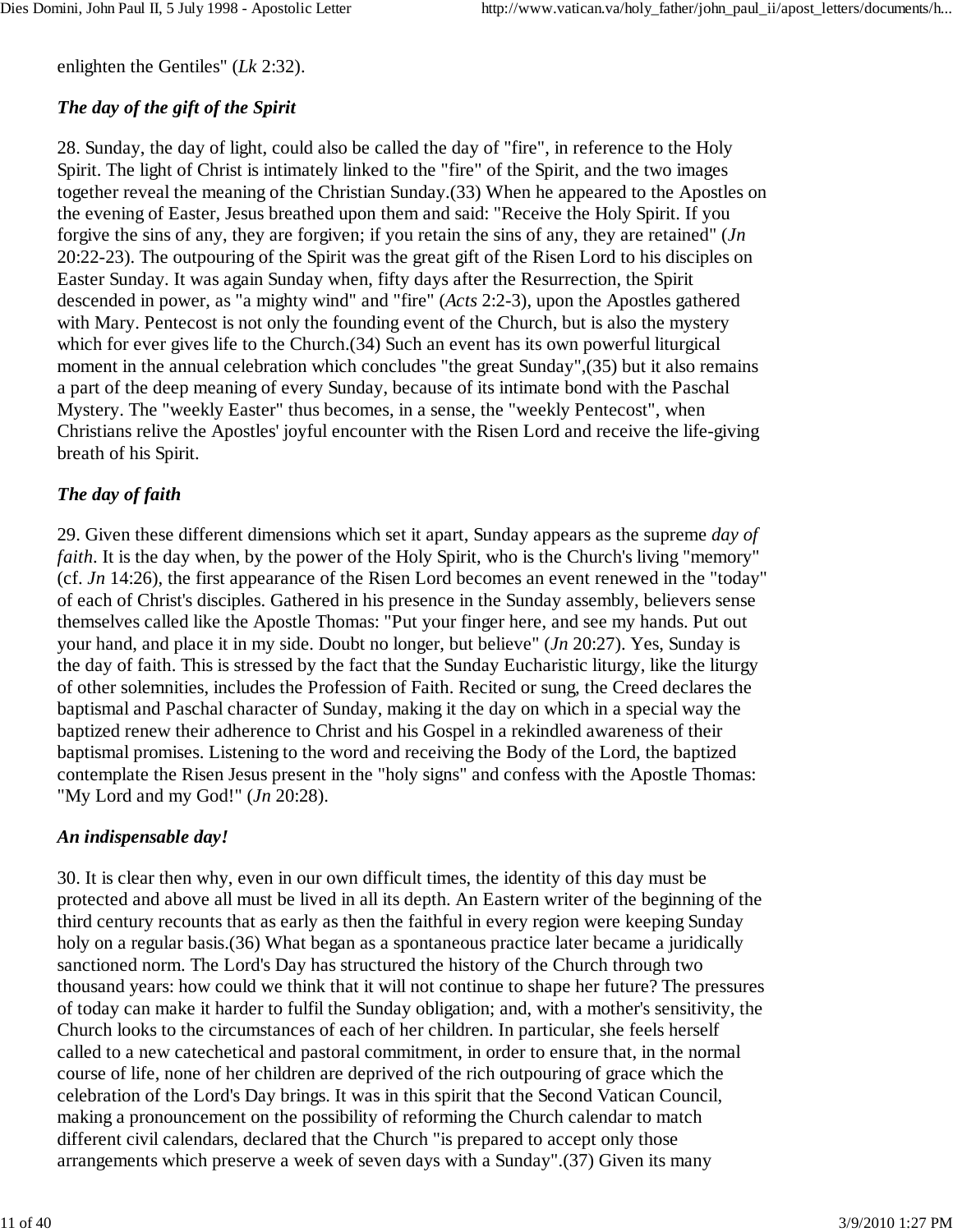enlighten the Gentiles" (*Lk* 2:32).

### *The day of the gift of the Spirit*

28. Sunday, the day of light, could also be called the day of "fire", in reference to the Holy Spirit. The light of Christ is intimately linked to the "fire" of the Spirit, and the two images together reveal the meaning of the Christian Sunday.(33) When he appeared to the Apostles on the evening of Easter, Jesus breathed upon them and said: "Receive the Holy Spirit. If you forgive the sins of any, they are forgiven; if you retain the sins of any, they are retained" (*Jn* 20:22-23). The outpouring of the Spirit was the great gift of the Risen Lord to his disciples on Easter Sunday. It was again Sunday when, fifty days after the Resurrection, the Spirit descended in power, as "a mighty wind" and "fire" (*Acts* 2:2-3), upon the Apostles gathered with Mary. Pentecost is not only the founding event of the Church, but is also the mystery which for ever gives life to the Church.(34) Such an event has its own powerful liturgical moment in the annual celebration which concludes "the great Sunday",(35) but it also remains a part of the deep meaning of every Sunday, because of its intimate bond with the Paschal Mystery. The "weekly Easter" thus becomes, in a sense, the "weekly Pentecost", when Christians relive the Apostles' joyful encounter with the Risen Lord and receive the life-giving breath of his Spirit.

### *The day of faith*

29. Given these different dimensions which set it apart, Sunday appears as the supreme *day of faith*. It is the day when, by the power of the Holy Spirit, who is the Church's living "memory" (cf. *Jn* 14:26), the first appearance of the Risen Lord becomes an event renewed in the "today" of each of Christ's disciples. Gathered in his presence in the Sunday assembly, believers sense themselves called like the Apostle Thomas: "Put your finger here, and see my hands. Put out your hand, and place it in my side. Doubt no longer, but believe" (*Jn* 20:27). Yes, Sunday is the day of faith. This is stressed by the fact that the Sunday Eucharistic liturgy, like the liturgy of other solemnities, includes the Profession of Faith. Recited or sung, the Creed declares the baptismal and Paschal character of Sunday, making it the day on which in a special way the baptized renew their adherence to Christ and his Gospel in a rekindled awareness of their baptismal promises. Listening to the word and receiving the Body of the Lord, the baptized contemplate the Risen Jesus present in the "holy signs" and confess with the Apostle Thomas: "My Lord and my God!" (*Jn* 20:28).

### *An indispensable day!*

30. It is clear then why, even in our own difficult times, the identity of this day must be protected and above all must be lived in all its depth. An Eastern writer of the beginning of the third century recounts that as early as then the faithful in every region were keeping Sunday holy on a regular basis.(36) What began as a spontaneous practice later became a juridically sanctioned norm. The Lord's Day has structured the history of the Church through two thousand years: how could we think that it will not continue to shape her future? The pressures of today can make it harder to fulfil the Sunday obligation; and, with a mother's sensitivity, the Church looks to the circumstances of each of her children. In particular, she feels herself called to a new catechetical and pastoral commitment, in order to ensure that, in the normal course of life, none of her children are deprived of the rich outpouring of grace which the celebration of the Lord's Day brings. It was in this spirit that the Second Vatican Council, making a pronouncement on the possibility of reforming the Church calendar to match different civil calendars, declared that the Church "is prepared to accept only those arrangements which preserve a week of seven days with a Sunday".(37) Given its many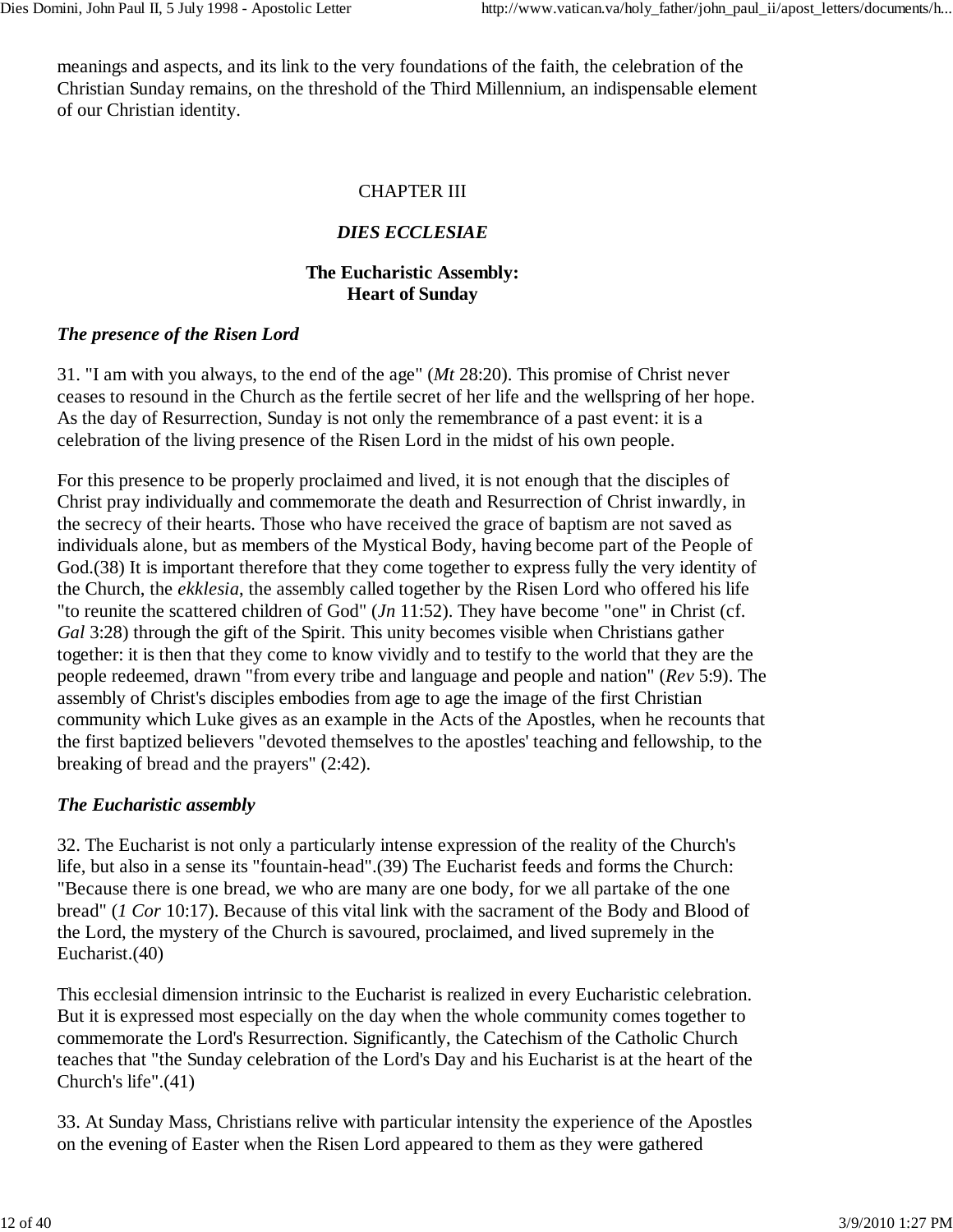meanings and aspects, and its link to the very foundations of the faith, the celebration of the Christian Sunday remains, on the threshold of the Third Millennium, an indispensable element of our Christian identity.

## CHAPTER III

## *DIES ECCLESIAE*

### The Eucharistic Assembly: Heart of Sunday

#### *The presence of the Risen Lord*

31. "I am with you always, to the end of the age" (*Mt* 28:20). This promise of Christ never ceases to resound in the Church as the fertile secret of her life and the wellspring of her hope. As the day of Resurrection, Sunday is not only the remembrance of a past event: it is a celebration of the living presence of the Risen Lord in the midst of his own people.

For this presence to be properly proclaimed and lived, it is not enough that the disciples of Christ pray individually and commemorate the death and Resurrection of Christ inwardly, in the secrecy of their hearts. Those who have received the grace of baptism are not saved as individuals alone, but as members of the Mystical Body, having become part of the People of God.(38) It is important therefore that they come together to express fully the very identity of the Church, the *ekklesia*, the assembly called together by the Risen Lord who offered his life "to reunite the scattered children of God" (*Jn* 11:52). They have become "one" in Christ (cf. *Gal* 3:28) through the gift of the Spirit. This unity becomes visible when Christians gather together: it is then that they come to know vividly and to testify to the world that they are the people redeemed, drawn "from every tribe and language and people and nation" (*Rev* 5:9). The assembly of Christ's disciples embodies from age to age the image of the first Christian community which Luke gives as an example in the Acts of the Apostles, when he recounts that the first baptized believers "devoted themselves to the apostles' teaching and fellowship, to the breaking of bread and the prayers" (2:42).

#### *The Eucharistic assembly*

32. The Eucharist is not only a particularly intense expression of the reality of the Church's life, but also in a sense its "fountain-head".(39) The Eucharist feeds and forms the Church: "Because there is one bread, we who are many are one body, for we all partake of the one bread" (*1 Cor* 10:17). Because of this vital link with the sacrament of the Body and Blood of the Lord, the mystery of the Church is savoured, proclaimed, and lived supremely in the Eucharist.(40)

This ecclesial dimension intrinsic to the Eucharist is realized in every Eucharistic celebration. But it is expressed most especially on the day when the whole community comes together to commemorate the Lord's Resurrection. Significantly, the Catechism of the Catholic Church teaches that "the Sunday celebration of the Lord's Day and his Eucharist is at the heart of the Church's life".(41)

33. At Sunday Mass, Christians relive with particular intensity the experience of the Apostles on the evening of Easter when the Risen Lord appeared to them as they were gathered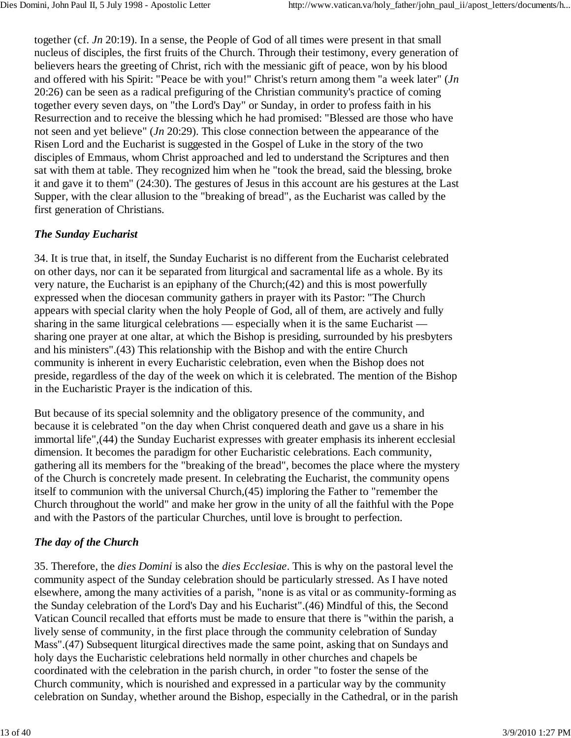together (cf. *Jn* 20:19). In a sense, the People of God of all times were present in that small nucleus of disciples, the first fruits of the Church. Through their testimony, every generation of believers hears the greeting of Christ, rich with the messianic gift of peace, won by his blood and offered with his Spirit: "Peace be with you!" Christ's return among them "a week later" (*Jn* 20:26) can be seen as a radical prefiguring of the Christian community's practice of coming together every seven days, on "the Lord's Day" or Sunday, in order to profess faith in his Resurrection and to receive the blessing which he had promised: "Blessed are those who have not seen and yet believe" (*Jn* 20:29). This close connection between the appearance of the Risen Lord and the Eucharist is suggested in the Gospel of Luke in the story of the two disciples of Emmaus, whom Christ approached and led to understand the Scriptures and then sat with them at table. They recognized him when he "took the bread, said the blessing, broke it and gave it to them" (24:30). The gestures of Jesus in this account are his gestures at the Last Supper, with the clear allusion to the "breaking of bread", as the Eucharist was called by the first generation of Christians.

### *The Sunday Eucharist*

34. It is true that, in itself, the Sunday Eucharist is no different from the Eucharist celebrated on other days, nor can it be separated from liturgical and sacramental life as a whole. By its very nature, the Eucharist is an epiphany of the Church;(42) and this is most powerfully expressed when the diocesan community gathers in prayer with its Pastor: "The Church appears with special clarity when the holy People of God, all of them, are actively and fully sharing in the same liturgical celebrations — especially when it is the same Eucharist — sharing one prayer at one altar, at which the Bishop is presiding, surrounded by his presbyters and his ministers".(43) This relationship with the Bishop and with the entire Church community is inherent in every Eucharistic celebration, even when the Bishop does not preside, regardless of the day of the week on which it is celebrated. The mention of the Bishop in the Eucharistic Prayer is the indication of this.

But because of its special solemnity and the obligatory presence of the community, and because it is celebrated "on the day when Christ conquered death and gave us a share in his immortal life",(44) the Sunday Eucharist expresses with greater emphasis its inherent ecclesial dimension. It becomes the paradigm for other Eucharistic celebrations. Each community, gathering all its members for the "breaking of the bread", becomes the place where the mystery of the Church is concretely made present. In celebrating the Eucharist, the community opens itself to communion with the universal Church,(45) imploring the Father to "remember the Church throughout the world" and make her grow in the unity of all the faithful with the Pope and with the Pastors of the particular Churches, until love is brought to perfection.

### *The day of the Church*

35. Therefore, the *dies Domini* is also the *dies Ecclesiae*. This is why on the pastoral level the community aspect of the Sunday celebration should be particularly stressed. As I have noted elsewhere, among the many activities of a parish, "none is as vital or as community-forming as the Sunday celebration of the Lord's Day and his Eucharist".(46) Mindful of this, the Second Vatican Council recalled that efforts must be made to ensure that there is "within the parish, a lively sense of community, in the first place through the community celebration of Sunday Mass".(47) Subsequent liturgical directives made the same point, asking that on Sundays and holy days the Eucharistic celebrations held normally in other churches and chapels be coordinated with the celebration in the parish church, in order "to foster the sense of the Church community, which is nourished and expressed in a particular way by the community celebration on Sunday, whether around the Bishop, especially in the Cathedral, or in the parish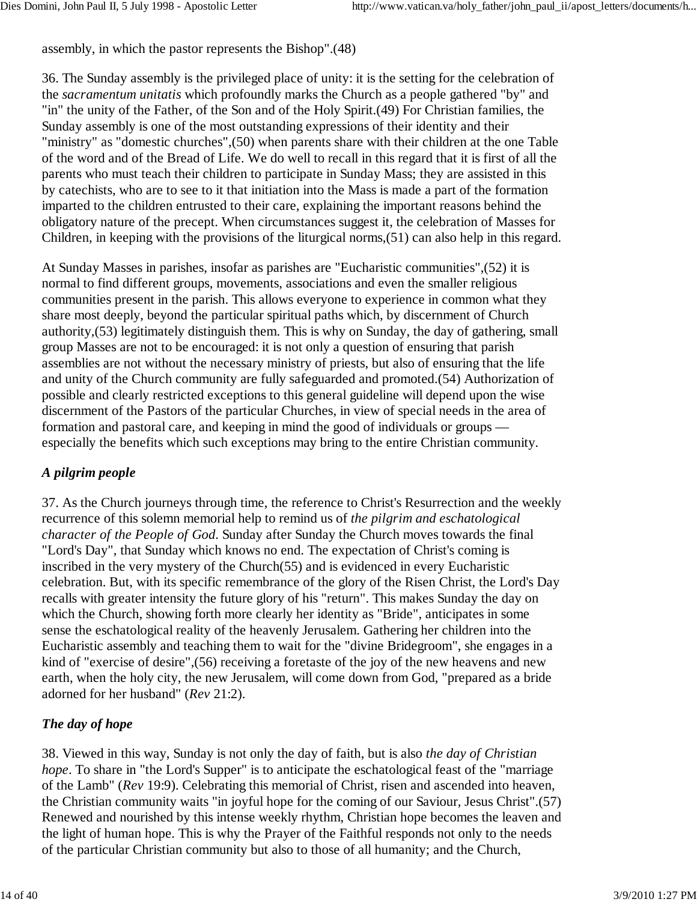assembly, in which the pastor represents the Bishop".(48)

36. The Sunday assembly is the privileged place of unity: it is the setting for the celebration of the *sacramentum unitatis* which profoundly marks the Church as a people gathered "by" and "in" the unity of the Father, of the Son and of the Holy Spirit.(49) For Christian families, the Sunday assembly is one of the most outstanding expressions of their identity and their "ministry" as "domestic churches",(50) when parents share with their children at the one Table of the word and of the Bread of Life. We do well to recall in this regard that it is first of all the parents who must teach their children to participate in Sunday Mass; they are assisted in this by catechists, who are to see to it that initiation into the Mass is made a part of the formation imparted to the children entrusted to their care, explaining the important reasons behind the obligatory nature of the precept. When circumstances suggest it, the celebration of Masses for Children, in keeping with the provisions of the liturgical norms,(51) can also help in this regard.

At Sunday Masses in parishes, insofar as parishes are "Eucharistic communities",(52) it is normal to find different groups, movements, associations and even the smaller religious communities present in the parish. This allows everyone to experience in common what they share most deeply, beyond the particular spiritual paths which, by discernment of Church authority,(53) legitimately distinguish them. This is why on Sunday, the day of gathering, small group Masses are not to be encouraged: it is not only a question of ensuring that parish assemblies are not without the necessary ministry of priests, but also of ensuring that the life and unity of the Church community are fully safeguarded and promoted.(54) Authorization of possible and clearly restricted exceptions to this general guideline will depend upon the wise discernment of the Pastors of the particular Churches, in view of special needs in the area of formation and pastoral care, and keeping in mind the good of individuals or groups — especially the benefits which such exceptions may bring to the entire Christian community.

### *A pilgrim people*

37. As the Church journeys through time, the reference to Christ's Resurrection and the weekly recurrence of this solemn memorial help to remind us of *the pilgrim and eschatological character of the People of God*. Sunday after Sunday the Church moves towards the final "Lord's Day", that Sunday which knows no end. The expectation of Christ's coming is inscribed in the very mystery of the Church(55) and is evidenced in every Eucharistic celebration. But, with its specific remembrance of the glory of the Risen Christ, the Lord's Day recalls with greater intensity the future glory of his "return". This makes Sunday the day on which the Church, showing forth more clearly her identity as "Bride", anticipates in some sense the eschatological reality of the heavenly Jerusalem. Gathering her children into the Eucharistic assembly and teaching them to wait for the "divine Bridegroom", she engages in a kind of "exercise of desire",(56) receiving a foretaste of the joy of the new heavens and new earth, when the holy city, the new Jerusalem, will come down from God, "prepared as a bride adorned for her husband" (*Rev* 21:2).

### *The day of hope*

38. Viewed in this way, Sunday is not only the day of faith, but is also *the day of Christian hope*. To share in "the Lord's Supper" is to anticipate the eschatological feast of the "marriage of the Lamb" (*Rev* 19:9). Celebrating this memorial of Christ, risen and ascended into heaven, the Christian community waits "in joyful hope for the coming of our Saviour, Jesus Christ".(57) Renewed and nourished by this intense weekly rhythm, Christian hope becomes the leaven and the light of human hope. This is why the Prayer of the Faithful responds not only to the needs of the particular Christian community but also to those of all humanity; and the Church,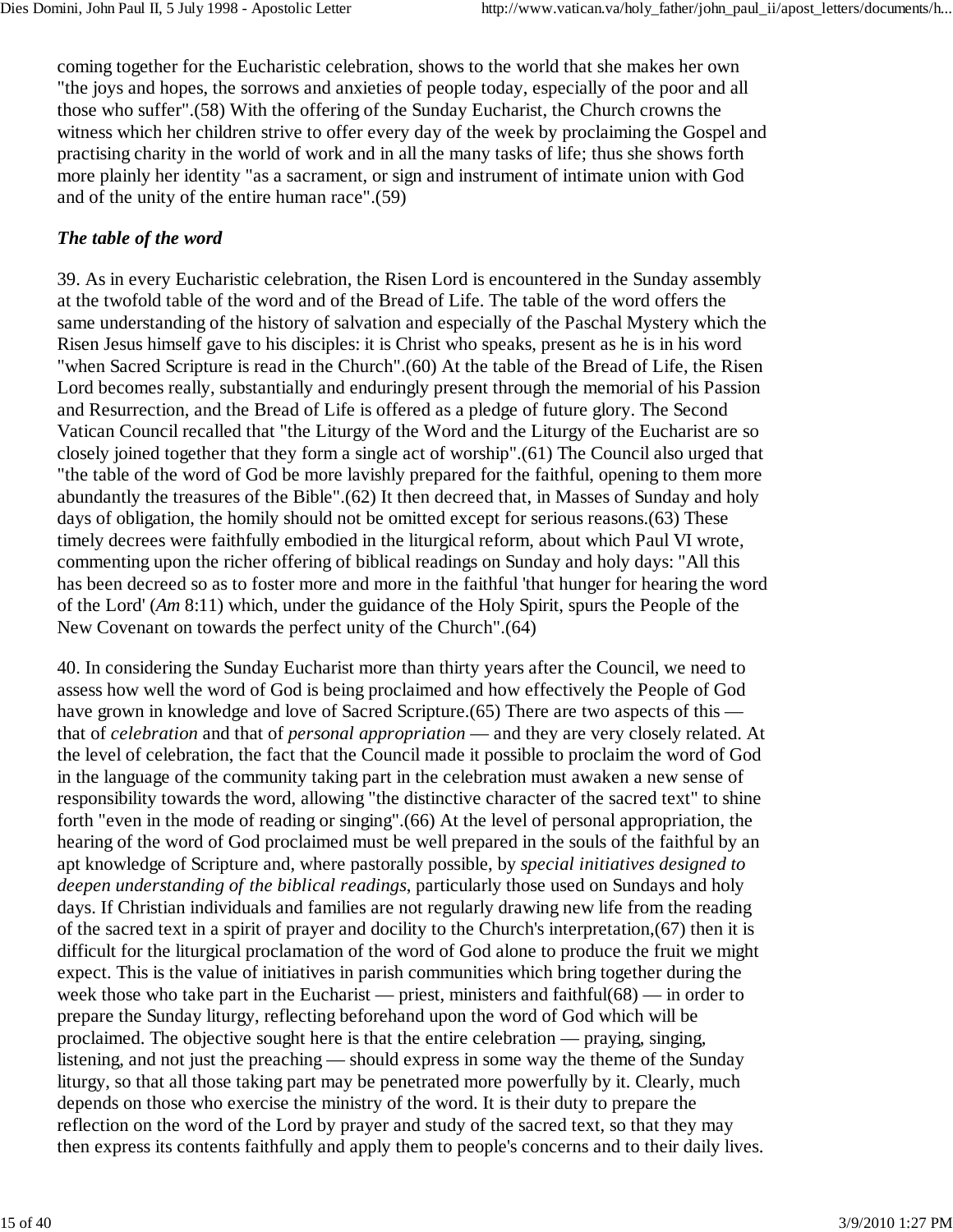coming together for the Eucharistic celebration, shows to the world that she makes her own "the joys and hopes, the sorrows and anxieties of people today, especially of the poor and all those who suffer".(58) With the offering of the Sunday Eucharist, the Church crowns the witness which her children strive to offer every day of the week by proclaiming the Gospel and practising charity in the world of work and in all the many tasks of life; thus she shows forth more plainly her identity "as a sacrament, or sign and instrument of intimate union with God and of the unity of the entire human race".(59)

### *The table of the word*

39. As in every Eucharistic celebration, the Risen Lord is encountered in the Sunday assembly at the twofold table of the word and of the Bread of Life. The table of the word offers the same understanding of the history of salvation and especially of the Paschal Mystery which the Risen Jesus himself gave to his disciples: it is Christ who speaks, present as he is in his word "when Sacred Scripture is read in the Church".(60) At the table of the Bread of Life, the Risen Lord becomes really, substantially and enduringly present through the memorial of his Passion and Resurrection, and the Bread of Life is offered as a pledge of future glory. The Second Vatican Council recalled that "the Liturgy of the Word and the Liturgy of the Eucharist are so closely joined together that they form a single act of worship".(61) The Council also urged that "the table of the word of God be more lavishly prepared for the faithful, opening to them more abundantly the treasures of the Bible".(62) It then decreed that, in Masses of Sunday and holy days of obligation, the homily should not be omitted except for serious reasons.(63) These timely decrees were faithfully embodied in the liturgical reform, about which Paul VI wrote, commenting upon the richer offering of biblical readings on Sunday and holy days: "All this has been decreed so as to foster more and more in the faithful 'that hunger for hearing the word of the Lord' (*Am* 8:11) which, under the guidance of the Holy Spirit, spurs the People of the New Covenant on towards the perfect unity of the Church".(64)

40. In considering the Sunday Eucharist more than thirty years after the Council, we need to assess how well the word of God is being proclaimed and how effectively the People of God have grown in knowledge and love of Sacred Scripture.(65) There are two aspects of this — that of *celebration* and that of *personal appropriation* — and they are very closely related. At the level of celebration, the fact that the Council made it possible to proclaim the word of God in the language of the community taking part in the celebration must awaken a new sense of responsibility towards the word, allowing "the distinctive character of the sacred text" to shine forth "even in the mode of reading or singing".(66) At the level of personal appropriation, the hearing of the word of God proclaimed must be well prepared in the souls of the faithful by an apt knowledge of Scripture and, where pastorally possible, by *special initiatives designed to deepen understanding of the biblical readings*, particularly those used on Sundays and holy days. If Christian individuals and families are not regularly drawing new life from the reading of the sacred text in a spirit of prayer and docility to the Church's interpretation,(67) then it is difficult for the liturgical proclamation of the word of God alone to produce the fruit we might expect. This is the value of initiatives in parish communities which bring together during the week those who take part in the Eucharist — priest, ministers and faithful(68) — in order to prepare the Sunday liturgy, reflecting beforehand upon the word of God which will be proclaimed. The objective sought here is that the entire celebration — praying, singing, listening, and not just the preaching — should express in some way the theme of the Sunday liturgy, so that all those taking part may be penetrated more powerfully by it. Clearly, much depends on those who exercise the ministry of the word. It is their duty to prepare the reflection on the word of the Lord by prayer and study of the sacred text, so that they may then express its contents faithfully and apply them to people's concerns and to their daily lives.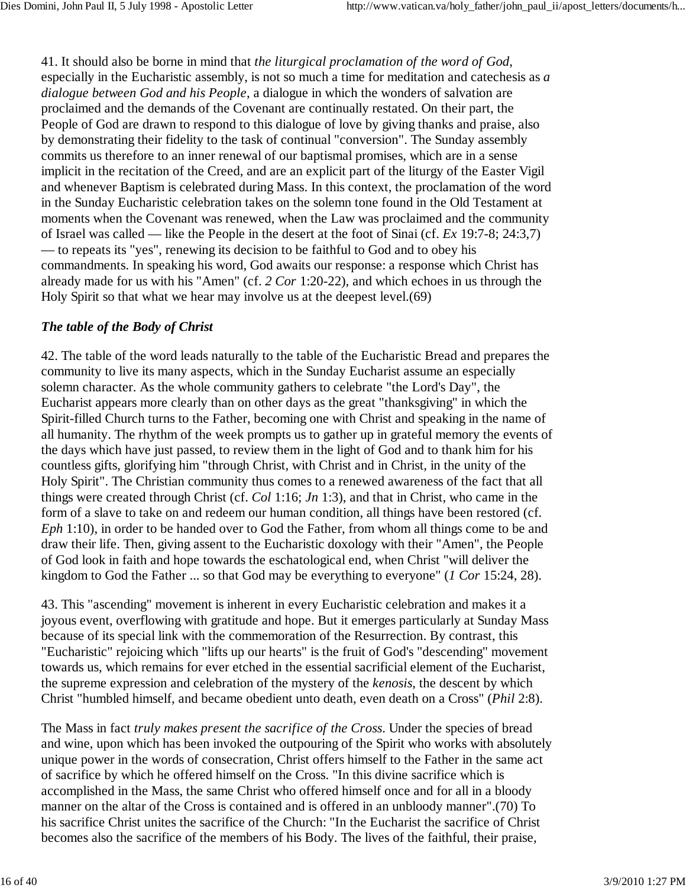41. It should also be borne in mind that *the liturgical proclamation of the word of God*, especially in the Eucharistic assembly, is not so much a time for meditation and catechesis as *a dialogue between God and his People*, a dialogue in which the wonders of salvation are proclaimed and the demands of the Covenant are continually restated. On their part, the People of God are drawn to respond to this dialogue of love by giving thanks and praise, also by demonstrating their fidelity to the task of continual "conversion". The Sunday assembly commits us therefore to an inner renewal of our baptismal promises, which are in a sense implicit in the recitation of the Creed, and are an explicit part of the liturgy of the Easter Vigil and whenever Baptism is celebrated during Mass. In this context, the proclamation of the word in the Sunday Eucharistic celebration takes on the solemn tone found in the Old Testament at moments when the Covenant was renewed, when the Law was proclaimed and the community of Israel was called — like the People in the desert at the foot of Sinai (cf. *Ex* 19:7-8; 24:3,7) — to repeats its "yes", renewing its decision to be faithful to God and to obey his commandments. In speaking his word, God awaits our response: a response which Christ has already made for us with his "Amen" (cf. *2 Cor* 1:20-22), and which echoes in us through the Holy Spirit so that what we hear may involve us at the deepest level.(69)

***The table of the Body of Christ***

42. The table of the word leads naturally to the table of the Eucharistic Bread and prepares the community to live its many aspects, which in the Sunday Eucharist assume an especially solemn character. As the whole community gathers to celebrate "the Lord's Day", the Eucharist appears more clearly than on other days as the great "thanksgiving" in which the Spirit-filled Church turns to the Father, becoming one with Christ and speaking in the name of all humanity. The rhythm of the week prompts us to gather up in grateful memory the events of the days which have just passed, to review them in the light of God and to thank him for his countless gifts, glorifying him "through Christ, with Christ and in Christ, in the unity of the Holy Spirit". The Christian community thus comes to a renewed awareness of the fact that all things were created through Christ (cf. *Col* 1:16; *Jn* 1:3), and that in Christ, who came in the form of a slave to take on and redeem our human condition, all things have been restored (cf. *Eph* 1:10), in order to be handed over to God the Father, from whom all things come to be and draw their life. Then, giving assent to the Eucharistic doxology with their "Amen", the People of God look in faith and hope towards the eschatological end, when Christ "will deliver the kingdom to God the Father ... so that God may be everything to everyone" (*1 Cor* 15:24, 28).

43. This "ascending" movement is inherent in every Eucharistic celebration and makes it a joyous event, overflowing with gratitude and hope. But it emerges particularly at Sunday Mass because of its special link with the commemoration of the Resurrection. By contrast, this "Eucharistic" rejoicing which "lifts up our hearts" is the fruit of God's "descending" movement towards us, which remains for ever etched in the essential sacrificial element of the Eucharist, the supreme expression and celebration of the mystery of the *kenosis*, the descent by which Christ "humbled himself, and became obedient unto death, even death on a Cross" (*Phil* 2:8).

The Mass in fact *truly makes present the sacrifice of the Cross*. Under the species of bread and wine, upon which has been invoked the outpouring of the Spirit who works with absolutely unique power in the words of consecration, Christ offers himself to the Father in the same act of sacrifice by which he offered himself on the Cross. "In this divine sacrifice which is accomplished in the Mass, the same Christ who offered himself once and for all in a bloody manner on the altar of the Cross is contained and is offered in an unbloody manner".(70) To his sacrifice Christ unites the sacrifice of the Church: "In the Eucharist the sacrifice of Christ becomes also the sacrifice of the members of his Body. The lives of the faithful, their praise,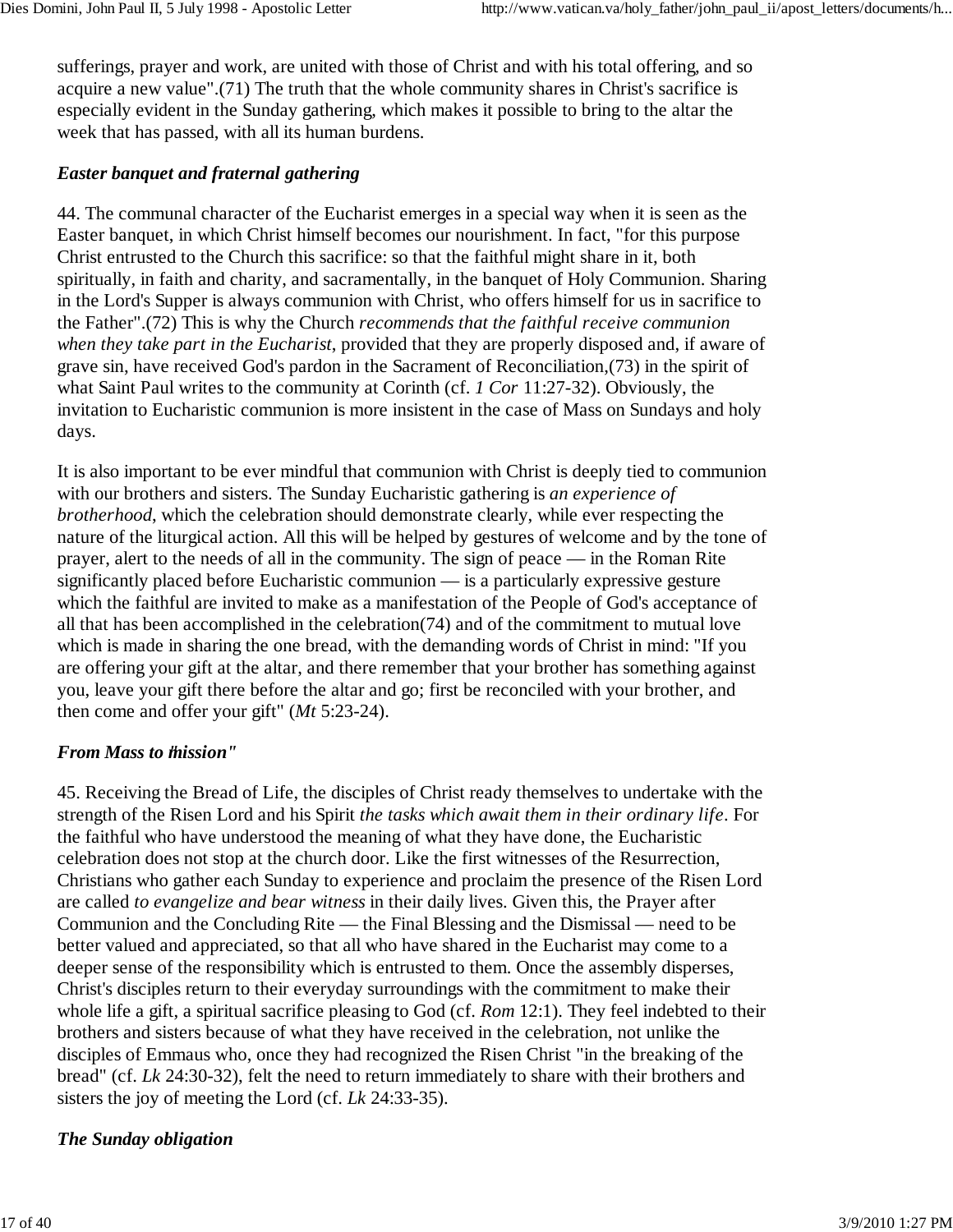sufferings, prayer and work, are united with those of Christ and with his total offering, and so acquire a new value".(71) The truth that the whole community shares in Christ's sacrifice is especially evident in the Sunday gathering, which makes it possible to bring to the altar the week that has passed, with all its human burdens.

### *Easter banquet and fraternal gathering*

44. The communal character of the Eucharist emerges in a special way when it is seen as the Easter banquet, in which Christ himself becomes our nourishment. In fact, "for this purpose Christ entrusted to the Church this sacrifice: so that the faithful might share in it, both spiritually, in faith and charity, and sacramentally, in the banquet of Holy Communion. Sharing in the Lord's Supper is always communion with Christ, who offers himself for us in sacrifice to the Father".(72) This is why the Church *recommends that the faithful receive communion when they take part in the Eucharist*, provided that they are properly disposed and, if aware of grave sin, have received God's pardon in the Sacrament of Reconciliation,(73) in the spirit of what Saint Paul writes to the community at Corinth (cf. *1 Cor* 11:27-32). Obviously, the invitation to Eucharistic communion is more insistent in the case of Mass on Sundays and holy days.

It is also important to be ever mindful that communion with Christ is deeply tied to communion with our brothers and sisters. The Sunday Eucharistic gathering is *an experience of brotherhood*, which the celebration should demonstrate clearly, while ever respecting the nature of the liturgical action. All this will be helped by gestures of welcome and by the tone of prayer, alert to the needs of all in the community. The sign of peace — in the Roman Rite significantly placed before Eucharistic communion — is a particularly expressive gesture which the faithful are invited to make as a manifestation of the People of God's acceptance of all that has been accomplished in the celebration(74) and of the commitment to mutual love which is made in sharing the one bread, with the demanding words of Christ in mind: "If you are offering your gift at the altar, and there remember that your brother has something against you, leave your gift there before the altar and go; first be reconciled with your brother, and then come and offer your gift" (*Mt* 5:23-24).

### *From Mass to "mission"*

45. Receiving the Bread of Life, the disciples of Christ ready themselves to undertake with the strength of the Risen Lord and his Spirit *the tasks which await them in their ordinary life*. For the faithful who have understood the meaning of what they have done, the Eucharistic celebration does not stop at the church door. Like the first witnesses of the Resurrection, Christians who gather each Sunday to experience and proclaim the presence of the Risen Lord are called *to evangelize and bear witness* in their daily lives. Given this, the Prayer after Communion and the Concluding Rite — the Final Blessing and the Dismissal — need to be better valued and appreciated, so that all who have shared in the Eucharist may come to a deeper sense of the responsibility which is entrusted to them. Once the assembly disperses, Christ's disciples return to their everyday surroundings with the commitment to make their whole life a gift, a spiritual sacrifice pleasing to God (cf. *Rom* 12:1). They feel indebted to their brothers and sisters because of what they have received in the celebration, not unlike the disciples of Emmaus who, once they had recognized the Risen Christ "in the breaking of the bread" (cf. *Lk* 24:30-32), felt the need to return immediately to share with their brothers and sisters the joy of meeting the Lord (cf. *Lk* 24:33-35).

### *The Sunday obligation*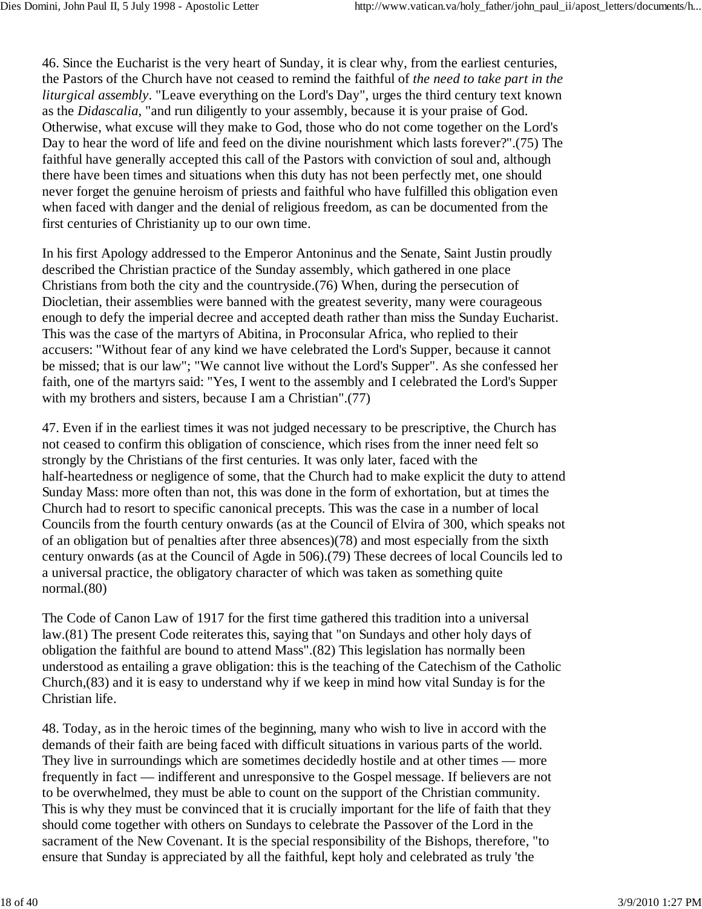46. Since the Eucharist is the very heart of Sunday, it is clear why, from the earliest centuries, the Pastors of the Church have not ceased to remind the faithful of *the need to take part in the liturgical assembly*. "Leave everything on the Lord's Day", urges the third century text known as the *Didascalia*, "and run diligently to your assembly, because it is your praise of God. Otherwise, what excuse will they make to God, those who do not come together on the Lord's Day to hear the word of life and feed on the divine nourishment which lasts forever?".(75) The faithful have generally accepted this call of the Pastors with conviction of soul and, although there have been times and situations when this duty has not been perfectly met, one should never forget the genuine heroism of priests and faithful who have fulfilled this obligation even when faced with danger and the denial of religious freedom, as can be documented from the first centuries of Christianity up to our own time.

In his first Apology addressed to the Emperor Antoninus and the Senate, Saint Justin proudly described the Christian practice of the Sunday assembly, which gathered in one place Christians from both the city and the countryside.(76) When, during the persecution of Diocletian, their assemblies were banned with the greatest severity, many were courageous enough to defy the imperial decree and accepted death rather than miss the Sunday Eucharist. This was the case of the martyrs of Abitina, in Proconsular Africa, who replied to their accusers: "Without fear of any kind we have celebrated the Lord's Supper, because it cannot be missed; that is our law"; "We cannot live without the Lord's Supper". As she confessed her faith, one of the martyrs said: "Yes, I went to the assembly and I celebrated the Lord's Supper with my brothers and sisters, because I am a Christian".(77)

47. Even if in the earliest times it was not judged necessary to be prescriptive, the Church has not ceased to confirm this obligation of conscience, which rises from the inner need felt so strongly by the Christians of the first centuries. It was only later, faced with the half-heartedness or negligence of some, that the Church had to make explicit the duty to attend Sunday Mass: more often than not, this was done in the form of exhortation, but at times the Church had to resort to specific canonical precepts. This was the case in a number of local Councils from the fourth century onwards (as at the Council of Elvira of 300, which speaks not of an obligation but of penalties after three absences)(78) and most especially from the sixth century onwards (as at the Council of Agde in 506).(79) These decrees of local Councils led to a universal practice, the obligatory character of which was taken as something quite normal.(80)

The Code of Canon Law of 1917 for the first time gathered this tradition into a universal law.(81) The present Code reiterates this, saying that "on Sundays and other holy days of obligation the faithful are bound to attend Mass".(82) This legislation has normally been understood as entailing a grave obligation: this is the teaching of the Catechism of the Catholic Church,(83) and it is easy to understand why if we keep in mind how vital Sunday is for the Christian life.

48. Today, as in the heroic times of the beginning, many who wish to live in accord with the demands of their faith are being faced with difficult situations in various parts of the world. They live in surroundings which are sometimes decidedly hostile and at other times — more frequently in fact — indifferent and unresponsive to the Gospel message. If believers are not to be overwhelmed, they must be able to count on the support of the Christian community. This is why they must be convinced that it is crucially important for the life of faith that they should come together with others on Sundays to celebrate the Passover of the Lord in the sacrament of the New Covenant. It is the special responsibility of the Bishops, therefore, "to ensure that Sunday is appreciated by all the faithful, kept holy and celebrated as truly 'the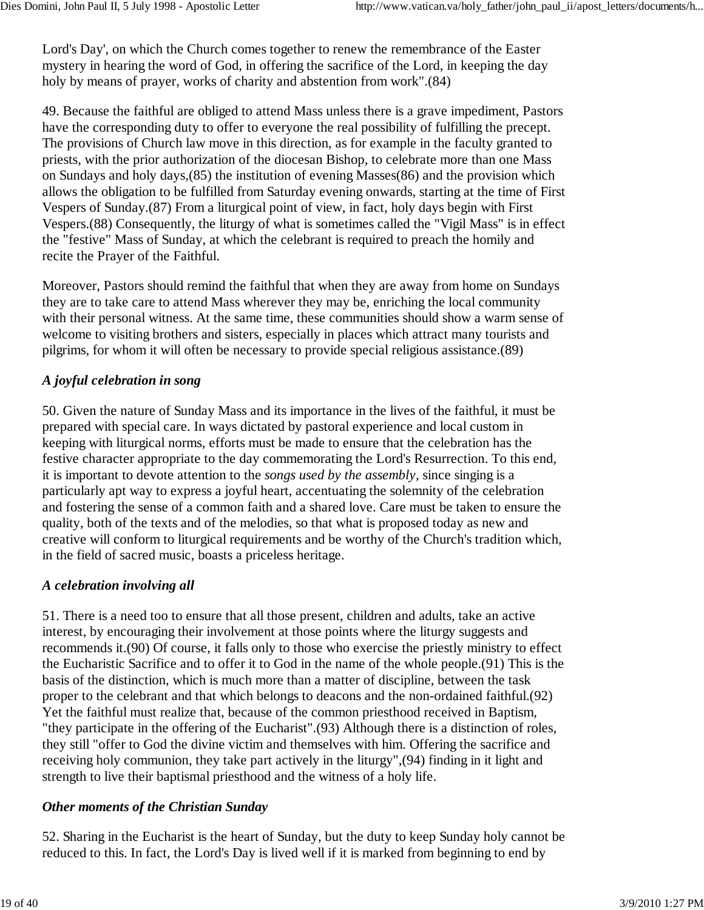Lord's Day', on which the Church comes together to renew the remembrance of the Easter mystery in hearing the word of God, in offering the sacrifice of the Lord, in keeping the day holy by means of prayer, works of charity and abstention from work".(84)

49. Because the faithful are obliged to attend Mass unless there is a grave impediment, Pastors have the corresponding duty to offer to everyone the real possibility of fulfilling the precept. The provisions of Church law move in this direction, as for example in the faculty granted to priests, with the prior authorization of the diocesan Bishop, to celebrate more than one Mass on Sundays and holy days,(85) the institution of evening Masses(86) and the provision which allows the obligation to be fulfilled from Saturday evening onwards, starting at the time of First Vespers of Sunday.(87) From a liturgical point of view, in fact, holy days begin with First Vespers.(88) Consequently, the liturgy of what is sometimes called the "Vigil Mass" is in effect the "festive" Mass of Sunday, at which the celebrant is required to preach the homily and recite the Prayer of the Faithful.

Moreover, Pastors should remind the faithful that when they are away from home on Sundays they are to take care to attend Mass wherever they may be, enriching the local community with their personal witness. At the same time, these communities should show a warm sense of welcome to visiting brothers and sisters, especially in places which attract many tourists and pilgrims, for whom it will often be necessary to provide special religious assistance.(89)

### *A joyful celebration in song*

50. Given the nature of Sunday Mass and its importance in the lives of the faithful, it must be prepared with special care. In ways dictated by pastoral experience and local custom in keeping with liturgical norms, efforts must be made to ensure that the celebration has the festive character appropriate to the day commemorating the Lord's Resurrection. To this end, it is important to devote attention to the *songs used by the assembly*, since singing is a particularly apt way to express a joyful heart, accentuating the solemnity of the celebration and fostering the sense of a common faith and a shared love. Care must be taken to ensure the quality, both of the texts and of the melodies, so that what is proposed today as new and creative will conform to liturgical requirements and be worthy of the Church's tradition which, in the field of sacred music, boasts a priceless heritage.

### *A celebration involving all*

51. There is a need too to ensure that all those present, children and adults, take an active interest, by encouraging their involvement at those points where the liturgy suggests and recommends it.(90) Of course, it falls only to those who exercise the priestly ministry to effect the Eucharistic Sacrifice and to offer it to God in the name of the whole people.(91) This is the basis of the distinction, which is much more than a matter of discipline, between the task proper to the celebrant and that which belongs to deacons and the non-ordained faithful.(92) Yet the faithful must realize that, because of the common priesthood received in Baptism, "they participate in the offering of the Eucharist".(93) Although there is a distinction of roles, they still "offer to God the divine victim and themselves with him. Offering the sacrifice and receiving holy communion, they take part actively in the liturgy",(94) finding in it light and strength to live their baptismal priesthood and the witness of a holy life.

### *Other moments of the Christian Sunday*

52. Sharing in the Eucharist is the heart of Sunday, but the duty to keep Sunday holy cannot be reduced to this. In fact, the Lord's Day is lived well if it is marked from beginning to end by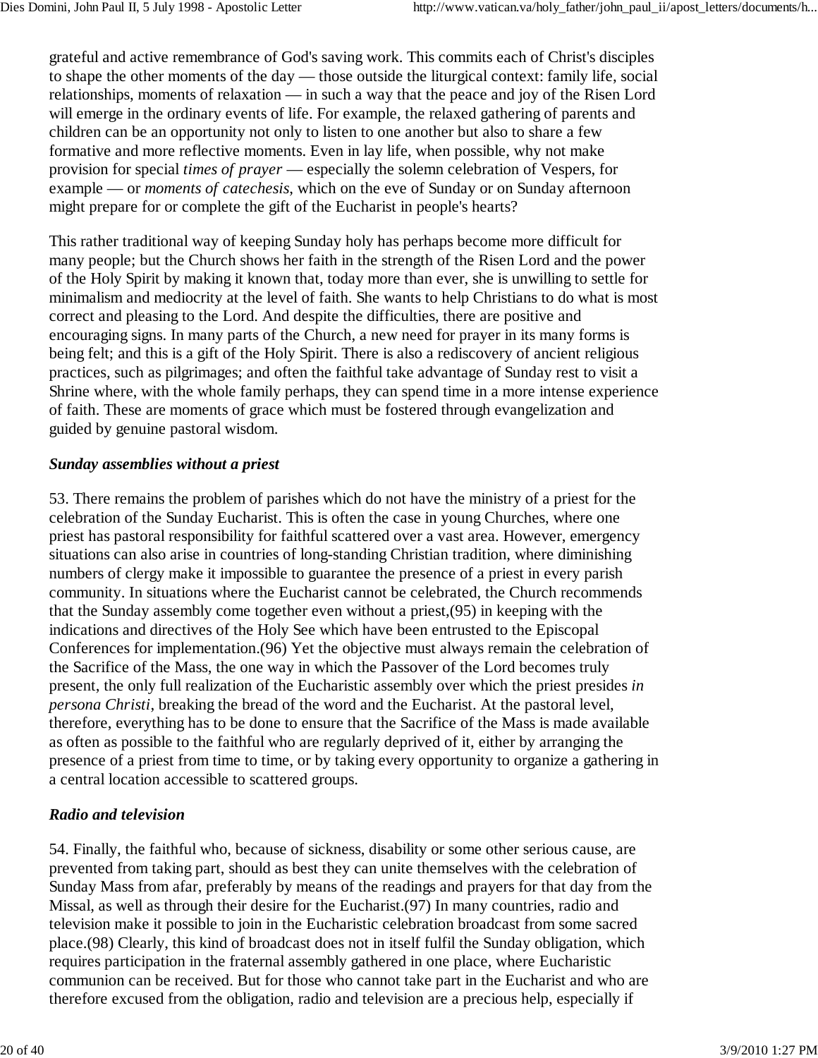grateful and active remembrance of God's saving work. This commits each of Christ's disciples to shape the other moments of the day — those outside the liturgical context: family life, social relationships, moments of relaxation — in such a way that the peace and joy of the Risen Lord will emerge in the ordinary events of life. For example, the relaxed gathering of parents and children can be an opportunity not only to listen to one another but also to share a few formative and more reflective moments. Even in lay life, when possible, why not make provision for special *times of prayer* — especially the solemn celebration of Vespers, for example — or *moments of catechesis*, which on the eve of Sunday or on Sunday afternoon might prepare for or complete the gift of the Eucharist in people's hearts?

This rather traditional way of keeping Sunday holy has perhaps become more difficult for many people; but the Church shows her faith in the strength of the Risen Lord and the power of the Holy Spirit by making it known that, today more than ever, she is unwilling to settle for minimalism and mediocrity at the level of faith. She wants to help Christians to do what is most correct and pleasing to the Lord. And despite the difficulties, there are positive and encouraging signs. In many parts of the Church, a new need for prayer in its many forms is being felt; and this is a gift of the Holy Spirit. There is also a rediscovery of ancient religious practices, such as pilgrimages; and often the faithful take advantage of Sunday rest to visit a Shrine where, with the whole family perhaps, they can spend time in a more intense experience of faith. These are moments of grace which must be fostered through evangelization and guided by genuine pastoral wisdom.

### *Sunday assemblies without a priest*

53. There remains the problem of parishes which do not have the ministry of a priest for the celebration of the Sunday Eucharist. This is often the case in young Churches, where one priest has pastoral responsibility for faithful scattered over a vast area. However, emergency situations can also arise in countries of long-standing Christian tradition, where diminishing numbers of clergy make it impossible to guarantee the presence of a priest in every parish community. In situations where the Eucharist cannot be celebrated, the Church recommends that the Sunday assembly come together even without a priest,(95) in keeping with the indications and directives of the Holy See which have been entrusted to the Episcopal Conferences for implementation.(96) Yet the objective must always remain the celebration of the Sacrifice of the Mass, the one way in which the Passover of the Lord becomes truly present, the only full realization of the Eucharistic assembly over which the priest presides *in persona Christi*, breaking the bread of the word and the Eucharist. At the pastoral level, therefore, everything has to be done to ensure that the Sacrifice of the Mass is made available as often as possible to the faithful who are regularly deprived of it, either by arranging the presence of a priest from time to time, or by taking every opportunity to organize a gathering in a central location accessible to scattered groups.

### *Radio and television*

54. Finally, the faithful who, because of sickness, disability or some other serious cause, are prevented from taking part, should as best they can unite themselves with the celebration of Sunday Mass from afar, preferably by means of the readings and prayers for that day from the Missal, as well as through their desire for the Eucharist.(97) In many countries, radio and television make it possible to join in the Eucharistic celebration broadcast from some sacred place.(98) Clearly, this kind of broadcast does not in itself fulfil the Sunday obligation, which requires participation in the fraternal assembly gathered in one place, where Eucharistic communion can be received. But for those who cannot take part in the Eucharist and who are therefore excused from the obligation, radio and television are a precious help, especially if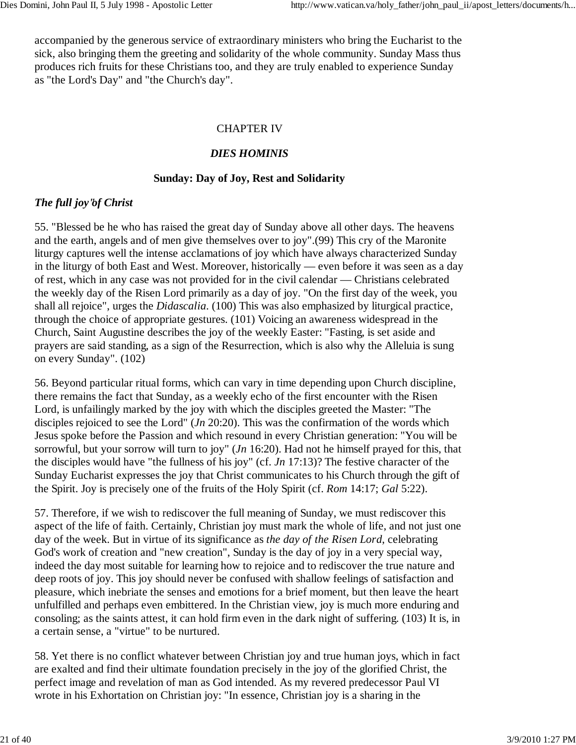accompanied by the generous service of extraordinary ministers who bring the Eucharist to the sick, also bringing them the greeting and solidarity of the whole community. Sunday Mass thus produces rich fruits for these Christians too, and they are truly enabled to experience Sunday as "the Lord's Day" and "the Church's day".

## CHAPTER IV

## *DIES HOMINIS*

### Sunday: Day of Joy, Rest and Solidarity

***The full joy'of Christ***

55. "Blessed be he who has raised the great day of Sunday above all other days. The heavens and the earth, angels and of men give themselves over to joy".(99) This cry of the Maronite liturgy captures well the intense acclamations of joy which have always characterized Sunday in the liturgy of both East and West. Moreover, historically — even before it was seen as a day of rest, which in any case was not provided for in the civil calendar — Christians celebrated the weekly day of the Risen Lord primarily as a day of joy. "On the first day of the week, you shall all rejoice", urges the *Didascalia*. (100) This was also emphasized by liturgical practice, through the choice of appropriate gestures. (101) Voicing an awareness widespread in the Church, Saint Augustine describes the joy of the weekly Easter: "Fasting, is set aside and prayers are said standing, as a sign of the Resurrection, which is also why the Alleluia is sung on every Sunday". (102)

56. Beyond particular ritual forms, which can vary in time depending upon Church discipline, there remains the fact that Sunday, as a weekly echo of the first encounter with the Risen Lord, is unfailingly marked by the joy with which the disciples greeted the Master: "The disciples rejoiced to see the Lord" (*Jn* 20:20). This was the confirmation of the words which Jesus spoke before the Passion and which resound in every Christian generation: "You will be sorrowful, but your sorrow will turn to joy" (*Jn* 16:20). Had not he himself prayed for this, that the disciples would have "the fullness of his joy" (cf. *Jn* 17:13)? The festive character of the Sunday Eucharist expresses the joy that Christ communicates to his Church through the gift of the Spirit. Joy is precisely one of the fruits of the Holy Spirit (cf. *Rom* 14:17; *Gal* 5:22).

57. Therefore, if we wish to rediscover the full meaning of Sunday, we must rediscover this aspect of the life of faith. Certainly, Christian joy must mark the whole of life, and not just one day of the week. But in virtue of its significance as *the day of the Risen Lord*, celebrating God's work of creation and "new creation", Sunday is the day of joy in a very special way, indeed the day most suitable for learning how to rejoice and to rediscover the true nature and deep roots of joy. This joy should never be confused with shallow feelings of satisfaction and pleasure, which inebriate the senses and emotions for a brief moment, but then leave the heart unfulfilled and perhaps even embittered. In the Christian view, joy is much more enduring and consoling; as the saints attest, it can hold firm even in the dark night of suffering. (103) It is, in a certain sense, a "virtue" to be nurtured.

58. Yet there is no conflict whatever between Christian joy and true human joys, which in fact are exalted and find their ultimate foundation precisely in the joy of the glorified Christ, the perfect image and revelation of man as God intended. As my revered predecessor Paul VI wrote in his Exhortation on Christian joy: "In essence, Christian joy is a sharing in the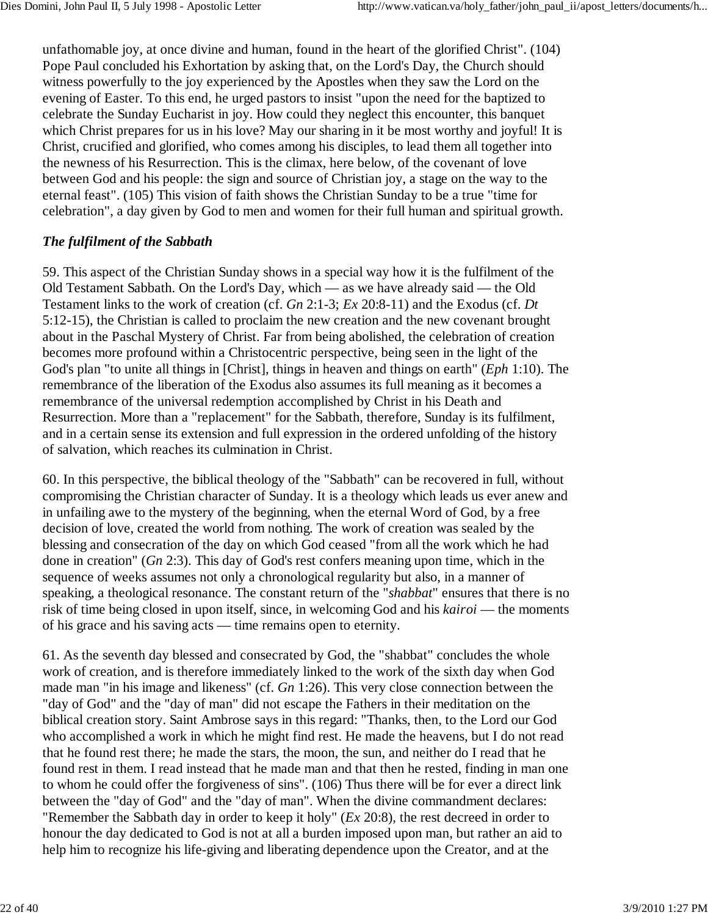unfathomable joy, at once divine and human, found in the heart of the glorified Christ". (104) Pope Paul concluded his Exhortation by asking that, on the Lord's Day, the Church should witness powerfully to the joy experienced by the Apostles when they saw the Lord on the evening of Easter. To this end, he urged pastors to insist "upon the need for the baptized to celebrate the Sunday Eucharist in joy. How could they neglect this encounter, this banquet which Christ prepares for us in his love? May our sharing in it be most worthy and joyful! It is Christ, crucified and glorified, who comes among his disciples, to lead them all together into the newness of his Resurrection. This is the climax, here below, of the covenant of love between God and his people: the sign and source of Christian joy, a stage on the way to the eternal feast". (105) This vision of faith shows the Christian Sunday to be a true "time for celebration", a day given by God to men and women for their full human and spiritual growth.

### *The fulfilment of the Sabbath*

59. This aspect of the Christian Sunday shows in a special way how it is the fulfilment of the Old Testament Sabbath. On the Lord's Day, which — as we have already said — the Old Testament links to the work of creation (cf. *Gn* 2:1-3; *Ex* 20:8-11) and the Exodus (cf. *Dt* 5:12-15), the Christian is called to proclaim the new creation and the new covenant brought about in the Paschal Mystery of Christ. Far from being abolished, the celebration of creation becomes more profound within a Christocentric perspective, being seen in the light of the God's plan "to unite all things in [Christ], things in heaven and things on earth" (*Eph* 1:10). The remembrance of the liberation of the Exodus also assumes its full meaning as it becomes a remembrance of the universal redemption accomplished by Christ in his Death and Resurrection. More than a "replacement" for the Sabbath, therefore, Sunday is its fulfilment, and in a certain sense its extension and full expression in the ordered unfolding of the history of salvation, which reaches its culmination in Christ.

60. In this perspective, the biblical theology of the "Sabbath" can be recovered in full, without compromising the Christian character of Sunday. It is a theology which leads us ever anew and in unfailing awe to the mystery of the beginning, when the eternal Word of God, by a free decision of love, created the world from nothing. The work of creation was sealed by the blessing and consecration of the day on which God ceased "from all the work which he had done in creation" (*Gn* 2:3). This day of God's rest confers meaning upon time, which in the sequence of weeks assumes not only a chronological regularity but also, in a manner of speaking, a theological resonance. The constant return of the "*shabbat*" ensures that there is no risk of time being closed in upon itself, since, in welcoming God and his *kairoi* — the moments of his grace and his saving acts — time remains open to eternity.

61. As the seventh day blessed and consecrated by God, the "shabbat" concludes the whole work of creation, and is therefore immediately linked to the work of the sixth day when God made man "in his image and likeness" (cf. *Gn* 1:26). This very close connection between the "day of God" and the "day of man" did not escape the Fathers in their meditation on the biblical creation story. Saint Ambrose says in this regard: "Thanks, then, to the Lord our God who accomplished a work in which he might find rest. He made the heavens, but I do not read that he found rest there; he made the stars, the moon, the sun, and neither do I read that he found rest in them. I read instead that he made man and that then he rested, finding in man one to whom he could offer the forgiveness of sins". (106) Thus there will be for ever a direct link between the "day of God" and the "day of man". When the divine commandment declares: "Remember the Sabbath day in order to keep it holy" (*Ex* 20:8), the rest decreed in order to honour the day dedicated to God is not at all a burden imposed upon man, but rather an aid to help him to recognize his life-giving and liberating dependence upon the Creator, and at the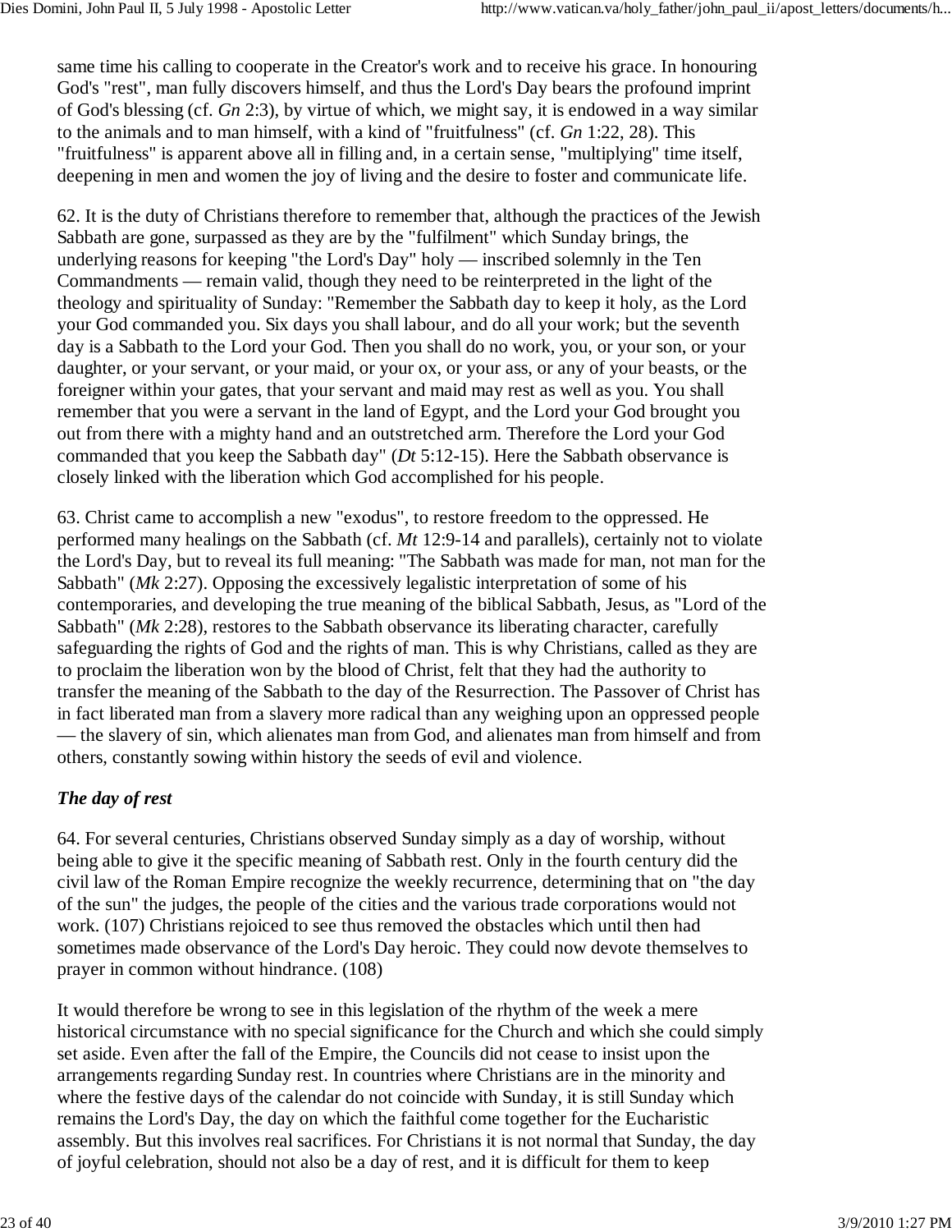same time his calling to cooperate in the Creator's work and to receive his grace. In honouring God's "rest", man fully discovers himself, and thus the Lord's Day bears the profound imprint of God's blessing (cf. *Gn* 2:3), by virtue of which, we might say, it is endowed in a way similar to the animals and to man himself, with a kind of "fruitfulness" (cf. *Gn* 1:22, 28). This "fruitfulness" is apparent above all in filling and, in a certain sense, "multiplying" time itself, deepening in men and women the joy of living and the desire to foster and communicate life.

62. It is the duty of Christians therefore to remember that, although the practices of the Jewish Sabbath are gone, surpassed as they are by the "fulfilment" which Sunday brings, the underlying reasons for keeping "the Lord's Day" holy — inscribed solemnly in the Ten Commandments — remain valid, though they need to be reinterpreted in the light of the theology and spirituality of Sunday: "Remember the Sabbath day to keep it holy, as the Lord your God commanded you. Six days you shall labour, and do all your work; but the seventh day is a Sabbath to the Lord your God. Then you shall do no work, you, or your son, or your daughter, or your servant, or your maid, or your ox, or your ass, or any of your beasts, or the foreigner within your gates, that your servant and maid may rest as well as you. You shall remember that you were a servant in the land of Egypt, and the Lord your God brought you out from there with a mighty hand and an outstretched arm. Therefore the Lord your God commanded that you keep the Sabbath day" (*Dt* 5:12-15). Here the Sabbath observance is closely linked with the liberation which God accomplished for his people.

63. Christ came to accomplish a new "exodus", to restore freedom to the oppressed. He performed many healings on the Sabbath (cf. *Mt* 12:9-14 and parallels), certainly not to violate the Lord's Day, but to reveal its full meaning: "The Sabbath was made for man, not man for the Sabbath" (*Mk* 2:27). Opposing the excessively legalistic interpretation of some of his contemporaries, and developing the true meaning of the biblical Sabbath, Jesus, as "Lord of the Sabbath" (*Mk* 2:28), restores to the Sabbath observance its liberating character, carefully safeguarding the rights of God and the rights of man. This is why Christians, called as they are to proclaim the liberation won by the blood of Christ, felt that they had the authority to transfer the meaning of the Sabbath to the day of the Resurrection. The Passover of Christ has in fact liberated man from a slavery more radical than any weighing upon an oppressed people — the slavery of sin, which alienates man from God, and alienates man from himself and from others, constantly sowing within history the seeds of evil and violence.

### *The day of rest*

64. For several centuries, Christians observed Sunday simply as a day of worship, without being able to give it the specific meaning of Sabbath rest. Only in the fourth century did the civil law of the Roman Empire recognize the weekly recurrence, determining that on "the day of the sun" the judges, the people of the cities and the various trade corporations would not work. (107) Christians rejoiced to see thus removed the obstacles which until then had sometimes made observance of the Lord's Day heroic. They could now devote themselves to prayer in common without hindrance. (108)

It would therefore be wrong to see in this legislation of the rhythm of the week a mere historical circumstance with no special significance for the Church and which she could simply set aside. Even after the fall of the Empire, the Councils did not cease to insist upon the arrangements regarding Sunday rest. In countries where Christians are in the minority and where the festive days of the calendar do not coincide with Sunday, it is still Sunday which remains the Lord's Day, the day on which the faithful come together for the Eucharistic assembly. But this involves real sacrifices. For Christians it is not normal that Sunday, the day of joyful celebration, should not also be a day of rest, and it is difficult for them to keep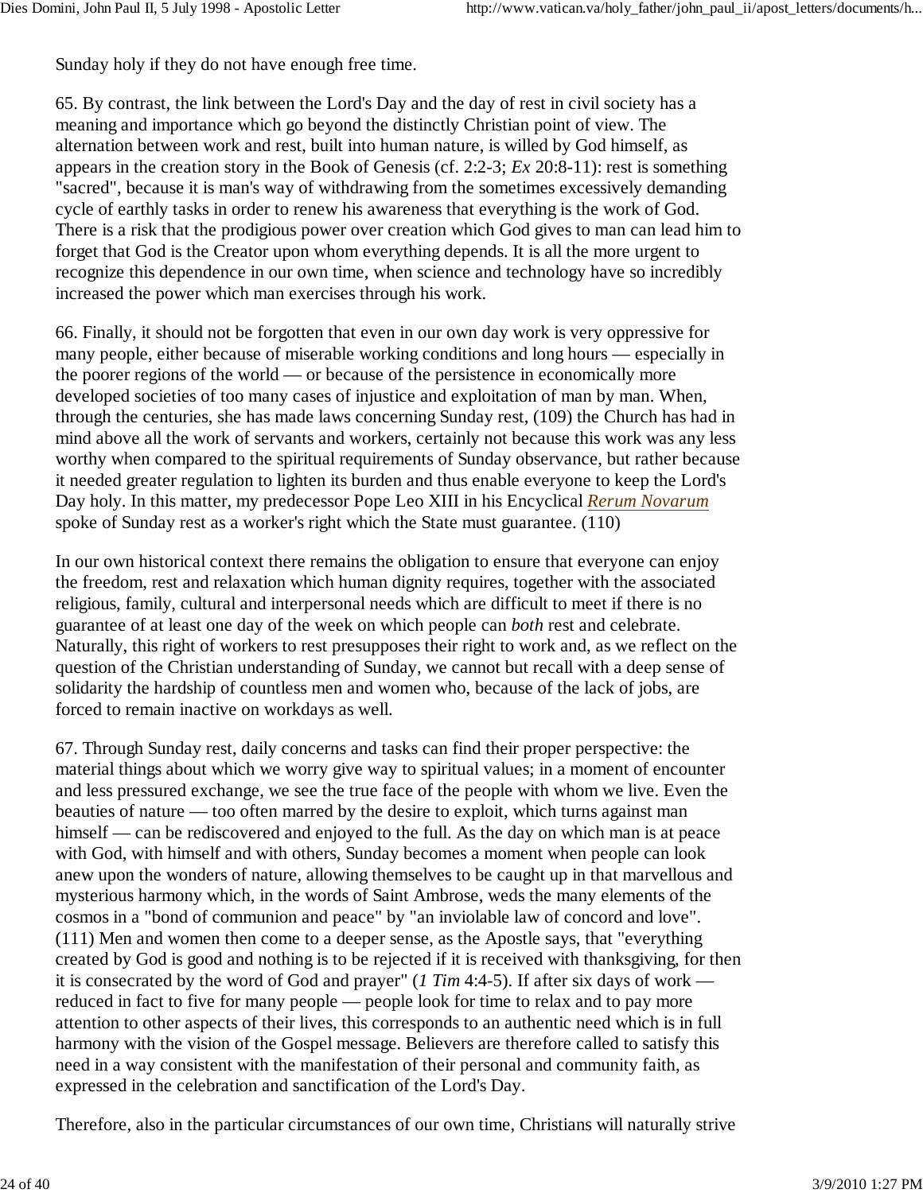Sunday holy if they do not have enough free time.

65. By contrast, the link between the Lord's Day and the day of rest in civil society has a meaning and importance which go beyond the distinctly Christian point of view. The alternation between work and rest, built into human nature, is willed by God himself, as appears in the creation story in the Book of Genesis (cf. 2:2-3; *Ex* 20:8-11): rest is something "sacred", because it is man's way of withdrawing from the sometimes excessively demanding cycle of earthly tasks in order to renew his awareness that everything is the work of God. There is a risk that the prodigious power over creation which God gives to man can lead him to forget that God is the Creator upon whom everything depends. It is all the more urgent to recognize this dependence in our own time, when science and technology have so incredibly increased the power which man exercises through his work.

66. Finally, it should not be forgotten that even in our own day work is very oppressive for many people, either because of miserable working conditions and long hours — especially in the poorer regions of the world — or because of the persistence in economically more developed societies of too many cases of injustice and exploitation of man by man. When, through the centuries, she has made laws concerning Sunday rest, (109) the Church has had in mind above all the work of servants and workers, certainly not because this work was any less worthy when compared to the spiritual requirements of Sunday observance, but rather because it needed greater regulation to lighten its burden and thus enable everyone to keep the Lord's Day holy. In this matter, my predecessor Pope Leo XIII in his Encyclical *Rerum Novarum* spoke of Sunday rest as a worker's right which the State must guarantee. (110)

In our own historical context there remains the obligation to ensure that everyone can enjoy the freedom, rest and relaxation which human dignity requires, together with the associated religious, family, cultural and interpersonal needs which are difficult to meet if there is no guarantee of at least one day of the week on which people can *both* rest and celebrate. Naturally, this right of workers to rest presupposes their right to work and, as we reflect on the question of the Christian understanding of Sunday, we cannot but recall with a deep sense of solidarity the hardship of countless men and women who, because of the lack of jobs, are forced to remain inactive on workdays as well.

67. Through Sunday rest, daily concerns and tasks can find their proper perspective: the material things about which we worry give way to spiritual values; in a moment of encounter and less pressured exchange, we see the true face of the people with whom we live. Even the beauties of nature — too often marred by the desire to exploit, which turns against man himself — can be rediscovered and enjoyed to the full. As the day on which man is at peace with God, with himself and with others, Sunday becomes a moment when people can look anew upon the wonders of nature, allowing themselves to be caught up in that marvellous and mysterious harmony which, in the words of Saint Ambrose, weds the many elements of the cosmos in a "bond of communion and peace" by "an inviolable law of concord and love". (111) Men and women then come to a deeper sense, as the Apostle says, that "everything created by God is good and nothing is to be rejected if it is received with thanksgiving, for then it is consecrated by the word of God and prayer" (*1 Tim* 4:4-5). If after six days of work — reduced in fact to five for many people — people look for time to relax and to pay more attention to other aspects of their lives, this corresponds to an authentic need which is in full harmony with the vision of the Gospel message. Believers are therefore called to satisfy this need in a way consistent with the manifestation of their personal and community faith, as expressed in the celebration and sanctification of the Lord's Day.

Therefore, also in the particular circumstances of our own time, Christians will naturally strive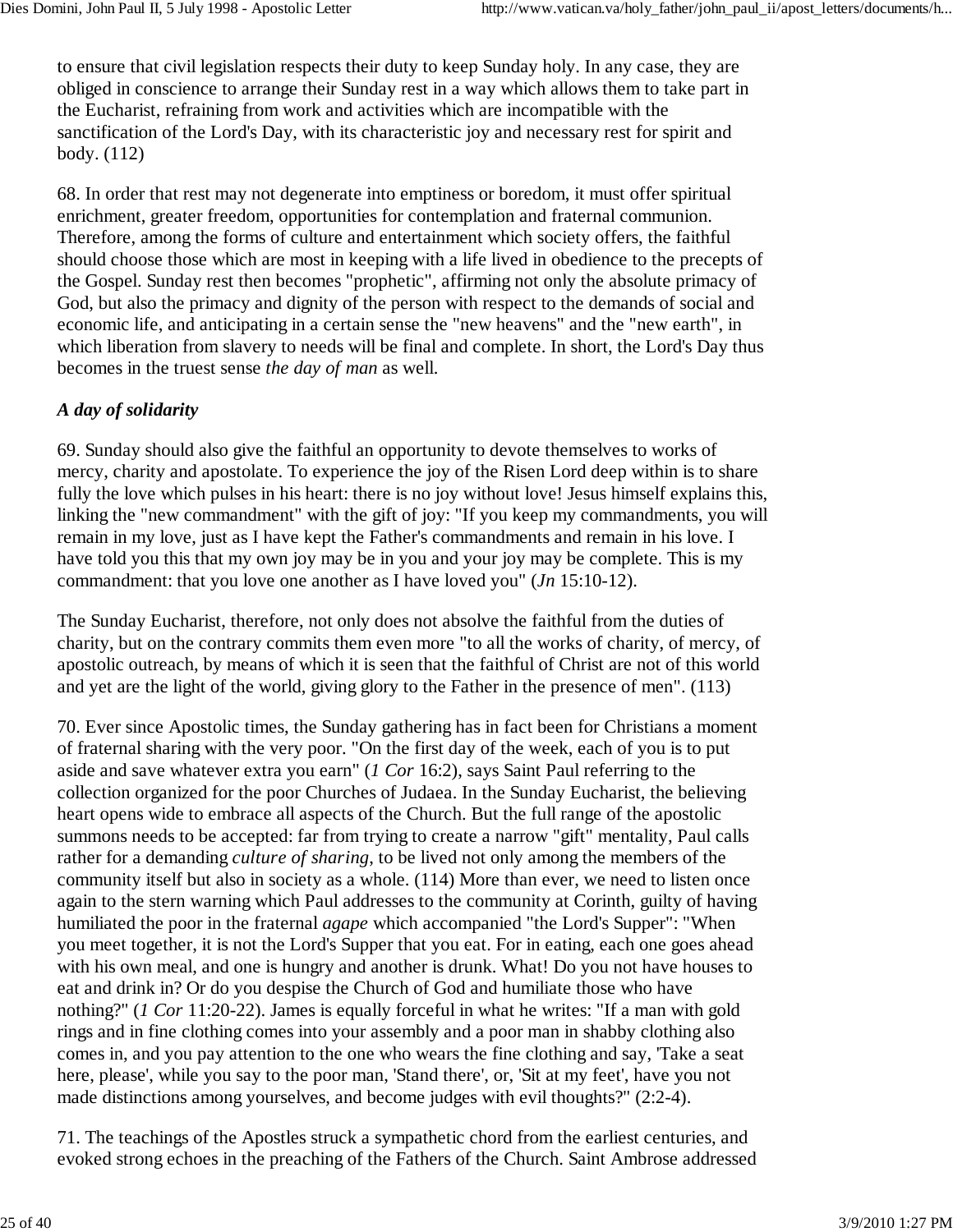to ensure that civil legislation respects their duty to keep Sunday holy. In any case, they are obliged in conscience to arrange their Sunday rest in a way which allows them to take part in the Eucharist, refraining from work and activities which are incompatible with the sanctification of the Lord's Day, with its characteristic joy and necessary rest for spirit and body. (112)

68. In order that rest may not degenerate into emptiness or boredom, it must offer spiritual enrichment, greater freedom, opportunities for contemplation and fraternal communion. Therefore, among the forms of culture and entertainment which society offers, the faithful should choose those which are most in keeping with a life lived in obedience to the precepts of the Gospel. Sunday rest then becomes "prophetic", affirming not only the absolute primacy of God, but also the primacy and dignity of the person with respect to the demands of social and economic life, and anticipating in a certain sense the "new heavens" and the "new earth", in which liberation from slavery to needs will be final and complete. In short, the Lord's Day thus becomes in the truest sense *the day of man* as well.

### *A day of solidarity*

69. Sunday should also give the faithful an opportunity to devote themselves to works of mercy, charity and apostolate. To experience the joy of the Risen Lord deep within is to share fully the love which pulses in his heart: there is no joy without love! Jesus himself explains this, linking the "new commandment" with the gift of joy: "If you keep my commandments, you will remain in my love, just as I have kept the Father's commandments and remain in his love. I have told you this that my own joy may be in you and your joy may be complete. This is my commandment: that you love one another as I have loved you" (*Jn* 15:10-12).

The Sunday Eucharist, therefore, not only does not absolve the faithful from the duties of charity, but on the contrary commits them even more "to all the works of charity, of mercy, of apostolic outreach, by means of which it is seen that the faithful of Christ are not of this world and yet are the light of the world, giving glory to the Father in the presence of men". (113)

70. Ever since Apostolic times, the Sunday gathering has in fact been for Christians a moment of fraternal sharing with the very poor. "On the first day of the week, each of you is to put aside and save whatever extra you earn" (*1 Cor* 16:2), says Saint Paul referring to the collection organized for the poor Churches of Judaea. In the Sunday Eucharist, the believing heart opens wide to embrace all aspects of the Church. But the full range of the apostolic summons needs to be accepted: far from trying to create a narrow "gift" mentality, Paul calls rather for a demanding *culture of sharing*, to be lived not only among the members of the community itself but also in society as a whole. (114) More than ever, we need to listen once again to the stern warning which Paul addresses to the community at Corinth, guilty of having humiliated the poor in the fraternal *agape* which accompanied "the Lord's Supper": "When you meet together, it is not the Lord's Supper that you eat. For in eating, each one goes ahead with his own meal, and one is hungry and another is drunk. What! Do you not have houses to eat and drink in? Or do you despise the Church of God and humiliate those who have nothing?" (*1 Cor* 11:20-22). James is equally forceful in what he writes: "If a man with gold rings and in fine clothing comes into your assembly and a poor man in shabby clothing also comes in, and you pay attention to the one who wears the fine clothing and say, 'Take a seat here, please', while you say to the poor man, 'Stand there', or, 'Sit at my feet', have you not made distinctions among yourselves, and become judges with evil thoughts?" (2:2-4).

71. The teachings of the Apostles struck a sympathetic chord from the earliest centuries, and evoked strong echoes in the preaching of the Fathers of the Church. Saint Ambrose addressed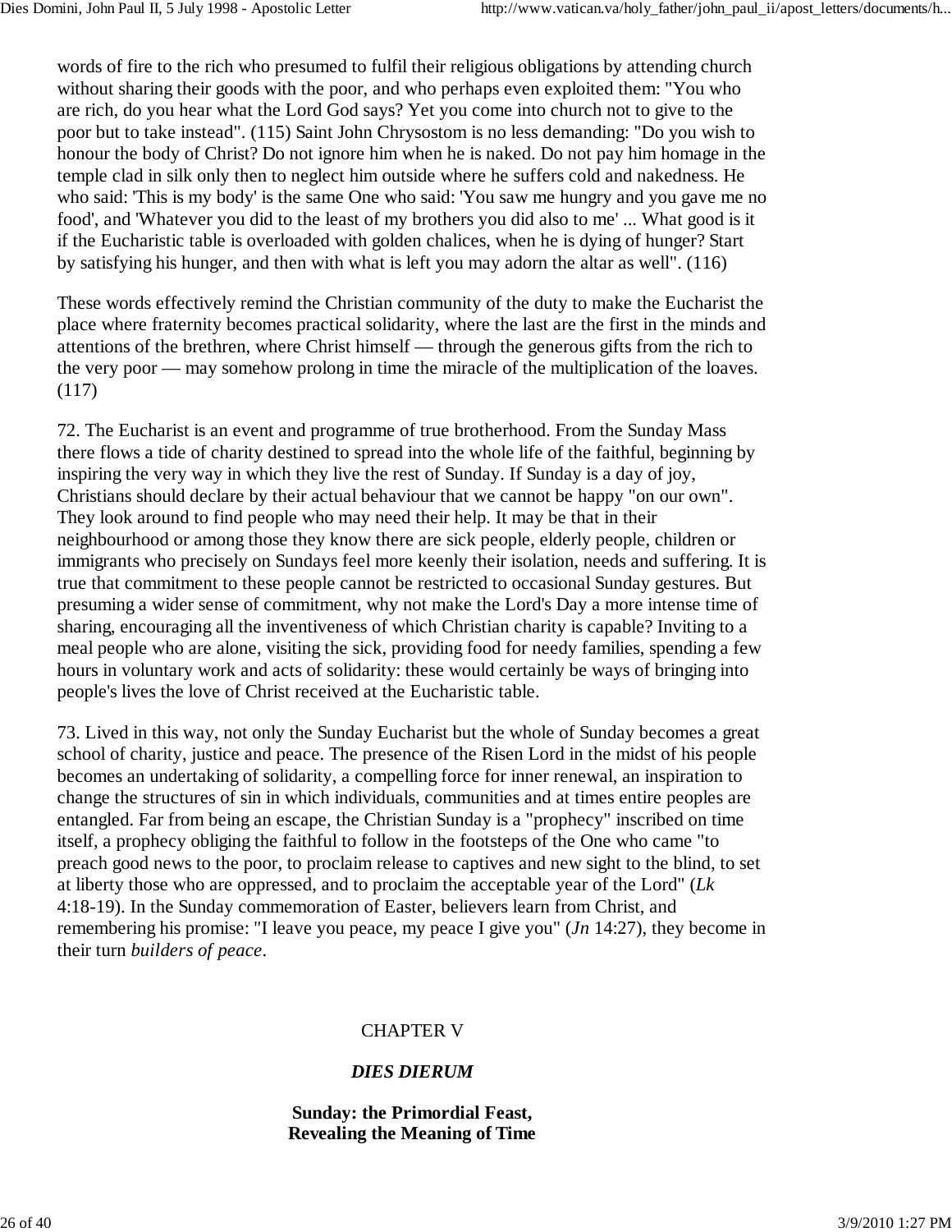words of fire to the rich who presumed to fulfil their religious obligations by attending church without sharing their goods with the poor, and who perhaps even exploited them: "You who are rich, do you hear what the Lord God says? Yet you come into church not to give to the poor but to take instead". (115) Saint John Chrysostom is no less demanding: "Do you wish to honour the body of Christ? Do not ignore him when he is naked. Do not pay him homage in the temple clad in silk only then to neglect him outside where he suffers cold and nakedness. He who said: 'This is my body' is the same One who said: 'You saw me hungry and you gave me no food', and 'Whatever you did to the least of my brothers you did also to me' ... What good is it if the Eucharistic table is overloaded with golden chalices, when he is dying of hunger? Start by satisfying his hunger, and then with what is left you may adorn the altar as well". (116)

These words effectively remind the Christian community of the duty to make the Eucharist the place where fraternity becomes practical solidarity, where the last are the first in the minds and attentions of the brethren, where Christ himself — through the generous gifts from the rich to the very poor — may somehow prolong in time the miracle of the multiplication of the loaves. (117)

72. The Eucharist is an event and programme of true brotherhood. From the Sunday Mass there flows a tide of charity destined to spread into the whole life of the faithful, beginning by inspiring the very way in which they live the rest of Sunday. If Sunday is a day of joy, Christians should declare by their actual behaviour that we cannot be happy "on our own". They look around to find people who may need their help. It may be that in their neighbourhood or among those they know there are sick people, elderly people, children or immigrants who precisely on Sundays feel more keenly their isolation, needs and suffering. It is true that commitment to these people cannot be restricted to occasional Sunday gestures. But presuming a wider sense of commitment, why not make the Lord's Day a more intense time of sharing, encouraging all the inventiveness of which Christian charity is capable? Inviting to a meal people who are alone, visiting the sick, providing food for needy families, spending a few hours in voluntary work and acts of solidarity: these would certainly be ways of bringing into people's lives the love of Christ received at the Eucharistic table.

73. Lived in this way, not only the Sunday Eucharist but the whole of Sunday becomes a great school of charity, justice and peace. The presence of the Risen Lord in the midst of his people becomes an undertaking of solidarity, a compelling force for inner renewal, an inspiration to change the structures of sin in which individuals, communities and at times entire peoples are entangled. Far from being an escape, the Christian Sunday is a "prophecy" inscribed on time itself, a prophecy obliging the faithful to follow in the footsteps of the One who came "to preach good news to the poor, to proclaim release to captives and new sight to the blind, to set at liberty those who are oppressed, and to proclaim the acceptable year of the Lord" (*Lk* 4:18-19). In the Sunday commemoration of Easter, believers learn from Christ, and remembering his promise: "I leave you peace, my peace I give you" (*Jn* 14:27), they become in their turn *builders of peace*.

## CHAPTER V

### *DIES DIERUM*

### **Sunday: the Primordial Feast, Revealing the Meaning of Time**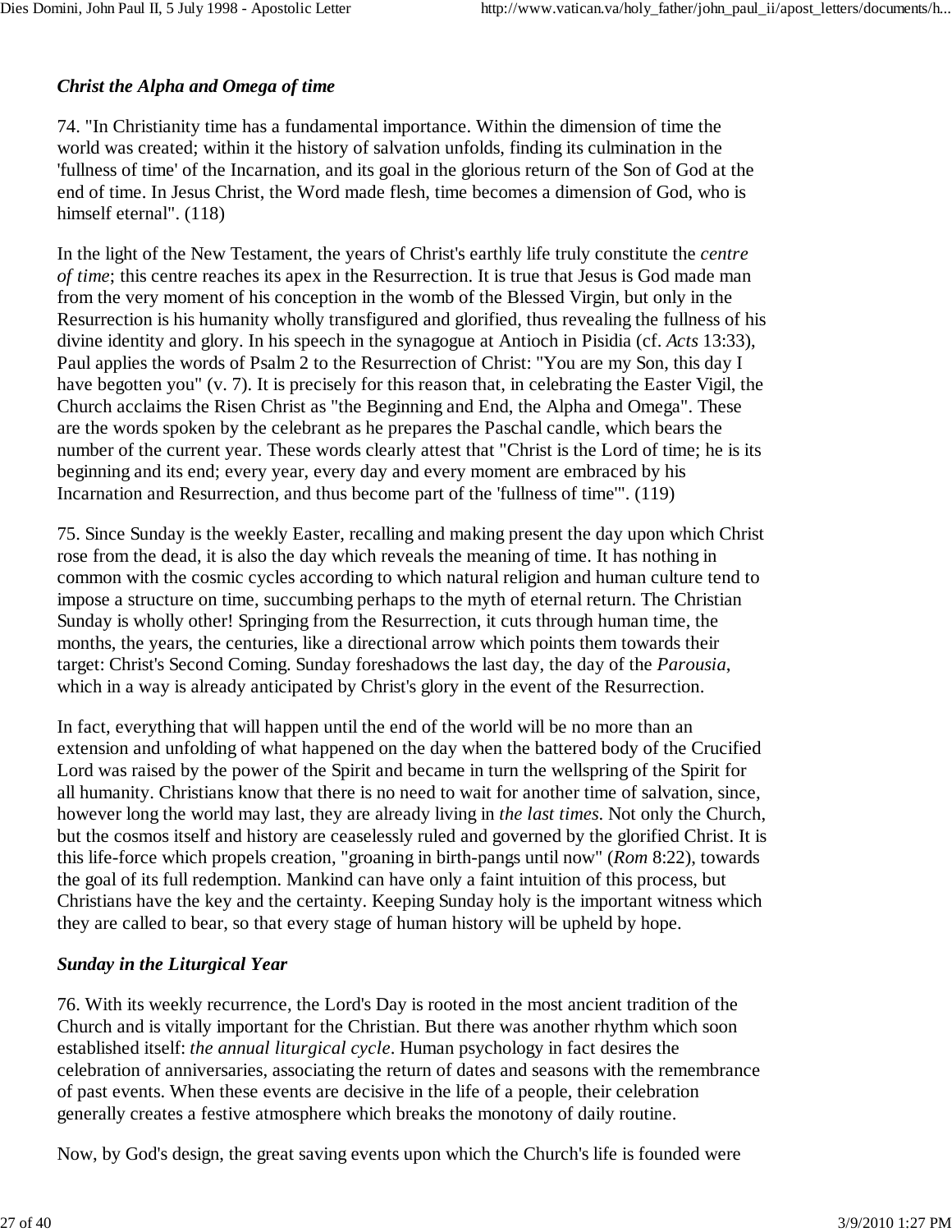### *Christ the Alpha and Omega of time*

74. "In Christianity time has a fundamental importance. Within the dimension of time the world was created; within it the history of salvation unfolds, finding its culmination in the 'fullness of time' of the Incarnation, and its goal in the glorious return of the Son of God at the end of time. In Jesus Christ, the Word made flesh, time becomes a dimension of God, who is himself eternal". (118)

In the light of the New Testament, the years of Christ's earthly life truly constitute the *centre of time*; this centre reaches its apex in the Resurrection. It is true that Jesus is God made man from the very moment of his conception in the womb of the Blessed Virgin, but only in the Resurrection is his humanity wholly transfigured and glorified, thus revealing the fullness of his divine identity and glory. In his speech in the synagogue at Antioch in Pisidia (cf. *Acts* 13:33), Paul applies the words of Psalm 2 to the Resurrection of Christ: "You are my Son, this day I have begotten you" (v. 7). It is precisely for this reason that, in celebrating the Easter Vigil, the Church acclaims the Risen Christ as "the Beginning and End, the Alpha and Omega". These are the words spoken by the celebrant as he prepares the Paschal candle, which bears the number of the current year. These words clearly attest that "Christ is the Lord of time; he is its beginning and its end; every year, every day and every moment are embraced by his Incarnation and Resurrection, and thus become part of the 'fullness of time'". (119)

75. Since Sunday is the weekly Easter, recalling and making present the day upon which Christ rose from the dead, it is also the day which reveals the meaning of time. It has nothing in common with the cosmic cycles according to which natural religion and human culture tend to impose a structure on time, succumbing perhaps to the myth of eternal return. The Christian Sunday is wholly other! Springing from the Resurrection, it cuts through human time, the months, the years, the centuries, like a directional arrow which points them towards their target: Christ's Second Coming. Sunday foreshadows the last day, the day of the *Parousia*, which in a way is already anticipated by Christ's glory in the event of the Resurrection.

In fact, everything that will happen until the end of the world will be no more than an extension and unfolding of what happened on the day when the battered body of the Crucified Lord was raised by the power of the Spirit and became in turn the wellspring of the Spirit for all humanity. Christians know that there is no need to wait for another time of salvation, since, however long the world may last, they are already living in *the last times*. Not only the Church, but the cosmos itself and history are ceaselessly ruled and governed by the glorified Christ. It is this life-force which propels creation, "groaning in birth-pangs until now" (*Rom* 8:22), towards the goal of its full redemption. Mankind can have only a faint intuition of this process, but Christians have the key and the certainty. Keeping Sunday holy is the important witness which they are called to bear, so that every stage of human history will be upheld by hope.

### *Sunday in the Liturgical Year*

76. With its weekly recurrence, the Lord's Day is rooted in the most ancient tradition of the Church and is vitally important for the Christian. But there was another rhythm which soon established itself: *the annual liturgical cycle*. Human psychology in fact desires the celebration of anniversaries, associating the return of dates and seasons with the remembrance of past events. When these events are decisive in the life of a people, their celebration generally creates a festive atmosphere which breaks the monotony of daily routine.

Now, by God's design, the great saving events upon which the Church's life is founded were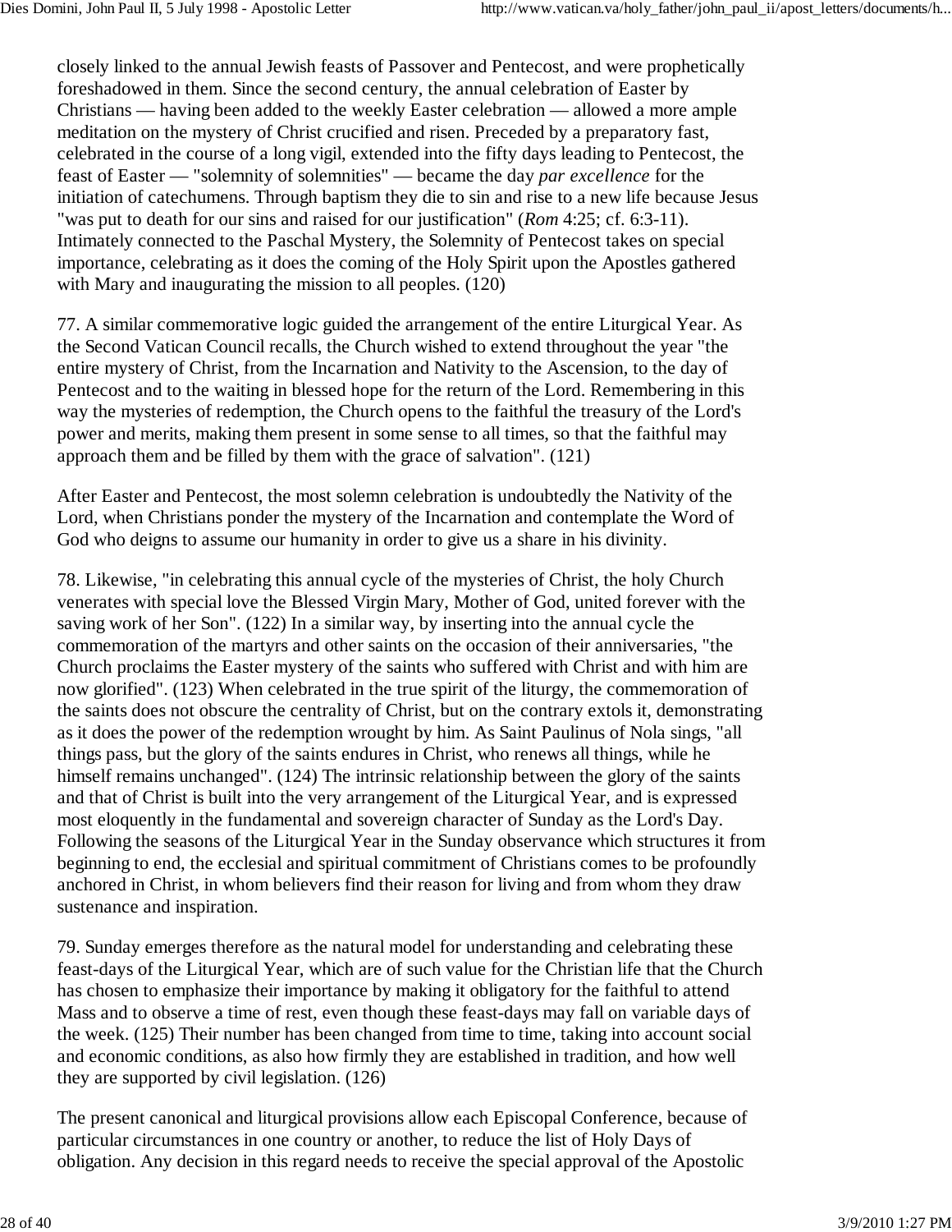closely linked to the annual Jewish feasts of Passover and Pentecost, and were prophetically foreshadowed in them. Since the second century, the annual celebration of Easter by Christians — having been added to the weekly Easter celebration — allowed a more ample meditation on the mystery of Christ crucified and risen. Preceded by a preparatory fast, celebrated in the course of a long vigil, extended into the fifty days leading to Pentecost, the feast of Easter — "solemnity of solemnities" — became the day *par excellence* for the initiation of catechumens. Through baptism they die to sin and rise to a new life because Jesus "was put to death for our sins and raised for our justification" (*Rom* 4:25; cf. 6:3-11). Intimately connected to the Paschal Mystery, the Solemnity of Pentecost takes on special importance, celebrating as it does the coming of the Holy Spirit upon the Apostles gathered with Mary and inaugurating the mission to all peoples. (120)

77. A similar commemorative logic guided the arrangement of the entire Liturgical Year. As the Second Vatican Council recalls, the Church wished to extend throughout the year "the entire mystery of Christ, from the Incarnation and Nativity to the Ascension, to the day of Pentecost and to the waiting in blessed hope for the return of the Lord. Remembering in this way the mysteries of redemption, the Church opens to the faithful the treasury of the Lord's power and merits, making them present in some sense to all times, so that the faithful may approach them and be filled by them with the grace of salvation". (121)

After Easter and Pentecost, the most solemn celebration is undoubtedly the Nativity of the Lord, when Christians ponder the mystery of the Incarnation and contemplate the Word of God who deigns to assume our humanity in order to give us a share in his divinity.

78. Likewise, "in celebrating this annual cycle of the mysteries of Christ, the holy Church venerates with special love the Blessed Virgin Mary, Mother of God, united forever with the saving work of her Son". (122) In a similar way, by inserting into the annual cycle the commemoration of the martyrs and other saints on the occasion of their anniversaries, "the Church proclaims the Easter mystery of the saints who suffered with Christ and with him are now glorified". (123) When celebrated in the true spirit of the liturgy, the commemoration of the saints does not obscure the centrality of Christ, but on the contrary extols it, demonstrating as it does the power of the redemption wrought by him. As Saint Paulinus of Nola sings, "all things pass, but the glory of the saints endures in Christ, who renews all things, while he himself remains unchanged". (124) The intrinsic relationship between the glory of the saints and that of Christ is built into the very arrangement of the Liturgical Year, and is expressed most eloquently in the fundamental and sovereign character of Sunday as the Lord's Day. Following the seasons of the Liturgical Year in the Sunday observance which structures it from beginning to end, the ecclesial and spiritual commitment of Christians comes to be profoundly anchored in Christ, in whom believers find their reason for living and from whom they draw sustenance and inspiration.

79. Sunday emerges therefore as the natural model for understanding and celebrating these feast-days of the Liturgical Year, which are of such value for the Christian life that the Church has chosen to emphasize their importance by making it obligatory for the faithful to attend Mass and to observe a time of rest, even though these feast-days may fall on variable days of the week. (125) Their number has been changed from time to time, taking into account social and economic conditions, as also how firmly they are established in tradition, and how well they are supported by civil legislation. (126)

The present canonical and liturgical provisions allow each Episcopal Conference, because of particular circumstances in one country or another, to reduce the list of Holy Days of obligation. Any decision in this regard needs to receive the special approval of the Apostolic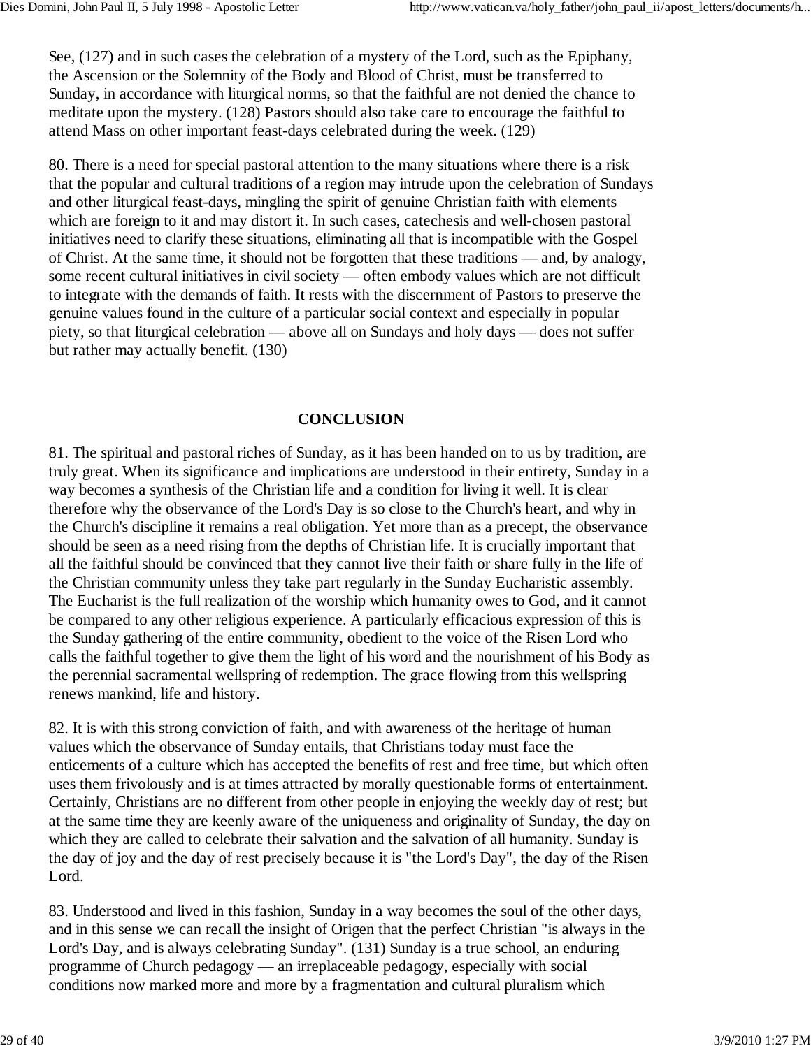See, (127) and in such cases the celebration of a mystery of the Lord, such as the Epiphany, the Ascension or the Solemnity of the Body and Blood of Christ, must be transferred to Sunday, in accordance with liturgical norms, so that the faithful are not denied the chance to meditate upon the mystery. (128) Pastors should also take care to encourage the faithful to attend Mass on other important feast-days celebrated during the week. (129)

80. There is a need for special pastoral attention to the many situations where there is a risk that the popular and cultural traditions of a region may intrude upon the celebration of Sundays and other liturgical feast-days, mingling the spirit of genuine Christian faith with elements which are foreign to it and may distort it. In such cases, catechesis and well-chosen pastoral initiatives need to clarify these situations, eliminating all that is incompatible with the Gospel of Christ. At the same time, it should not be forgotten that these traditions — and, by analogy, some recent cultural initiatives in civil society — often embody values which are not difficult to integrate with the demands of faith. It rests with the discernment of Pastors to preserve the genuine values found in the culture of a particular social context and especially in popular piety, so that liturgical celebration — above all on Sundays and holy days — does not suffer but rather may actually benefit. (130)

## CONCLUSION

81. The spiritual and pastoral riches of Sunday, as it has been handed on to us by tradition, are truly great. When its significance and implications are understood in their entirety, Sunday in a way becomes a synthesis of the Christian life and a condition for living it well. It is clear therefore why the observance of the Lord's Day is so close to the Church's heart, and why in the Church's discipline it remains a real obligation. Yet more than as a precept, the observance should be seen as a need rising from the depths of Christian life. It is crucially important that all the faithful should be convinced that they cannot live their faith or share fully in the life of the Christian community unless they take part regularly in the Sunday Eucharistic assembly. The Eucharist is the full realization of the worship which humanity owes to God, and it cannot be compared to any other religious experience. A particularly efficacious expression of this is the Sunday gathering of the entire community, obedient to the voice of the Risen Lord who calls the faithful together to give them the light of his word and the nourishment of his Body as the perennial sacramental wellspring of redemption. The grace flowing from this wellspring renews mankind, life and history.

82. It is with this strong conviction of faith, and with awareness of the heritage of human values which the observance of Sunday entails, that Christians today must face the enticements of a culture which has accepted the benefits of rest and free time, but which often uses them frivolously and is at times attracted by morally questionable forms of entertainment. Certainly, Christians are no different from other people in enjoying the weekly day of rest; but at the same time they are keenly aware of the uniqueness and originality of Sunday, the day on which they are called to celebrate their salvation and the salvation of all humanity. Sunday is the day of joy and the day of rest precisely because it is "the Lord's Day", the day of the Risen Lord.

83. Understood and lived in this fashion, Sunday in a way becomes the soul of the other days, and in this sense we can recall the insight of Origen that the perfect Christian "is always in the Lord's Day, and is always celebrating Sunday". (131) Sunday is a true school, an enduring programme of Church pedagogy — an irreplaceable pedagogy, especially with social conditions now marked more and more by a fragmentation and cultural pluralism which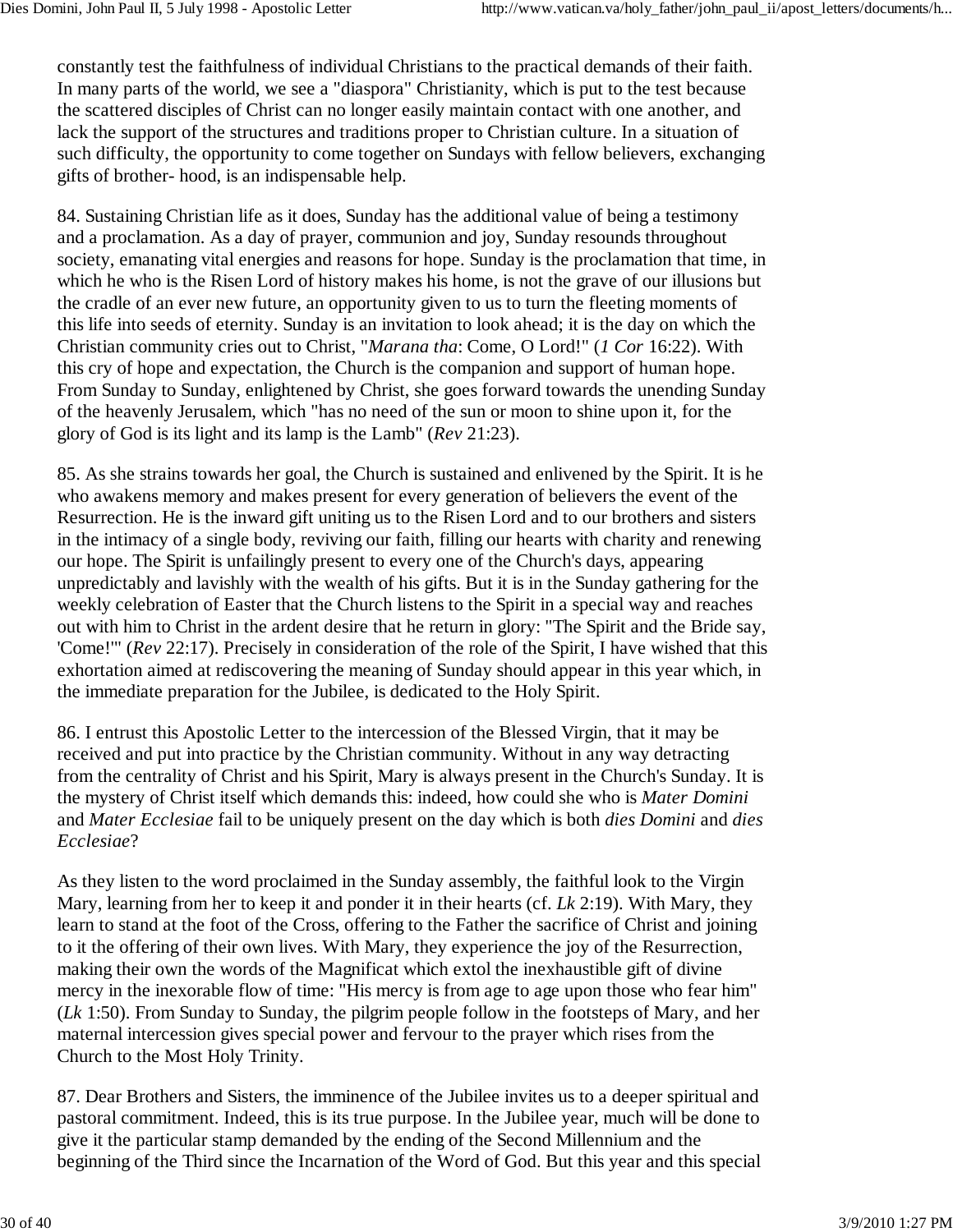constantly test the faithfulness of individual Christians to the practical demands of their faith. In many parts of the world, we see a "diaspora" Christianity, which is put to the test because the scattered disciples of Christ can no longer easily maintain contact with one another, and lack the support of the structures and traditions proper to Christian culture. In a situation of such difficulty, the opportunity to come together on Sundays with fellow believers, exchanging gifts of brother- hood, is an indispensable help.

84. Sustaining Christian life as it does, Sunday has the additional value of being a testimony and a proclamation. As a day of prayer, communion and joy, Sunday resounds throughout society, emanating vital energies and reasons for hope. Sunday is the proclamation that time, in which he who is the Risen Lord of history makes his home, is not the grave of our illusions but the cradle of an ever new future, an opportunity given to us to turn the fleeting moments of this life into seeds of eternity. Sunday is an invitation to look ahead; it is the day on which the Christian community cries out to Christ, "*Marana tha*: Come, O Lord!" (*1 Cor* 16:22). With this cry of hope and expectation, the Church is the companion and support of human hope. From Sunday to Sunday, enlightened by Christ, she goes forward towards the unending Sunday of the heavenly Jerusalem, which "has no need of the sun or moon to shine upon it, for the glory of God is its light and its lamp is the Lamb" (*Rev* 21:23).

85. As she strains towards her goal, the Church is sustained and enlivened by the Spirit. It is he who awakens memory and makes present for every generation of believers the event of the Resurrection. He is the inward gift uniting us to the Risen Lord and to our brothers and sisters in the intimacy of a single body, reviving our faith, filling our hearts with charity and renewing our hope. The Spirit is unfailingly present to every one of the Church's days, appearing unpredictably and lavishly with the wealth of his gifts. But it is in the Sunday gathering for the weekly celebration of Easter that the Church listens to the Spirit in a special way and reaches out with him to Christ in the ardent desire that he return in glory: "The Spirit and the Bride say, 'Come!'" (*Rev* 22:17). Precisely in consideration of the role of the Spirit, I have wished that this exhortation aimed at rediscovering the meaning of Sunday should appear in this year which, in the immediate preparation for the Jubilee, is dedicated to the Holy Spirit.

86. I entrust this Apostolic Letter to the intercession of the Blessed Virgin, that it may be received and put into practice by the Christian community. Without in any way detracting from the centrality of Christ and his Spirit, Mary is always present in the Church's Sunday. It is the mystery of Christ itself which demands this: indeed, how could she who is *Mater Domini* and *Mater Ecclesiae* fail to be uniquely present on the day which is both *dies Domini* and *dies Ecclesiae*?

As they listen to the word proclaimed in the Sunday assembly, the faithful look to the Virgin Mary, learning from her to keep it and ponder it in their hearts (cf. *Lk* 2:19). With Mary, they learn to stand at the foot of the Cross, offering to the Father the sacrifice of Christ and joining to it the offering of their own lives. With Mary, they experience the joy of the Resurrection, making their own the words of the Magnificat which extol the inexhaustible gift of divine mercy in the inexorable flow of time: "His mercy is from age to age upon those who fear him" (*Lk* 1:50). From Sunday to Sunday, the pilgrim people follow in the footsteps of Mary, and her maternal intercession gives special power and fervour to the prayer which rises from the Church to the Most Holy Trinity.

87. Dear Brothers and Sisters, the imminence of the Jubilee invites us to a deeper spiritual and pastoral commitment. Indeed, this is its true purpose. In the Jubilee year, much will be done to give it the particular stamp demanded by the ending of the Second Millennium and the beginning of the Third since the Incarnation of the Word of God. But this year and this special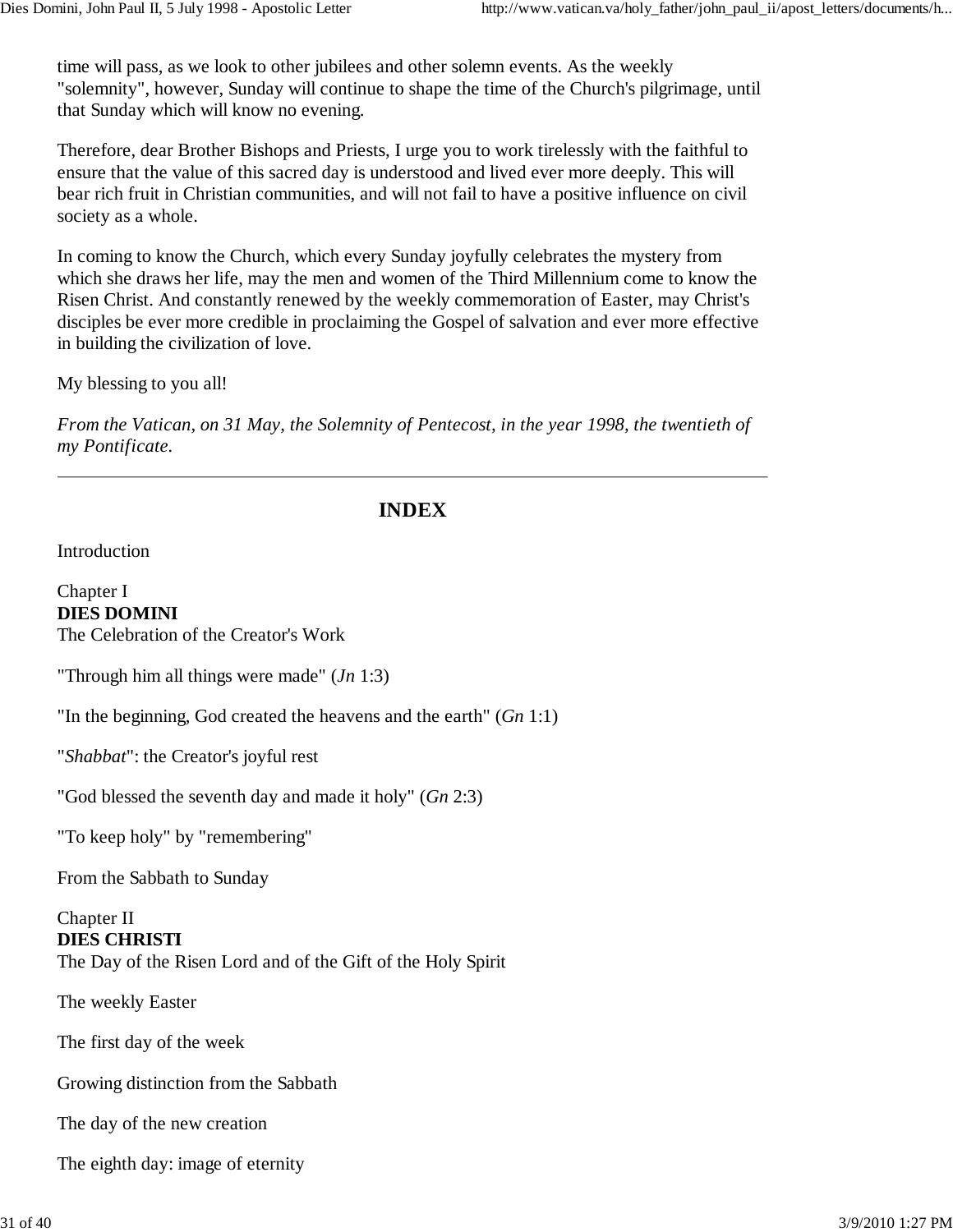time will pass, as we look to other jubilees and other solemn events. As the weekly "solemnity", however, Sunday will continue to shape the time of the Church's pilgrimage, until that Sunday which will know no evening.

Therefore, dear Brother Bishops and Priests, I urge you to work tirelessly with the faithful to ensure that the value of this sacred day is understood and lived ever more deeply. This will bear rich fruit in Christian communities, and will not fail to have a positive influence on civil society as a whole.

In coming to know the Church, which every Sunday joyfully celebrates the mystery from which she draws her life, may the men and women of the Third Millennium come to know the Risen Christ. And constantly renewed by the weekly commemoration of Easter, may Christ's disciples be ever more credible in proclaiming the Gospel of salvation and ever more effective in building the civilization of love.

My blessing to you all!

*From the Vatican, on 31 May, the Solemnity of Pentecost, in the year 1998, the twentieth of my Pontificate.*

---

## INDEX

Introduction

Chapter I
**DIES DOMINI**
The Celebration of the Creator's Work

"Through him all things were made" (*Jn* 1:3)

"In the beginning, God created the heavens and the earth" (*Gn* 1:1)

"*Shabbat*": the Creator's joyful rest

"God blessed the seventh day and made it holy" (*Gn* 2:3)

"To keep holy" by "remembering"

From the Sabbath to Sunday

Chapter II
**DIES CHRISTI**
The Day of the Risen Lord and of the Gift of the Holy Spirit

The weekly Easter

The first day of the week

Growing distinction from the Sabbath

The day of the new creation

The eighth day: image of eternity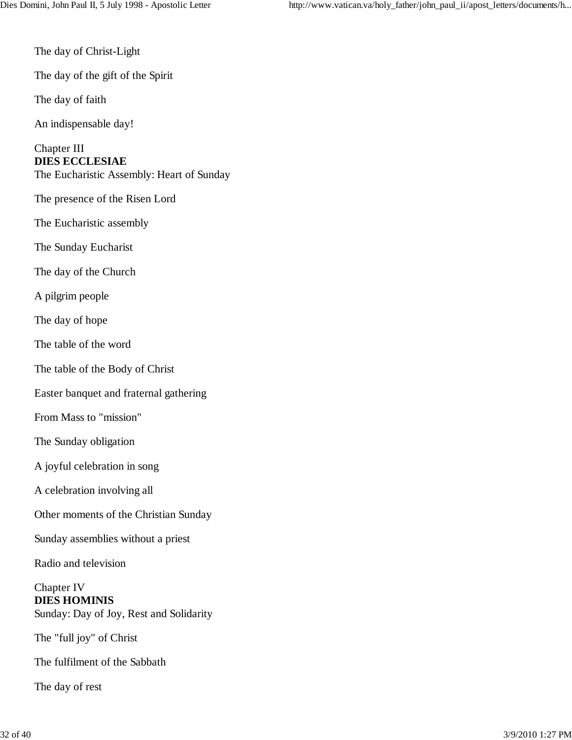The day of Christ-Light

The day of the gift of the Spirit

The day of faith

An indispensable day!

Chapter III
**DIES ECCLESIAE**
The Eucharistic Assembly: Heart of Sunday

The presence of the Risen Lord

The Eucharistic assembly

The Sunday Eucharist

The day of the Church

A pilgrim people

The day of hope

The table of the word

The table of the Body of Christ

Easter banquet and fraternal gathering

From Mass to "mission"

The Sunday obligation

A joyful celebration in song

A celebration involving all

Other moments of the Christian Sunday

Sunday assemblies without a priest

Radio and television

Chapter IV
**DIES HOMINIS**
Sunday: Day of Joy, Rest and Solidarity

The "full joy" of Christ

The fulfilment of the Sabbath

The day of rest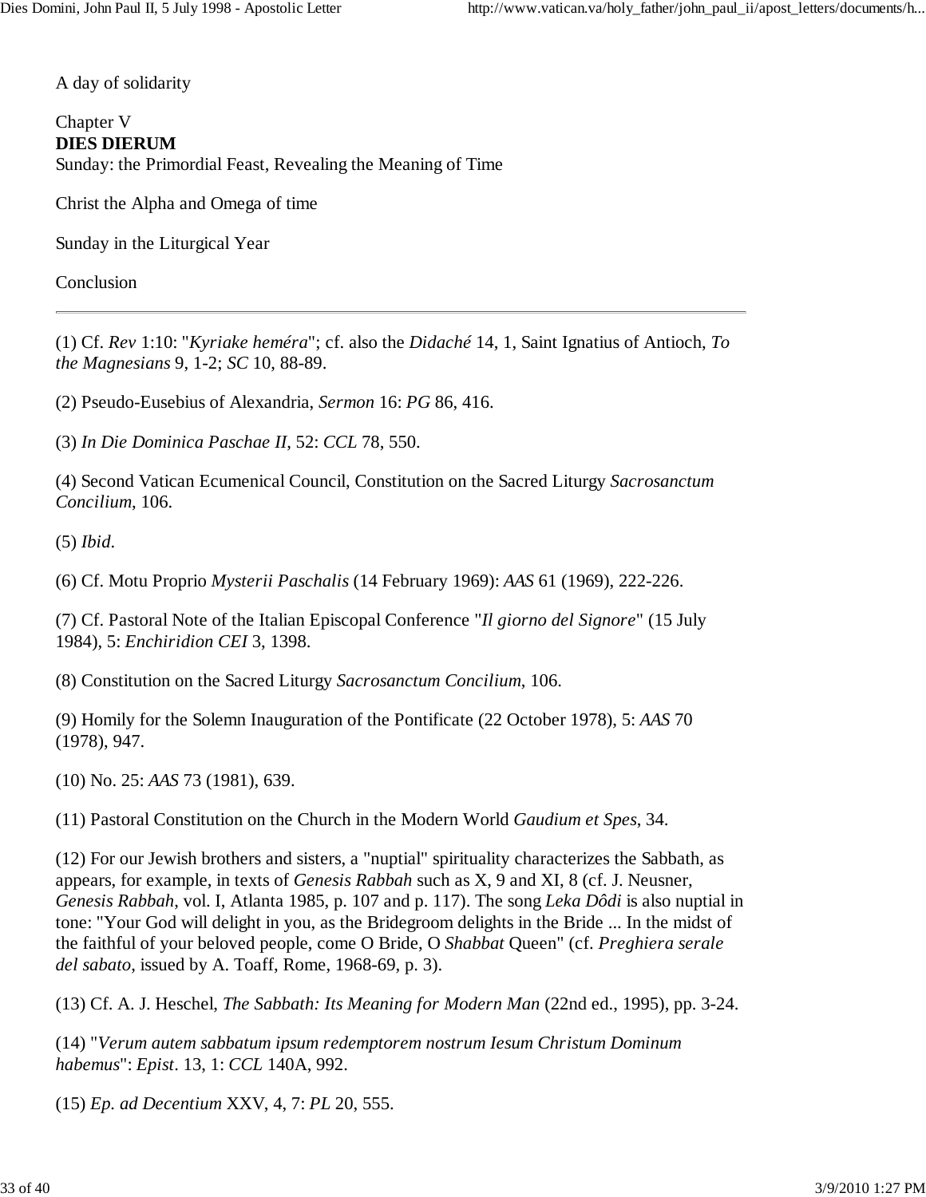A day of solidarity

Chapter V
**DIES DIERUM**
Sunday: the Primordial Feast, Revealing the Meaning of Time

Christ the Alpha and Omega of time

Sunday in the Liturgical Year

Conclusion

---

(1) Cf. *Rev* 1:10: "*Kyriake heméra*"; cf. also the *Didaché* 14, 1, Saint Ignatius of Antioch, *To the Magnesians* 9, 1-2; *SC* 10, 88-89.

(2) Pseudo-Eusebius of Alexandria, *Sermon* 16: *PG* 86, 416.

(3) *In Die Dominica Paschae II*, 52: *CCL* 78, 550.

(4) Second Vatican Ecumenical Council, Constitution on the Sacred Liturgy *Sacrosanctum Concilium*, 106.

(5) *Ibid*.

(6) Cf. Motu Proprio *Mysterii Paschalis* (14 February 1969): *AAS* 61 (1969), 222-226.

(7) Cf. Pastoral Note of the Italian Episcopal Conference "*Il giorno del Signore*" (15 July 1984), 5: *Enchiridion CEI* 3, 1398.

(8) Constitution on the Sacred Liturgy *Sacrosanctum Concilium*, 106.

(9) Homily for the Solemn Inauguration of the Pontificate (22 October 1978), 5: *AAS* 70 (1978), 947.

(10) No. 25: *AAS* 73 (1981), 639.

(11) Pastoral Constitution on the Church in the Modern World *Gaudium et Spes*, 34.

(12) For our Jewish brothers and sisters, a "nuptial" spirituality characterizes the Sabbath, as appears, for example, in texts of *Genesis Rabbah* such as X, 9 and XI, 8 (cf. J. Neusner, *Genesis Rabbah*, vol. I, Atlanta 1985, p. 107 and p. 117). The song *Leka Dôdi* is also nuptial in tone: "Your God will delight in you, as the Bridegroom delights in the Bride ... In the midst of the faithful of your beloved people, come O Bride, O *Shabbat* Queen" (cf. *Preghiera serale del sabato*, issued by A. Toaff, Rome, 1968-69, p. 3).

(13) Cf. A. J. Heschel, *The Sabbath: Its Meaning for Modern Man* (22nd ed., 1995), pp. 3-24.

(14) "*Verum autem sabbatum ipsum redemptorem nostrum Iesum Christum Dominum habemus*": *Epist*. 13, 1: *CCL* 140A, 992.

(15) *Ep. ad Decentium* XXV, 4, 7: *PL* 20, 555.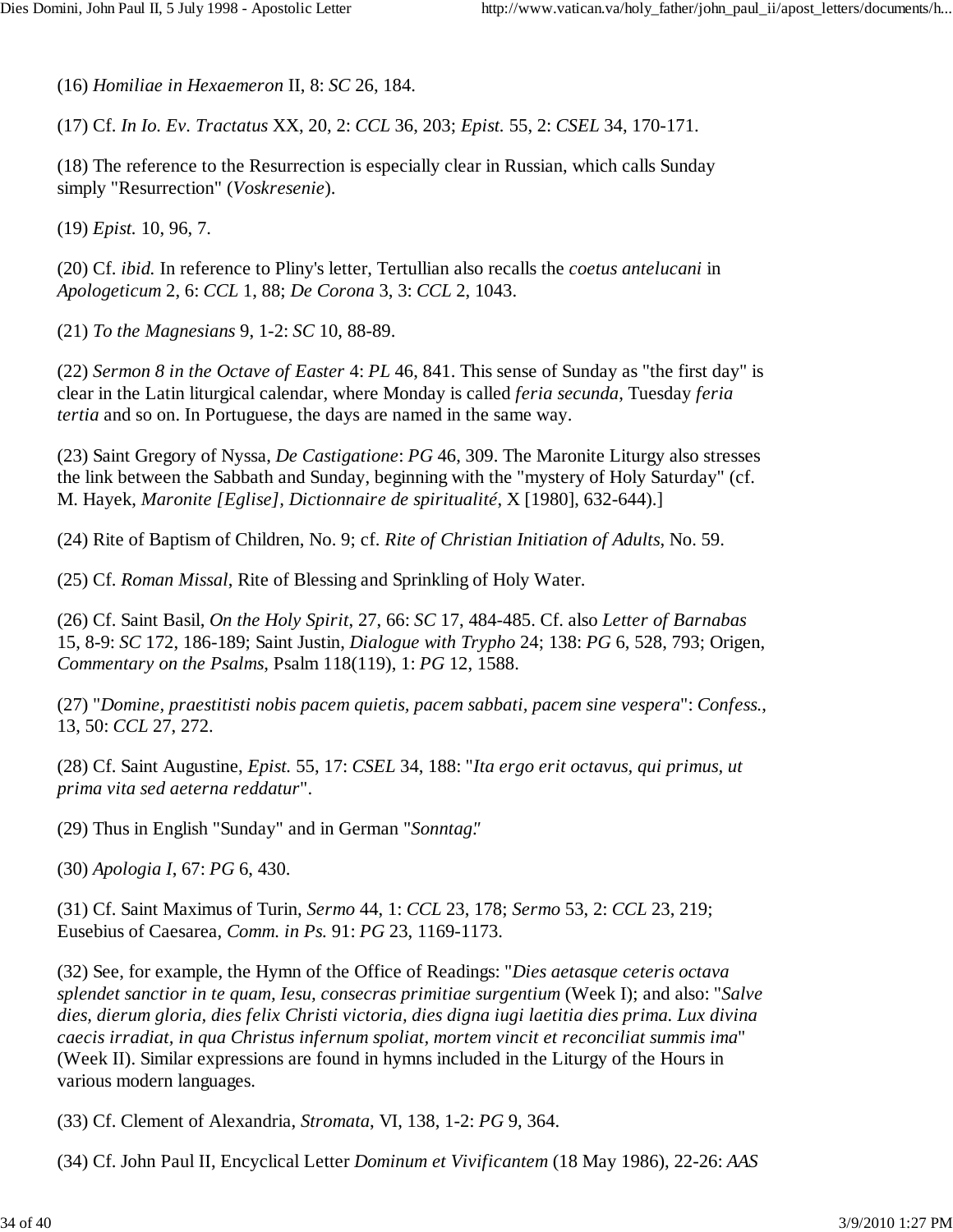(16) *Homiliae in Hexaemeron* II, 8: *SC* 26, 184.

(17) Cf. *In Io. Ev. Tractatus* XX, 20, 2: *CCL* 36, 203; *Epist.* 55, 2: *CSEL* 34, 170-171.

(18) The reference to the Resurrection is especially clear in Russian, which calls Sunday simply "Resurrection" (*Voskresenie*).

(19) *Epist.* 10, 96, 7.

(20) Cf. *ibid.* In reference to Pliny's letter, Tertullian also recalls the *coetus antelucani* in *Apologeticum* 2, 6: *CCL* 1, 88; *De Corona* 3, 3: *CCL* 2, 1043.

(21) *To the Magnesians* 9, 1-2: *SC* 10, 88-89.

(22) *Sermon 8 in the Octave of Easter* 4: *PL* 46, 841. This sense of Sunday as "the first day" is clear in the Latin liturgical calendar, where Monday is called *feria secunda*, Tuesday *feria tertia* and so on. In Portuguese, the days are named in the same way.

(23) Saint Gregory of Nyssa, *De Castigatione*: *PG* 46, 309. The Maronite Liturgy also stresses the link between the Sabbath and Sunday, beginning with the "mystery of Holy Saturday" (cf. M. Hayek, *Maronite [Eglise], Dictionnaire de spiritualité*, X [1980], 632-644).]

(24) Rite of Baptism of Children, No. 9; cf. *Rite of Christian Initiation of Adults*, No. 59.

(25) Cf. *Roman Missal*, Rite of Blessing and Sprinkling of Holy Water.

(26) Cf. Saint Basil, *On the Holy Spirit*, 27, 66: *SC* 17, 484-485. Cf. also *Letter of Barnabas* 15, 8-9: *SC* 172, 186-189; Saint Justin, *Dialogue with Trypho* 24; 138: *PG* 6, 528, 793; Origen, *Commentary on the Psalms*, Psalm 118(119), 1: *PG* 12, 1588.

(27) "*Domine, praestitisti nobis pacem quietis, pacem sabbati, pacem sine vespera*": *Confess.*, 13, 50: *CCL* 27, 272.

(28) Cf. Saint Augustine, *Epist.* 55, 17: *CSEL* 34, 188: "*Ita ergo erit octavus, qui primus, ut prima vita sed aeterna reddatur*".

(29) Thus in English "Sunday" and in German "*Sonntag*."

(30) *Apologia I*, 67: *PG* 6, 430.

(31) Cf. Saint Maximus of Turin, *Sermo* 44, 1: *CCL* 23, 178; *Sermo* 53, 2: *CCL* 23, 219; Eusebius of Caesarea, *Comm. in Ps.* 91: *PG* 23, 1169-1173.

(32) See, for example, the Hymn of the Office of Readings: "*Dies aetasque ceteris octava splendet sanctior in te quam, Iesu, consecras primitiae surgentium* (Week I); and also: "*Salve dies, dierum gloria, dies felix Christi victoria, dies digna iugi laetitia dies prima. Lux divina caecis irradiat, in qua Christus infernum spoliat, mortem vincit et reconciliat summis ima*" (Week II). Similar expressions are found in hymns included in the Liturgy of the Hours in various modern languages.

(33) Cf. Clement of Alexandria, *Stromata*, VI, 138, 1-2: *PG* 9, 364.

(34) Cf. John Paul II, Encyclical Letter *Dominum et Vivificantem* (18 May 1986), 22-26: *AAS*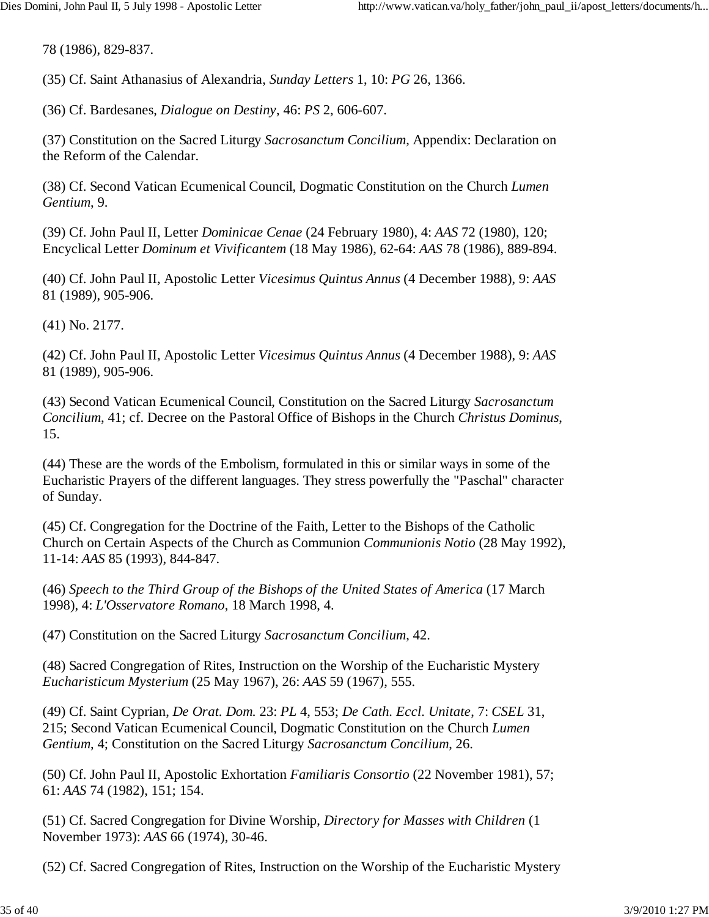78 (1986), 829-837.

(35) Cf. Saint Athanasius of Alexandria, *Sunday Letters* 1, 10: *PG* 26, 1366.

(36) Cf. Bardesanes, *Dialogue on Destiny*, 46: *PS* 2, 606-607.

(37) Constitution on the Sacred Liturgy *Sacrosanctum Concilium*, Appendix: Declaration on the Reform of the Calendar.

(38) Cf. Second Vatican Ecumenical Council, Dogmatic Constitution on the Church *Lumen Gentium*, 9.

(39) Cf. John Paul II, Letter *Dominicae Cenae* (24 February 1980), 4: *AAS* 72 (1980), 120; Encyclical Letter *Dominum et Vivificantem* (18 May 1986), 62-64: *AAS* 78 (1986), 889-894.

(40) Cf. John Paul II, Apostolic Letter *Vicesimus Quintus Annus* (4 December 1988), 9: *AAS* 81 (1989), 905-906.

(41) No. 2177.

(42) Cf. John Paul II, Apostolic Letter *Vicesimus Quintus Annus* (4 December 1988), 9: *AAS* 81 (1989), 905-906.

(43) Second Vatican Ecumenical Council, Constitution on the Sacred Liturgy *Sacrosanctum Concilium*, 41; cf. Decree on the Pastoral Office of Bishops in the Church *Christus Dominus*, 15.

(44) These are the words of the Embolism, formulated in this or similar ways in some of the Eucharistic Prayers of the different languages. They stress powerfully the "Paschal" character of Sunday.

(45) Cf. Congregation for the Doctrine of the Faith, Letter to the Bishops of the Catholic Church on Certain Aspects of the Church as Communion *Communionis Notio* (28 May 1992), 11-14: *AAS* 85 (1993), 844-847.

(46) *Speech to the Third Group of the Bishops of the United States of America* (17 March 1998), 4: *L'Osservatore Romano*, 18 March 1998, 4.

(47) Constitution on the Sacred Liturgy *Sacrosanctum Concilium*, 42.

(48) Sacred Congregation of Rites, Instruction on the Worship of the Eucharistic Mystery *Eucharisticum Mysterium* (25 May 1967), 26: *AAS* 59 (1967), 555.

(49) Cf. Saint Cyprian, *De Orat. Dom.* 23: *PL* 4, 553; *De Cath. Eccl. Unitate*, 7: *CSEL* 31, 215; Second Vatican Ecumenical Council, Dogmatic Constitution on the Church *Lumen Gentium*, 4; Constitution on the Sacred Liturgy *Sacrosanctum Concilium*, 26.

(50) Cf. John Paul II, Apostolic Exhortation *Familiaris Consortio* (22 November 1981), 57; 61: *AAS* 74 (1982), 151; 154.

(51) Cf. Sacred Congregation for Divine Worship, *Directory for Masses with Children* (1 November 1973): *AAS* 66 (1974), 30-46.

(52) Cf. Sacred Congregation of Rites, Instruction on the Worship of the Eucharistic Mystery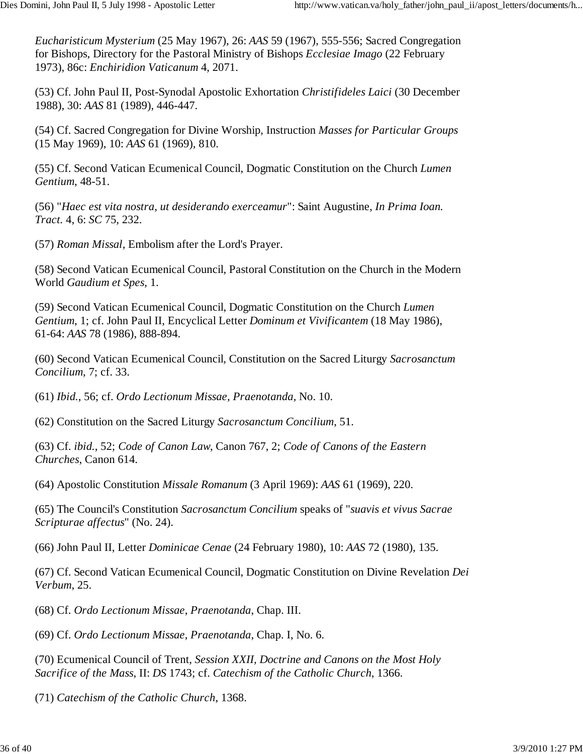*Eucharisticum Mysterium* (25 May 1967), 26: *AAS* 59 (1967), 555-556; Sacred Congregation for Bishops, Directory for the Pastoral Ministry of Bishops *Ecclesiae Imago* (22 February 1973), 86c: *Enchiridion Vaticanum* 4, 2071.

(53) Cf. John Paul II, Post-Synodal Apostolic Exhortation *Christifideles Laici* (30 December 1988), 30: *AAS* 81 (1989), 446-447.

(54) Cf. Sacred Congregation for Divine Worship, Instruction *Masses for Particular Groups* (15 May 1969), 10: *AAS* 61 (1969), 810.

(55) Cf. Second Vatican Ecumenical Council, Dogmatic Constitution on the Church *Lumen Gentium*, 48-51.

(56) "*Haec est vita nostra, ut desiderando exerceamur*": Saint Augustine, *In Prima Ioan. Tract.* 4, 6: *SC* 75, 232.

(57) *Roman Missal*, Embolism after the Lord's Prayer.

(58) Second Vatican Ecumenical Council, Pastoral Constitution on the Church in the Modern World *Gaudium et Spes*, 1.

(59) Second Vatican Ecumenical Council, Dogmatic Constitution on the Church *Lumen Gentium*, 1; cf. John Paul II, Encyclical Letter *Dominum et Vivificantem* (18 May 1986), 61-64: *AAS* 78 (1986), 888-894.

(60) Second Vatican Ecumenical Council, Constitution on the Sacred Liturgy *Sacrosanctum Concilium*, 7; cf. 33.

(61) *Ibid.*, 56; cf. *Ordo Lectionum Missae, Praenotanda*, No. 10.

(62) Constitution on the Sacred Liturgy *Sacrosanctum Concilium*, 51.

(63) Cf. *ibid.*, 52; *Code of Canon Law*, Canon 767, 2; *Code of Canons of the Eastern Churches*, Canon 614.

(64) Apostolic Constitution *Missale Romanum* (3 April 1969): *AAS* 61 (1969), 220.

(65) The Council's Constitution *Sacrosanctum Concilium* speaks of "*suavis et vivus Sacrae Scripturae affectus*" (No. 24).

(66) John Paul II, Letter *Dominicae Cenae* (24 February 1980), 10: *AAS* 72 (1980), 135.

(67) Cf. Second Vatican Ecumenical Council, Dogmatic Constitution on Divine Revelation *Dei Verbum*, 25.

(68) Cf. *Ordo Lectionum Missae*, *Praenotanda*, Chap. III.

(69) Cf. *Ordo Lectionum Missae*, *Praenotanda*, Chap. I, No. 6.

(70) Ecumenical Council of Trent, *Session XXII, Doctrine and Canons on the Most Holy Sacrifice of the Mass*, II: *DS* 1743; cf. *Catechism of the Catholic Church*, 1366.

(71) *Catechism of the Catholic Church*, 1368.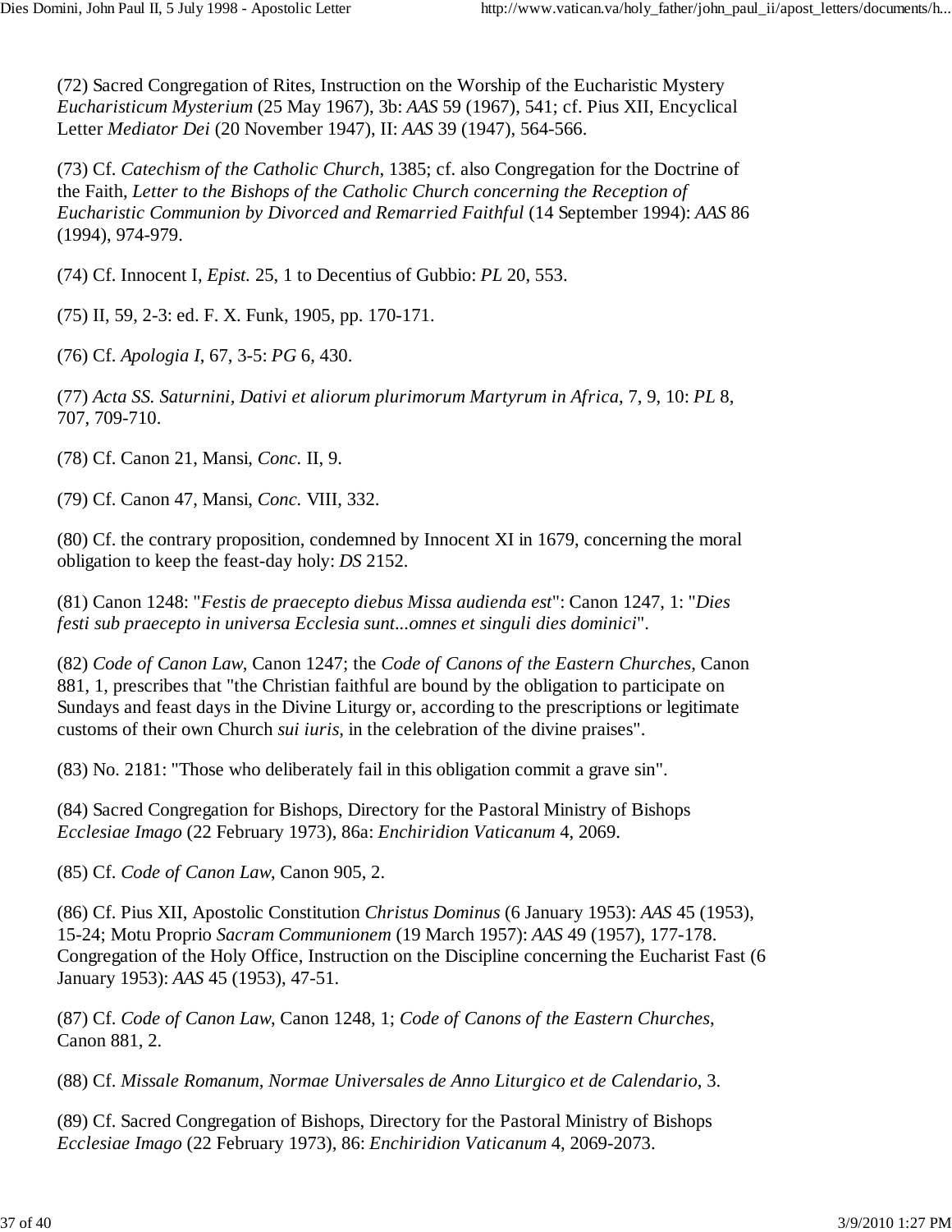(72) Sacred Congregation of Rites, Instruction on the Worship of the Eucharistic Mystery *Eucharisticum Mysterium* (25 May 1967), 3b: *AAS* 59 (1967), 541; cf. Pius XII, Encyclical Letter *Mediator Dei* (20 November 1947), II: *AAS* 39 (1947), 564-566.

(73) Cf. *Catechism of the Catholic Church*, 1385; cf. also Congregation for the Doctrine of the Faith, *Letter to the Bishops of the Catholic Church concerning the Reception of Eucharistic Communion by Divorced and Remarried Faithful* (14 September 1994): *AAS* 86 (1994), 974-979.

(74) Cf. Innocent I, *Epist.* 25, 1 to Decentius of Gubbio: *PL* 20, 553.

(75) II, 59, 2-3: ed. F. X. Funk, 1905, pp. 170-171.

(76) Cf. *Apologia I*, 67, 3-5: *PG* 6, 430.

(77) *Acta SS. Saturnini, Dativi et aliorum plurimorum Martyrum in Africa*, 7, 9, 10: *PL* 8, 707, 709-710.

(78) Cf. Canon 21, Mansi, *Conc.* II, 9.

(79) Cf. Canon 47, Mansi, *Conc.* VIII, 332.

(80) Cf. the contrary proposition, condemned by Innocent XI in 1679, concerning the moral obligation to keep the feast-day holy: *DS* 2152.

(81) Canon 1248: "*Festis de praecepto diebus Missa audienda est*": Canon 1247, 1: "*Dies festi sub praecepto in universa Ecclesia sunt...omnes et singuli dies dominici*".

(82) *Code of Canon Law*, Canon 1247; the *Code of Canons of the Eastern Churches*, Canon 881, 1, prescribes that "the Christian faithful are bound by the obligation to participate on Sundays and feast days in the Divine Liturgy or, according to the prescriptions or legitimate customs of their own Church *sui iuris*, in the celebration of the divine praises".

(83) No. 2181: "Those who deliberately fail in this obligation commit a grave sin".

(84) Sacred Congregation for Bishops, Directory for the Pastoral Ministry of Bishops *Ecclesiae Imago* (22 February 1973), 86a: *Enchiridion Vaticanum* 4, 2069.

(85) Cf. *Code of Canon Law*, Canon 905, 2.

(86) Cf. Pius XII, Apostolic Constitution *Christus Dominus* (6 January 1953): *AAS* 45 (1953), 15-24; Motu Proprio *Sacram Communionem* (19 March 1957): *AAS* 49 (1957), 177-178. Congregation of the Holy Office, Instruction on the Discipline concerning the Eucharist Fast (6 January 1953): *AAS* 45 (1953), 47-51.

(87) Cf. *Code of Canon Law*, Canon 1248, 1; *Code of Canons of the Eastern Churches*, Canon 881, 2.

(88) Cf. *Missale Romanum*, *Normae Universales de Anno Liturgico et de Calendario*, 3.

(89) Cf. Sacred Congregation of Bishops, Directory for the Pastoral Ministry of Bishops *Ecclesiae Imago* (22 February 1973), 86: *Enchiridion Vaticanum* 4, 2069-2073.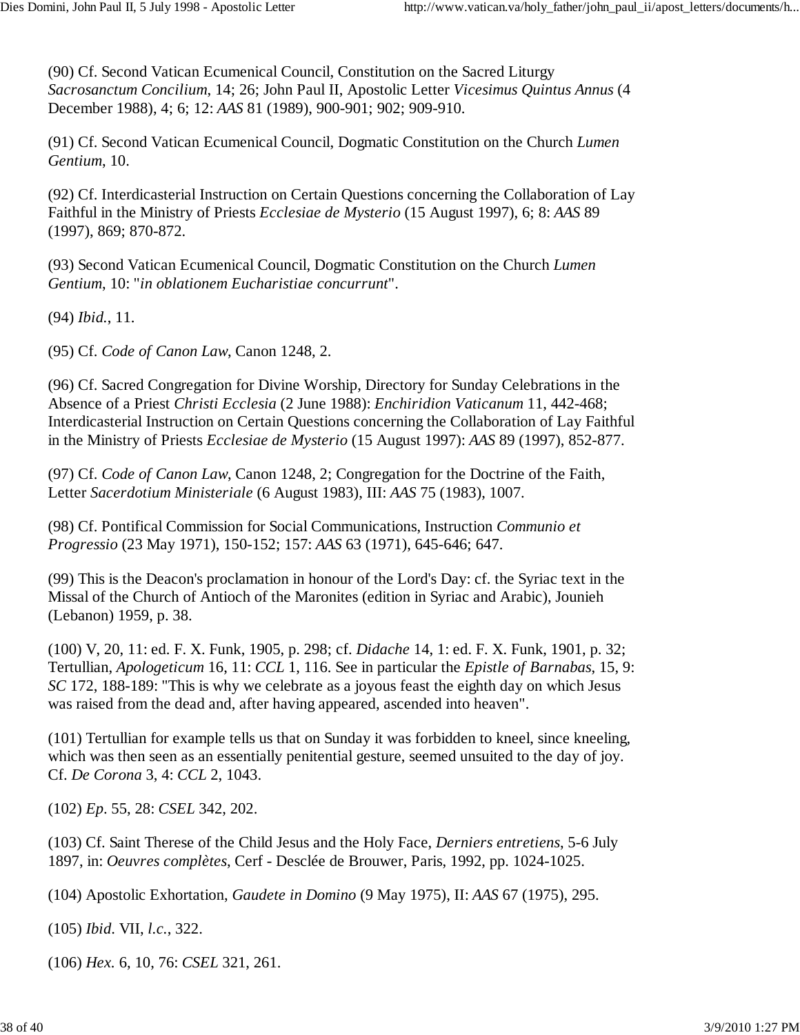(90) Cf. Second Vatican Ecumenical Council, Constitution on the Sacred Liturgy *Sacrosanctum Concilium*, 14; 26; John Paul II, Apostolic Letter *Vicesimus Quintus Annus* (4 December 1988), 4; 6; 12: *AAS* 81 (1989), 900-901; 902; 909-910.

(91) Cf. Second Vatican Ecumenical Council, Dogmatic Constitution on the Church *Lumen Gentium*, 10.

(92) Cf. Interdicasterial Instruction on Certain Questions concerning the Collaboration of Lay Faithful in the Ministry of Priests *Ecclesiae de Mysterio* (15 August 1997), 6; 8: *AAS* 89 (1997), 869; 870-872.

(93) Second Vatican Ecumenical Council, Dogmatic Constitution on the Church *Lumen Gentium*, 10: "*in oblationem Eucharistiae concurrunt*".

(94) *Ibid.*, 11.

(95) Cf. *Code of Canon Law*, Canon 1248, 2.

(96) Cf. Sacred Congregation for Divine Worship, Directory for Sunday Celebrations in the Absence of a Priest *Christi Ecclesia* (2 June 1988): *Enchiridion Vaticanum* 11, 442-468; Interdicasterial Instruction on Certain Questions concerning the Collaboration of Lay Faithful in the Ministry of Priests *Ecclesiae de Mysterio* (15 August 1997): *AAS* 89 (1997), 852-877.

(97) Cf. *Code of Canon Law*, Canon 1248, 2; Congregation for the Doctrine of the Faith, Letter *Sacerdotium Ministeriale* (6 August 1983), III: *AAS* 75 (1983), 1007.

(98) Cf. Pontifical Commission for Social Communications, Instruction *Communio et Progressio* (23 May 1971), 150-152; 157: *AAS* 63 (1971), 645-646; 647.

(99) This is the Deacon's proclamation in honour of the Lord's Day: cf. the Syriac text in the Missal of the Church of Antioch of the Maronites (edition in Syriac and Arabic), Jounieh (Lebanon) 1959, p. 38.

(100) V, 20, 11: ed. F. X. Funk, 1905, p. 298; cf. *Didache* 14, 1: ed. F. X. Funk, 1901, p. 32; Tertullian, *Apologeticum* 16, 11: *CCL* 1, 116. See in particular the *Epistle of Barnabas*, 15, 9: *SC* 172, 188-189: "This is why we celebrate as a joyous feast the eighth day on which Jesus was raised from the dead and, after having appeared, ascended into heaven".

(101) Tertullian for example tells us that on Sunday it was forbidden to kneel, since kneeling, which was then seen as an essentially penitential gesture, seemed unsuited to the day of joy. Cf. *De Corona* 3, 4: *CCL* 2, 1043.

(102) *Ep*. 55, 28: *CSEL* 342, 202.

(103) Cf. Saint Therese of the Child Jesus and the Holy Face, *Derniers entretiens*, 5-6 July 1897, in: *Oeuvres complètes*, Cerf - Desclée de Brouwer, Paris, 1992, pp. 1024-1025.

(104) Apostolic Exhortation, *Gaudete in Domino* (9 May 1975), II: *AAS* 67 (1975), 295.

(105) *Ibid*. VII, *l.c.*, 322.

(106) *Hex.* 6, 10, 76: *CSEL* 321, 261.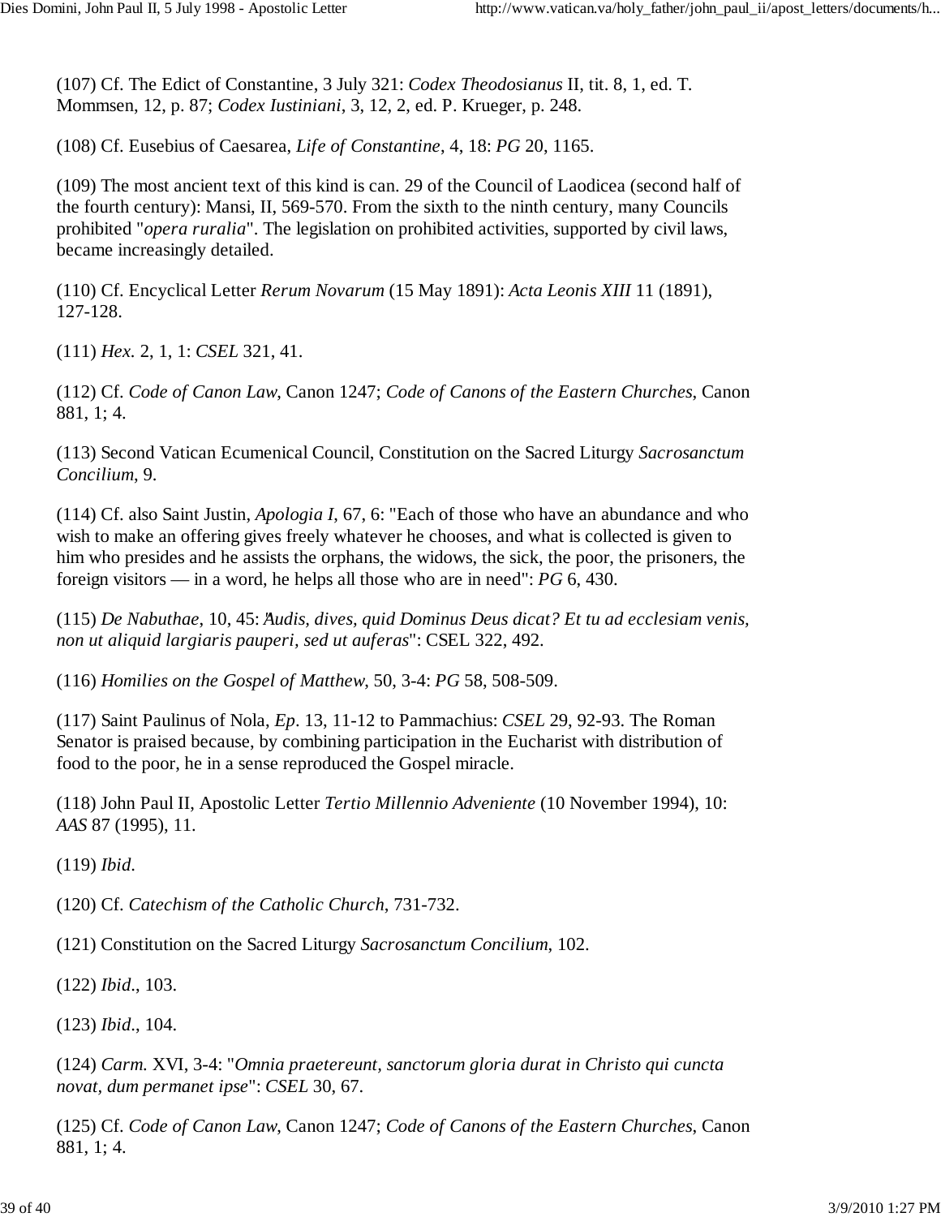(107) Cf. The Edict of Constantine, 3 July 321: *Codex Theodosianus* II, tit. 8, 1, ed. T. Mommsen, 12, p. 87; *Codex Iustiniani*, 3, 12, 2, ed. P. Krueger, p. 248.

(108) Cf. Eusebius of Caesarea, *Life of Constantine*, 4, 18: *PG* 20, 1165.

(109) The most ancient text of this kind is can. 29 of the Council of Laodicea (second half of the fourth century): Mansi, II, 569-570. From the sixth to the ninth century, many Councils prohibited "*opera ruralia*". The legislation on prohibited activities, supported by civil laws, became increasingly detailed.

(110) Cf. Encyclical Letter *Rerum Novarum* (15 May 1891): *Acta Leonis XIII* 11 (1891), 127-128.

(111) *Hex.* 2, 1, 1: *CSEL* 321, 41.

(112) Cf. *Code of Canon Law*, Canon 1247; *Code of Canons of the Eastern Churches*, Canon 881, 1; 4.

(113) Second Vatican Ecumenical Council, Constitution on the Sacred Liturgy *Sacrosanctum Concilium*, 9.

(114) Cf. also Saint Justin, *Apologia I*, 67, 6: "Each of those who have an abundance and who wish to make an offering gives freely whatever he chooses, and what is collected is given to him who presides and he assists the orphans, the widows, the sick, the poor, the prisoners, the foreign visitors — in a word, he helps all those who are in need": *PG* 6, 430.

(115) *De Nabuthae*, 10, 45: "*Audis, dives, quid Dominus Deus dicat? Et tu ad ecclesiam venis, non ut aliquid largiaris pauperi, sed ut auferas*": CSEL 322, 492.

(116) *Homilies on the Gospel of Matthew*, 50, 3-4: *PG* 58, 508-509.

(117) Saint Paulinus of Nola, *Ep*. 13, 11-12 to Pammachius: *CSEL* 29, 92-93. The Roman Senator is praised because, by combining participation in the Eucharist with distribution of food to the poor, he in a sense reproduced the Gospel miracle.

(118) John Paul II, Apostolic Letter *Tertio Millennio Adveniente* (10 November 1994), 10: *AAS* 87 (1995), 11.

(119) *Ibid*.

(120) Cf. *Catechism of the Catholic Church*, 731-732.

(121) Constitution on the Sacred Liturgy *Sacrosanctum Concilium*, 102.

(122) *Ibid*., 103.

(123) *Ibid*., 104.

(124) *Carm.* XVI, 3-4: "*Omnia praetereunt, sanctorum gloria durat in Christo qui cuncta novat, dum permanet ipse*": *CSEL* 30, 67.

(125) Cf. *Code of Canon Law*, Canon 1247; *Code of Canons of the Eastern Churches*, Canon 881, 1; 4.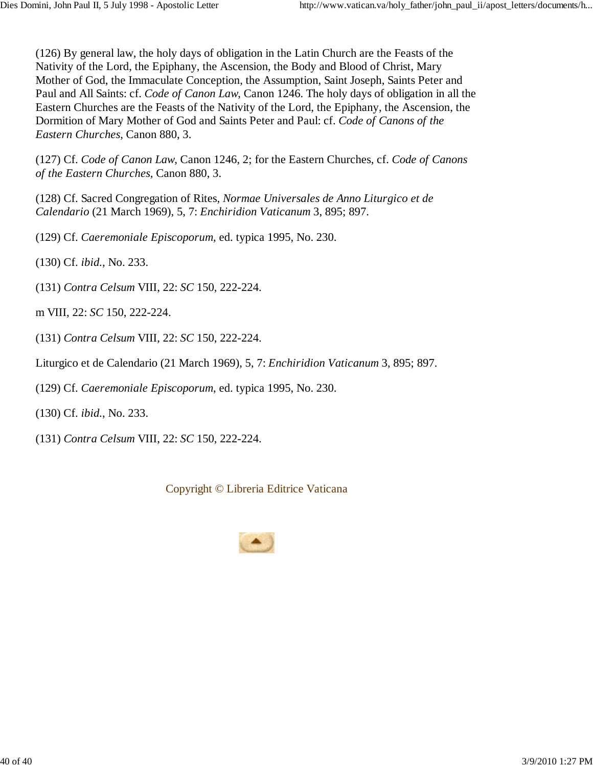(126) By general law, the holy days of obligation in the Latin Church are the Feasts of the Nativity of the Lord, the Epiphany, the Ascension, the Body and Blood of Christ, Mary Mother of God, the Immaculate Conception, the Assumption, Saint Joseph, Saints Peter and Paul and All Saints: cf. *Code of Canon Law*, Canon 1246. The holy days of obligation in all the Eastern Churches are the Feasts of the Nativity of the Lord, the Epiphany, the Ascension, the Dormition of Mary Mother of God and Saints Peter and Paul: cf. *Code of Canons of the Eastern Churches*, Canon 880, 3.

(127) Cf. *Code of Canon Law*, Canon 1246, 2; for the Eastern Churches, cf. *Code of Canons of the Eastern Churches*, Canon 880, 3.

(128) Cf. Sacred Congregation of Rites, *Normae Universales de Anno Liturgico et de Calendario* (21 March 1969), 5, 7: *Enchiridion Vaticanum* 3, 895; 897.

(129) Cf. *Caeremoniale Episcoporum*, ed. typica 1995, No. 230.

(130) Cf. *ibid.*, No. 233.

(131) *Contra Celsum* VIII, 22: *SC* 150, 222-224.

m VIII, 22: *SC* 150, 222-224.

(131) *Contra Celsum* VIII, 22: *SC* 150, 222-224.

Liturgico et de Calendario (21 March 1969), 5, 7: *Enchiridion Vaticanum* 3, 895; 897.

(129) Cf. *Caeremoniale Episcoporum*, ed. typica 1995, No. 230.

(130) Cf. *ibid.*, No. 233.

(131) *Contra Celsum* VIII, 22: *SC* 150, 222-224.

Copyright © Libreria Editrice Vaticana